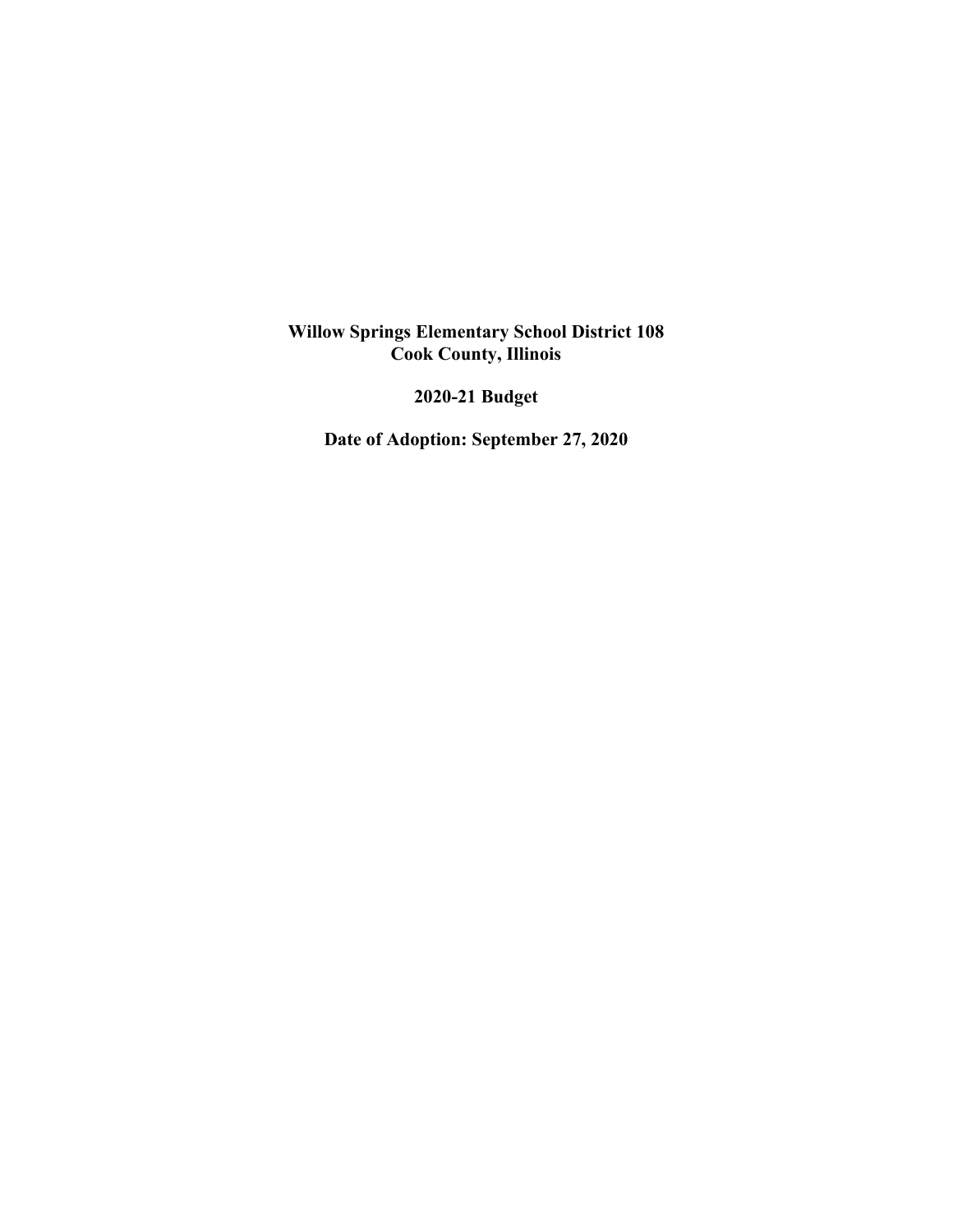**Willow Springs Elementary School District 108**
**Cook County, Illinois**

**2020-21 Budget**

**Date of Adoption: September 27, 2020**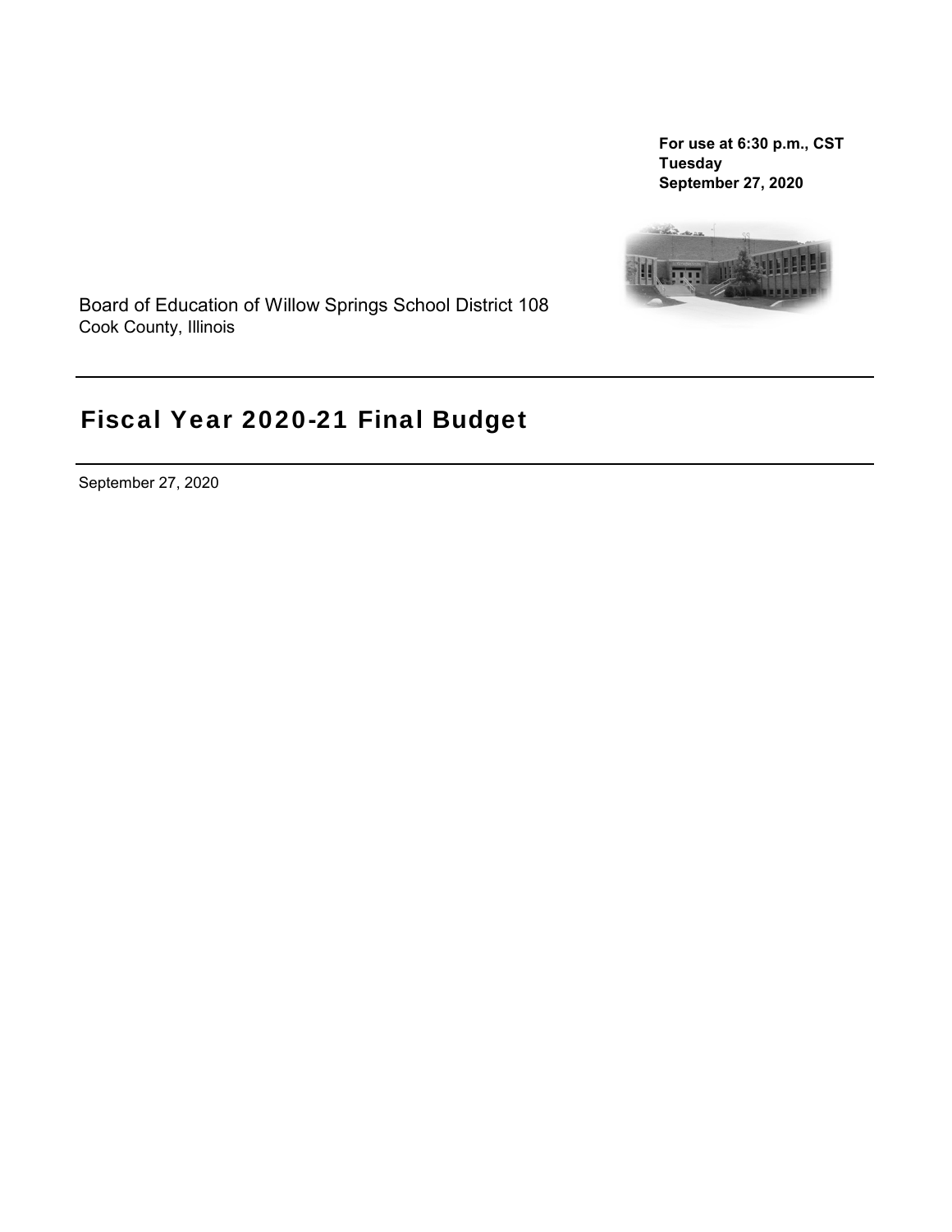**For use at 6:30 p.m., CST**
**Tuesday**
**September 27, 2020**

Board of Education of Willow Springs School District 108
Cook County, Illinois

# Fiscal Year 2020-21 Final Budget

September 27, 2020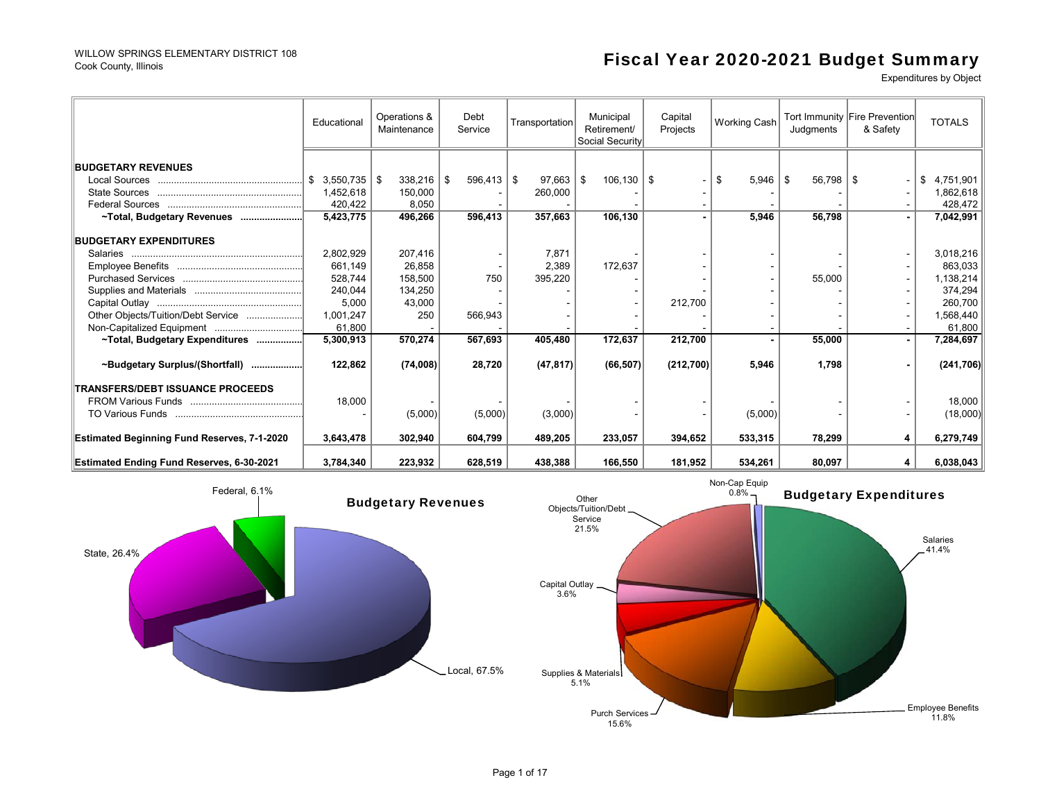WILLOW SPRINGS ELEMENTARY DISTRICT 108
Cook County, Illinois

# Fiscal Year 2020-2021 Budget Summary

Expenditures by Object

| | Educational | Operations & Maintenance | Debt Service | Transportation | Municipal Retirement/ Social Security | Capital Projects | Working Cash | Tort Immunity Judgments | Fire Prevention & Safety | TOTALS |
|---|---|---|---|---|---|---|---|---|---|---|
| **BUDGETARY REVENUES** | | | | | | | | | | |
| Local Sources | $ 3,550,735 | $ 338,216 | $ 596,413 | $ 97,663 | $ 106,130 | $ - | $ 5,946 | $ 56,798 | $ - | $ 4,751,901 |
| State Sources | 1,452,618 | 150,000 | - | 260,000 | - | - | - | - | - | 1,862,618 |
| Federal Sources | 420,422 | 8,050 | - | - | - | - | - | - | - | 428,472 |
| **~Total, Budgetary Revenues** | **5,423,775** | **496,266** | **596,413** | **357,663** | **106,130** | **-** | **5,946** | **56,798** | **-** | **7,042,991** |
| **BUDGETARY EXPENDITURES** | | | | | | | | | | |
| Salaries | 2,802,929 | 207,416 | - | 7,871 | - | - | - | - | - | 3,018,216 |
| Employee Benefits | 661,149 | 26,858 | - | 2,389 | 172,637 | - | - | - | - | 863,033 |
| Purchased Services | 528,744 | 158,500 | 750 | 395,220 | - | - | - | 55,000 | - | 1,138,214 |
| Supplies and Materials | 240,044 | 134,250 | - | - | - | - | - | - | - | 374,294 |
| Capital Outlay | 5,000 | 43,000 | - | - | - | 212,700 | - | - | - | 260,700 |
| Other Objects/Tuition/Debt Service | 1,001,247 | 250 | 566,943 | - | - | - | - | - | - | 1,568,440 |
| Non-Capitalized Equipment | 61,800 | - | - | - | - | - | - | - | - | 61,800 |
| **~Total, Budgetary Expenditures** | **5,300,913** | **570,274** | **567,693** | **405,480** | **172,637** | **212,700** | **-** | **55,000** | **-** | **7,284,697** |
| **~Budgetary Surplus/(Shortfall)** | **122,862** | **(74,008)** | **28,720** | **(47,817)** | **(66,507)** | **(212,700)** | **5,946** | **1,798** | **-** | **(241,706)** |
| **TRANSFERS/DEBT ISSUANCE PROCEEDS** | | | | | | | | | | |
| FROM Various Funds | 18,000 | - | - | - | - | - | - | - | - | 18,000 |
| TO Various Funds | - | (5,000) | (5,000) | (3,000) | - | - | (5,000) | - | - | (18,000) |
| **Estimated Beginning Fund Reserves, 7-1-2020** | **3,643,478** | **302,940** | **604,799** | **489,205** | **233,057** | **394,652** | **533,315** | **78,299** | **4** | **6,279,749** |
| **Estimated Ending Fund Reserves, 6-30-2021** | **3,784,340** | **223,932** | **628,519** | **438,388** | **166,550** | **181,952** | **534,261** | **80,097** | **4** | **6,038,043** |

**Budgetary Revenues**

Federal, 6.1%
State, 26.4%
Local, 67.5%

**Budgetary Expenditures**

Non-Cap Equip 0.8%
Other Objects/Tuition/Debt Service 21.5%
Capital Outlay 3.6%
Supplies & Materials 5.1%
Purch Services 15.6%
Employee Benefits 11.8%
Salaries 41.4%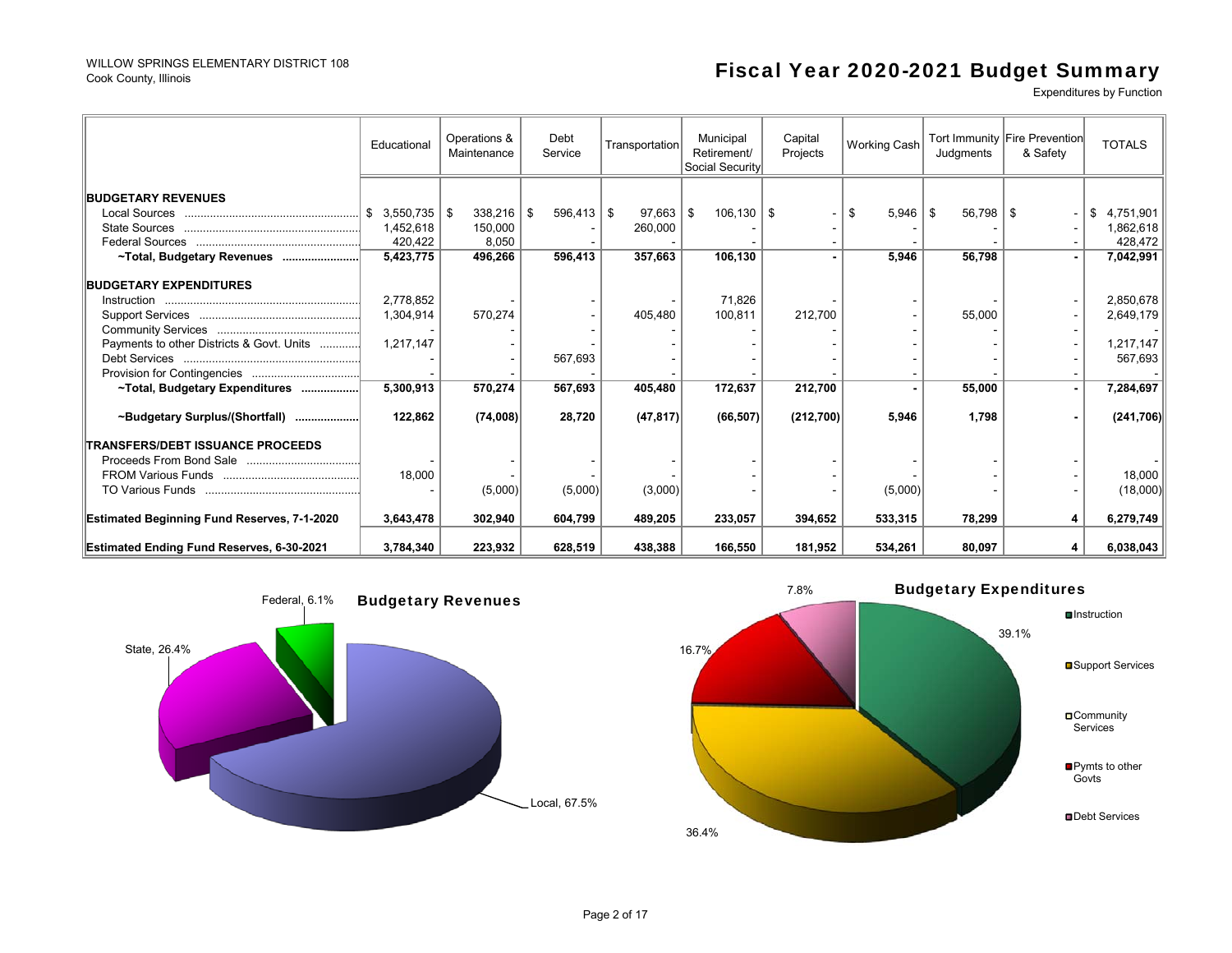WILLOW SPRINGS ELEMENTARY DISTRICT 108
Cook County, Illinois

# Fiscal Year 2020-2021 Budget Summary

Expenditures by Function

| | Educational | Operations & Maintenance | Debt Service | Transportation | Municipal Retirement/ Social Security | Capital Projects | Working Cash | Tort Immunity Judgments | Fire Prevention & Safety | TOTALS |
|---|---|---|---|---|---|---|---|---|---|---|
| **BUDGETARY REVENUES** | | | | | | | | | | |
| Local Sources | $ 3,550,735 | $ 338,216 | $ 596,413 | $ 97,663 | $ 106,130 | $ - | $ 5,946 | $ 56,798 | $ - | $ 4,751,901 |
| State Sources | 1,452,618 | 150,000 | - | 260,000 | - | - | - | - | - | 1,862,618 |
| Federal Sources | 420,422 | 8,050 | - | - | - | - | - | - | - | 428,472 |
| **~Total, Budgetary Revenues** | **5,423,775** | **496,266** | **596,413** | **357,663** | **106,130** | **-** | **5,946** | **56,798** | **-** | **7,042,991** |
| **BUDGETARY EXPENDITURES** | | | | | | | | | | |
| Instruction | 2,778,852 | - | - | - | 71,826 | - | - | - | - | 2,850,678 |
| Support Services | 1,304,914 | 570,274 | - | 405,480 | 100,811 | 212,700 | - | 55,000 | - | 2,649,179 |
| Community Services | - | - | - | - | - | - | - | - | - | - |
| Payments to other Districts & Govt. Units | 1,217,147 | - | - | - | - | - | - | - | - | 1,217,147 |
| Debt Services | - | - | 567,693 | - | - | - | - | - | - | 567,693 |
| Provision for Contingencies | - | - | - | - | - | - | - | - | - | - |
| **~Total, Budgetary Expenditures** | **5,300,913** | **570,274** | **567,693** | **405,480** | **172,637** | **212,700** | **-** | **55,000** | **-** | **7,284,697** |
| **~Budgetary Surplus/(Shortfall)** | **122,862** | **(74,008)** | **28,720** | **(47,817)** | **(66,507)** | **(212,700)** | **5,946** | **1,798** | **-** | **(241,706)** |
| **TRANSFERS/DEBT ISSUANCE PROCEEDS** | | | | | | | | | | |
| Proceeds From Bond Sale | - | - | - | - | - | - | - | - | - | - |
| FROM Various Funds | 18,000 | - | - | - | - | - | - | - | - | 18,000 |
| TO Various Funds | - | (5,000) | (5,000) | (3,000) | - | - | (5,000) | - | - | (18,000) |
| **Estimated Beginning Fund Reserves, 7-1-2020** | **3,643,478** | **302,940** | **604,799** | **489,205** | **233,057** | **394,652** | **533,315** | **78,299** | **4** | **6,279,749** |
| **Estimated Ending Fund Reserves, 6-30-2021** | **3,784,340** | **223,932** | **628,519** | **438,388** | **166,550** | **181,952** | **534,261** | **80,097** | **4** | **6,038,043** |

**Budgetary Revenues**

Local, 67.5%; State, 26.4%; Federal, 6.1%

**Budgetary Expenditures**

Instruction 39.1%; Support Services 36.4%; Community Services; Pymts to other Govts 16.7%; Debt Services 7.8%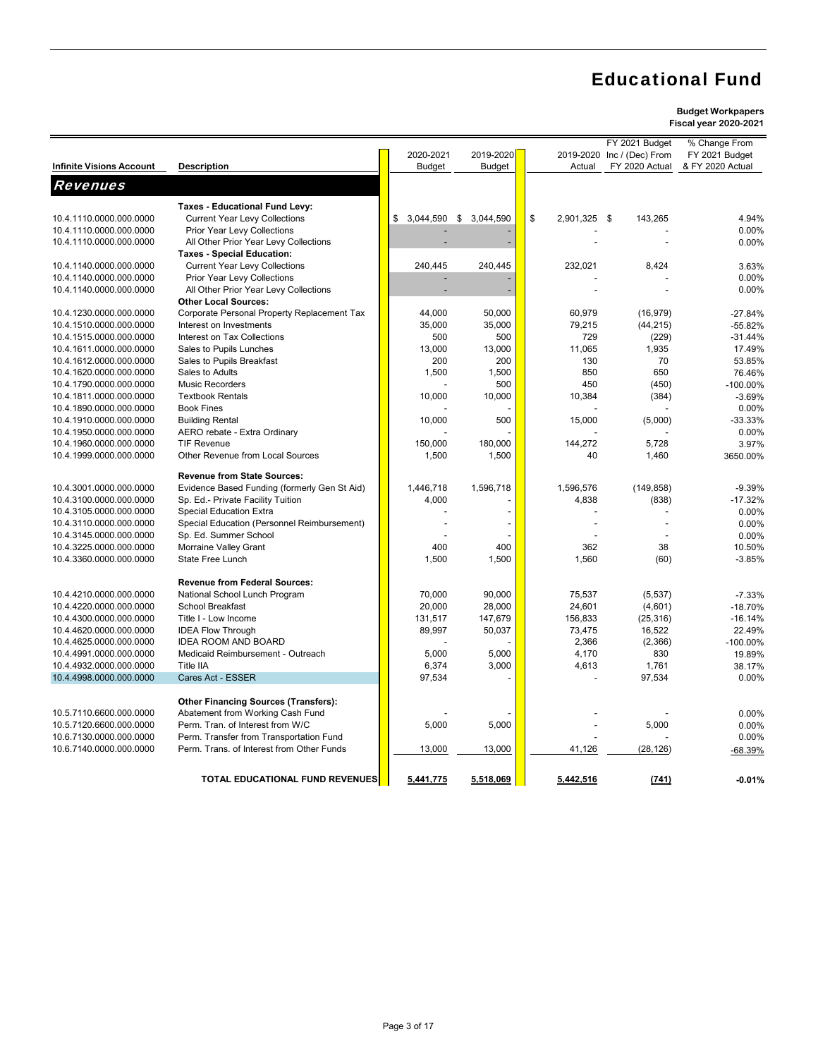# Educational Fund

**Budget Workpapers**
**Fiscal year 2020-2021**

| Infinite Visions Account | Description | 2020-2021 Budget | 2019-2020 Budget | 2019-2020 Actual | FY 2021 Budget Inc / (Dec) From FY 2020 Actual | % Change From FY 2021 Budget & FY 2020 Actual |
|---|---|---|---|---|---|---|
| ***Revenues*** | | | | | | |
| | **Taxes - Educational Fund Levy:** | | | | | |
| 10.4.1110.0000.000.0000 | Current Year Levy Collections | $ 3,044,590 | $ 3,044,590 | $ 2,901,325 | $ 143,265 | 4.94% |
| 10.4.1110.0000.000.0000 | Prior Year Levy Collections | - | - | - | - | 0.00% |
| 10.4.1110.0000.000.0000 | All Other Prior Year Levy Collections | - | - | - | - | 0.00% |
| | **Taxes - Special Education:** | | | | | |
| 10.4.1140.0000.000.0000 | Current Year Levy Collections | 240,445 | 240,445 | 232,021 | 8,424 | 3.63% |
| 10.4.1140.0000.000.0000 | Prior Year Levy Collections | - | - | - | - | 0.00% |
| 10.4.1140.0000.000.0000 | All Other Prior Year Levy Collections | - | - | - | - | 0.00% |
| | **Other Local Sources:** | | | | | |
| 10.4.1230.0000.000.0000 | Corporate Personal Property Replacement Tax | 44,000 | 50,000 | 60,979 | (16,979) | -27.84% |
| 10.4.1510.0000.000.0000 | Interest on Investments | 35,000 | 35,000 | 79,215 | (44,215) | -55.82% |
| 10.4.1515.0000.000.0000 | Interest on Tax Collections | 500 | 500 | 729 | (229) | -31.44% |
| 10.4.1611.0000.000.0000 | Sales to Pupils Lunches | 13,000 | 13,000 | 11,065 | 1,935 | 17.49% |
| 10.4.1612.0000.000.0000 | Sales to Pupils Breakfast | 200 | 200 | 130 | 70 | 53.85% |
| 10.4.1620.0000.000.0000 | Sales to Adults | 1,500 | 1,500 | 850 | 650 | 76.46% |
| 10.4.1790.0000.000.0000 | Music Recorders | - | 500 | 450 | (450) | -100.00% |
| 10.4.1811.0000.000.0000 | Textbook Rentals | 10,000 | 10,000 | 10,384 | (384) | -3.69% |
| 10.4.1890.0000.000.0000 | Book Fines | - | - | - | - | 0.00% |
| 10.4.1910.0000.000.0000 | Building Rental | 10,000 | 500 | 15,000 | (5,000) | -33.33% |
| 10.4.1950.0000.000.0000 | AERO rebate - Extra Ordinary | - | - | - | - | 0.00% |
| 10.4.1960.0000.000.0000 | TIF Revenue | 150,000 | 180,000 | 144,272 | 5,728 | 3.97% |
| 10.4.1999.0000.000.0000 | Other Revenue from Local Sources | 1,500 | 1,500 | 40 | 1,460 | 3650.00% |
| | **Revenue from State Sources:** | | | | | |
| 10.4.3001.0000.000.0000 | Evidence Based Funding (formerly Gen St Aid) | 1,446,718 | 1,596,718 | 1,596,576 | (149,858) | -9.39% |
| 10.4.3100.0000.000.0000 | Sp. Ed.- Private Facility Tuition | 4,000 | - | 4,838 | (838) | -17.32% |
| 10.4.3105.0000.000.0000 | Special Education Extra | - | - | - | - | 0.00% |
| 10.4.3110.0000.000.0000 | Special Education (Personnel Reimbursement) | - | - | - | - | 0.00% |
| 10.4.3145.0000.000.0000 | Sp. Ed. Summer School | - | - | - | - | 0.00% |
| 10.4.3225.0000.000.0000 | Morraine Valley Grant | 400 | 400 | 362 | 38 | 10.50% |
| 10.4.3360.0000.000.0000 | State Free Lunch | 1,500 | 1,500 | 1,560 | (60) | -3.85% |
| | **Revenue from Federal Sources:** | | | | | |
| 10.4.4210.0000.000.0000 | National School Lunch Program | 70,000 | 90,000 | 75,537 | (5,537) | -7.33% |
| 10.4.4220.0000.000.0000 | School Breakfast | 20,000 | 28,000 | 24,601 | (4,601) | -18.70% |
| 10.4.4300.0000.000.0000 | Title I - Low Income | 131,517 | 147,679 | 156,833 | (25,316) | -16.14% |
| 10.4.4620.0000.000.0000 | IDEA Flow Through | 89,997 | 50,037 | 73,475 | 16,522 | 22.49% |
| 10.4.4625.0000.000.0000 | IDEA ROOM AND BOARD | - | - | 2,366 | (2,366) | -100.00% |
| 10.4.4991.0000.000.0000 | Medicaid Reimbursement - Outreach | 5,000 | 5,000 | 4,170 | 830 | 19.89% |
| 10.4.4932.0000.000.0000 | Title IIA | 6,374 | 3,000 | 4,613 | 1,761 | 38.17% |
| 10.4.4998.0000.000.0000 | Cares Act - ESSER | 97,534 | - | - | 97,534 | 0.00% |
| | **Other Financing Sources (Transfers):** | | | | | |
| 10.5.7110.6600.000.0000 | Abatement from Working Cash Fund | - | - | - | - | 0.00% |
| 10.5.7120.6600.000.0000 | Perm. Tran. of Interest from W/C | 5,000 | 5,000 | - | 5,000 | 0.00% |
| 10.6.7130.0000.000.0000 | Perm. Transfer from Transportation Fund | | | - | - | 0.00% |
| 10.6.7140.0000.000.0000 | Perm. Trans. of Interest from Other Funds | 13,000 | 13,000 | 41,126 | (28,126) | -68.39% |
| | **TOTAL EDUCATIONAL FUND REVENUES** | **5,441,775** | **5,518,069** | **5,442,516** | **(741)** | **-0.01%** |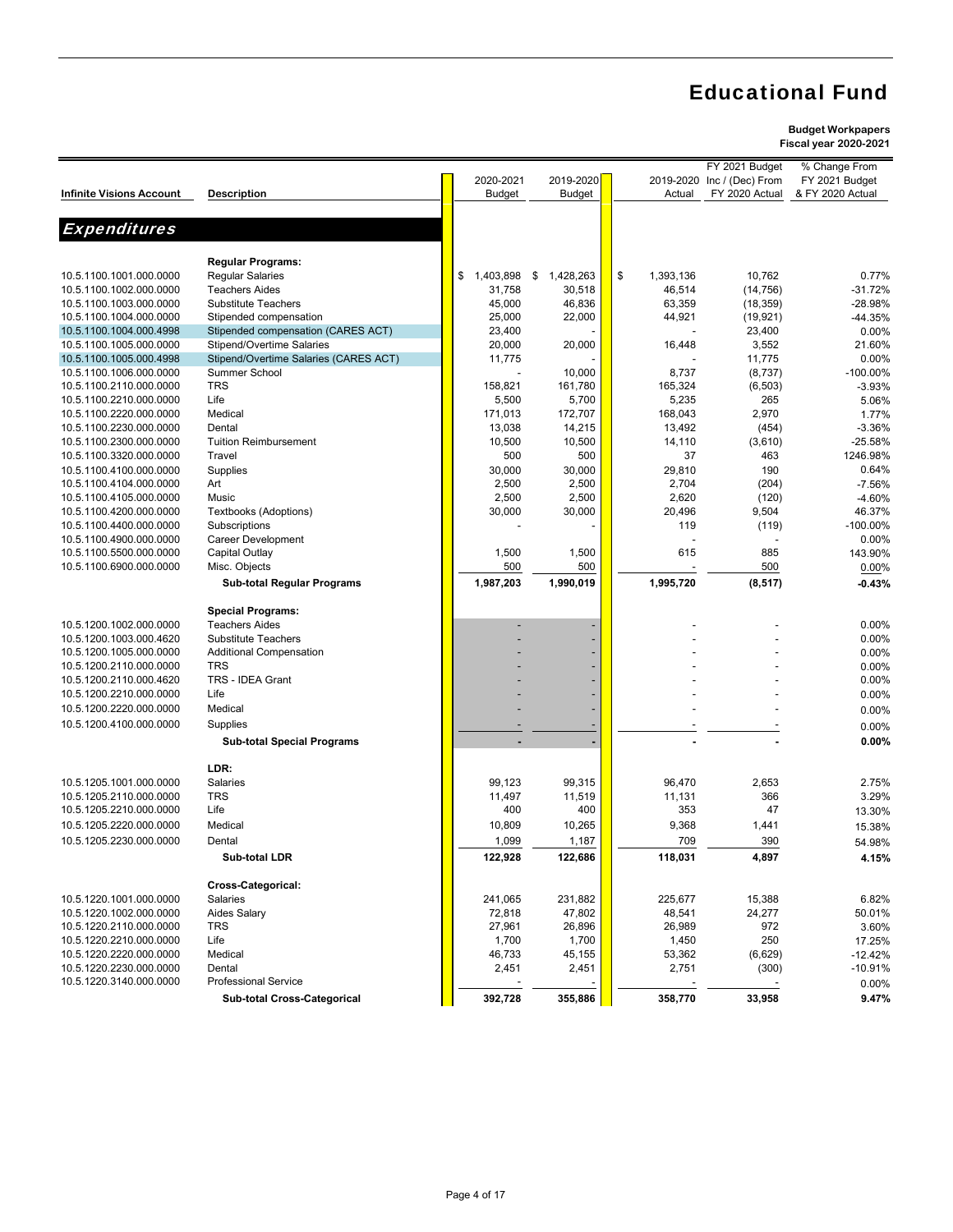# Educational Fund

**Budget Workpapers**
**Fiscal year 2020-2021**

| Infinite Visions Account | Description | 2020-2021 Budget | 2019-2020 Budget | 2019-2020 Actual | FY 2021 Budget Inc / (Dec) From FY 2020 Actual | % Change From FY 2021 Budget & FY 2020 Actual |
|---|---|---|---|---|---|---|
| ***Expenditures*** | | | | | | |
| | **Regular Programs:** | | | | | |
| 10.5.1100.1001.000.0000 | Regular Salaries | $ 1,403,898 | $ 1,428,263 | $ 1,393,136 | 10,762 | 0.77% |
| 10.5.1100.1002.000.0000 | Teachers Aides | 31,758 | 30,518 | 46,514 | (14,756) | -31.72% |
| 10.5.1100.1003.000.0000 | Substitute Teachers | 45,000 | 46,836 | 63,359 | (18,359) | -28.98% |
| 10.5.1100.1004.000.0000 | Stipended compensation | 25,000 | 22,000 | 44,921 | (19,921) | -44.35% |
| 10.5.1100.1004.000.4998 | Stipended compensation (CARES ACT) | 23,400 | - | - | 23,400 | 0.00% |
| 10.5.1100.1005.000.0000 | Stipend/Overtime Salaries | 20,000 | 20,000 | 16,448 | 3,552 | 21.60% |
| 10.5.1100.1005.000.4998 | Stipend/Overtime Salaries (CARES ACT) | 11,775 | - | - | 11,775 | 0.00% |
| 10.5.1100.1006.000.0000 | Summer School | - | 10,000 | 8,737 | (8,737) | -100.00% |
| 10.5.1100.2110.000.0000 | TRS | 158,821 | 161,780 | 165,324 | (6,503) | -3.93% |
| 10.5.1100.2210.000.0000 | Life | 5,500 | 5,700 | 5,235 | 265 | 5.06% |
| 10.5.1100.2220.000.0000 | Medical | 171,013 | 172,707 | 168,043 | 2,970 | 1.77% |
| 10.5.1100.2230.000.0000 | Dental | 13,038 | 14,215 | 13,492 | (454) | -3.36% |
| 10.5.1100.2300.000.0000 | Tuition Reimbursement | 10,500 | 10,500 | 14,110 | (3,610) | -25.58% |
| 10.5.1100.3320.000.0000 | Travel | 500 | 500 | 37 | 463 | 1246.98% |
| 10.5.1100.4100.000.0000 | Supplies | 30,000 | 30,000 | 29,810 | 190 | 0.64% |
| 10.5.1100.4104.000.0000 | Art | 2,500 | 2,500 | 2,704 | (204) | -7.56% |
| 10.5.1100.4105.000.0000 | Music | 2,500 | 2,500 | 2,620 | (120) | -4.60% |
| 10.5.1100.4200.000.0000 | Textbooks (Adoptions) | 30,000 | 30,000 | 20,496 | 9,504 | 46.37% |
| 10.5.1100.4400.000.0000 | Subscriptions | - | - | 119 | (119) | -100.00% |
| 10.5.1100.4900.000.0000 | Career Development | | | - | - | 0.00% |
| 10.5.1100.5500.000.0000 | Capital Outlay | 1,500 | 1,500 | 615 | 885 | 143.90% |
| 10.5.1100.6900.000.0000 | Misc. Objects | 500 | 500 | - | 500 | 0.00% |
| | **Sub-total Regular Programs** | **1,987,203** | **1,990,019** | **1,995,720** | **(8,517)** | **-0.43%** |
| | **Special Programs:** | | | | | |
| 10.5.1200.1002.000.0000 | Teachers Aides | - | - | - | - | 0.00% |
| 10.5.1200.1003.000.4620 | Substitute Teachers | - | - | - | - | 0.00% |
| 10.5.1200.1005.000.0000 | Additional Compensation | - | - | - | - | 0.00% |
| 10.5.1200.2110.000.0000 | TRS | - | - | - | - | 0.00% |
| 10.5.1200.2110.000.4620 | TRS - IDEA Grant | - | - | - | - | 0.00% |
| 10.5.1200.2210.000.0000 | Life | - | - | - | - | 0.00% |
| 10.5.1200.2220.000.0000 | Medical | - | - | - | - | 0.00% |
| 10.5.1200.4100.000.0000 | Supplies | - | - | - | - | 0.00% |
| | **Sub-total Special Programs** | **-** | **-** | **-** | **-** | **0.00%** |
| | **LDR:** | | | | | |
| 10.5.1205.1001.000.0000 | Salaries | 99,123 | 99,315 | 96,470 | 2,653 | 2.75% |
| 10.5.1205.2110.000.0000 | TRS | 11,497 | 11,519 | 11,131 | 366 | 3.29% |
| 10.5.1205.2210.000.0000 | Life | 400 | 400 | 353 | 47 | 13.30% |
| 10.5.1205.2220.000.0000 | Medical | 10,809 | 10,265 | 9,368 | 1,441 | 15.38% |
| 10.5.1205.2230.000.0000 | Dental | 1,099 | 1,187 | 709 | 390 | 54.98% |
| | **Sub-total LDR** | **122,928** | **122,686** | **118,031** | **4,897** | **4.15%** |
| | **Cross-Categorical:** | | | | | |
| 10.5.1220.1001.000.0000 | Salaries | 241,065 | 231,882 | 225,677 | 15,388 | 6.82% |
| 10.5.1220.1002.000.0000 | Aides Salary | 72,818 | 47,802 | 48,541 | 24,277 | 50.01% |
| 10.5.1220.2110.000.0000 | TRS | 27,961 | 26,896 | 26,989 | 972 | 3.60% |
| 10.5.1220.2210.000.0000 | Life | 1,700 | 1,700 | 1,450 | 250 | 17.25% |
| 10.5.1220.2220.000.0000 | Medical | 46,733 | 45,155 | 53,362 | (6,629) | -12.42% |
| 10.5.1220.2230.000.0000 | Dental | 2,451 | 2,451 | 2,751 | (300) | -10.91% |
| 10.5.1220.3140.000.0000 | Professional Service | - | - | - | - | 0.00% |
| | **Sub-total Cross-Categorical** | **392,728** | **355,886** | **358,770** | **33,958** | **9.47%** |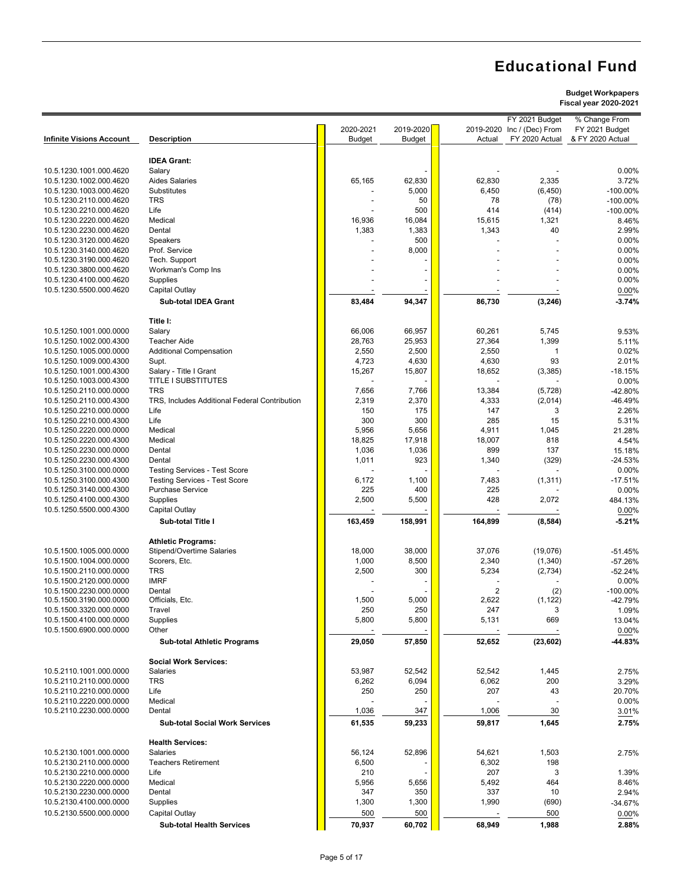# Educational Fund

**Budget Workpapers**
**Fiscal year 2020-2021**

| Infinite Visions Account | Description | 2020-2021 Budget | 2019-2020 Budget | 2019-2020 Actual | FY 2021 Budget Inc / (Dec) From FY 2020 Actual | % Change From FY 2021 Budget & FY 2020 Actual |
|---|---|---|---|---|---|---|
| | **IDEA Grant:** | | | | | |
| 10.5.1230.1001.000.4620 | Salary | | - | - | - | 0.00% |
| 10.5.1230.1002.000.4620 | Aides Salaries | 65,165 | 62,830 | 62,830 | 2,335 | 3.72% |
| 10.5.1230.1003.000.4620 | Substitutes | - | 5,000 | 6,450 | (6,450) | -100.00% |
| 10.5.1230.2110.000.4620 | TRS | - | 50 | 78 | (78) | -100.00% |
| 10.5.1230.2210.000.4620 | Life | - | 500 | 414 | (414) | -100.00% |
| 10.5.1230.2220.000.4620 | Medical | 16,936 | 16,084 | 15,615 | 1,321 | 8.46% |
| 10.5.1230.2230.000.4620 | Dental | 1,383 | 1,383 | 1,343 | 40 | 2.99% |
| 10.5.1230.3120.000.4620 | Speakers | - | 500 | - | - | 0.00% |
| 10.5.1230.3140.000.4620 | Prof. Service | - | 8,000 | - | - | 0.00% |
| 10.5.1230.3190.000.4620 | Tech. Support | - | - | - | - | 0.00% |
| 10.5.1230.3800.000.4620 | Workman's Comp Ins | - | - | - | - | 0.00% |
| 10.5.1230.4100.000.4620 | Supplies | - | - | - | - | 0.00% |
| 10.5.1230.5500.000.4620 | Capital Outlay | - | - | - | - | 0.00% |
| | **Sub-total IDEA Grant** | **83,484** | **94,347** | **86,730** | **(3,246)** | **-3.74%** |
| | **Title I:** | | | | | |
| 10.5.1250.1001.000.0000 | Salary | 66,006 | 66,957 | 60,261 | 5,745 | 9.53% |
| 10.5.1250.1002.000.4300 | Teacher Aide | 28,763 | 25,953 | 27,364 | 1,399 | 5.11% |
| 10.5.1250.1005.000.0000 | Additional Compensation | 2,550 | 2,500 | 2,550 | 1 | 0.02% |
| 10.5.1250.1009.000.4300 | Supt. | 4,723 | 4,630 | 4,630 | 93 | 2.01% |
| 10.5.1250.1001.000.4300 | Salary - Title I Grant | 15,267 | 15,807 | 18,652 | (3,385) | -18.15% |
| 10.5.1250.1003.000.4300 | TITLE I SUBSTITUTES | - | - | - | - | 0.00% |
| 10.5.1250.2110.000.0000 | TRS | 7,656 | 7,766 | 13,384 | (5,728) | -42.80% |
| 10.5.1250.2110.000.4300 | TRS, Includes Additional Federal Contribution | 2,319 | 2,370 | 4,333 | (2,014) | -46.49% |
| 10.5.1250.2210.000.0000 | Life | 150 | 175 | 147 | 3 | 2.26% |
| 10.5.1250.2210.000.4300 | Life | 300 | 300 | 285 | 15 | 5.31% |
| 10.5.1250.2220.000.0000 | Medical | 5,956 | 5,656 | 4,911 | 1,045 | 21.28% |
| 10.5.1250.2220.000.4300 | Medical | 18,825 | 17,918 | 18,007 | 818 | 4.54% |
| 10.5.1250.2230.000.0000 | Dental | 1,036 | 1,036 | 899 | 137 | 15.18% |
| 10.5.1250.2230.000.4300 | Dental | 1,011 | 923 | 1,340 | (329) | -24.53% |
| 10.5.1250.3100.000.0000 | Testing Services - Test Score | - | - | - | - | 0.00% |
| 10.5.1250.3100.000.4300 | Testing Services - Test Score | 6,172 | 1,100 | 7,483 | (1,311) | -17.51% |
| 10.5.1250.3140.000.4300 | Purchase Service | 225 | 400 | 225 | - | 0.00% |
| 10.5.1250.4100.000.4300 | Supplies | 2,500 | 5,500 | 428 | 2,072 | 484.13% |
| 10.5.1250.5500.000.4300 | Capital Outlay | - | - | - | - | 0.00% |
| | **Sub-total Title I** | **163,459** | **158,991** | **164,899** | **(8,584)** | **-5.21%** |
| | **Athletic Programs:** | | | | | |
| 10.5.1500.1005.000.0000 | Stipend/Overtime Salaries | 18,000 | 38,000 | 37,076 | (19,076) | -51.45% |
| 10.5.1500.1004.000.0000 | Scorers, Etc. | 1,000 | 8,500 | 2,340 | (1,340) | -57.26% |
| 10.5.1500.2110.000.0000 | TRS | 2,500 | 300 | 5,234 | (2,734) | -52.24% |
| 10.5.1500.2120.000.0000 | IMRF | - | - | - | - | 0.00% |
| 10.5.1500.2230.000.0000 | Dental | - | - | 2 | (2) | -100.00% |
| 10.5.1500.3190.000.0000 | Officials, Etc. | 1,500 | 5,000 | 2,622 | (1,122) | -42.79% |
| 10.5.1500.3320.000.0000 | Travel | 250 | 250 | 247 | 3 | 1.09% |
| 10.5.1500.4100.000.0000 | Supplies | 5,800 | 5,800 | 5,131 | 669 | 13.04% |
| 10.5.1500.6900.000.0000 | Other | - | - | - | - | 0.00% |
| | **Sub-total Athletic Programs** | **29,050** | **57,850** | **52,652** | **(23,602)** | **-44.83%** |
| | **Social Work Services:** | | | | | |
| 10.5.2110.1001.000.0000 | Salaries | 53,987 | 52,542 | 52,542 | 1,445 | 2.75% |
| 10.5.2110.2110.000.0000 | TRS | 6,262 | 6,094 | 6,062 | 200 | 3.29% |
| 10.5.2110.2210.000.0000 | Life | 250 | 250 | 207 | 43 | 20.70% |
| 10.5.2110.2220.000.0000 | Medical | - | - | - | - | 0.00% |
| 10.5.2110.2230.000.0000 | Dental | 1,036 | 347 | 1,006 | 30 | 3.01% |
| | **Sub-total Social Work Services** | **61,535** | **59,233** | **59,817** | **1,645** | **2.75%** |
| | **Health Services:** | | | | | |
| 10.5.2130.1001.000.0000 | Salaries | 56,124 | 52,896 | 54,621 | 1,503 | 2.75% |
| 10.5.2130.2110.000.0000 | Teachers Retirement | 6,500 | - | 6,302 | 198 | |
| 10.5.2130.2210.000.0000 | Life | 210 | - | 207 | 3 | 1.39% |
| 10.5.2130.2220.000.0000 | Medical | 5,956 | 5,656 | 5,492 | 464 | 8.46% |
| 10.5.2130.2230.000.0000 | Dental | 347 | 350 | 337 | 10 | 2.94% |
| 10.5.2130.4100.000.0000 | Supplies | 1,300 | 1,300 | 1,990 | (690) | -34.67% |
| 10.5.2130.5500.000.0000 | Capital Outlay | 500 | 500 | - | 500 | 0.00% |
| | **Sub-total Health Services** | **70,937** | **60,702** | **68,949** | **1,988** | **2.88%** |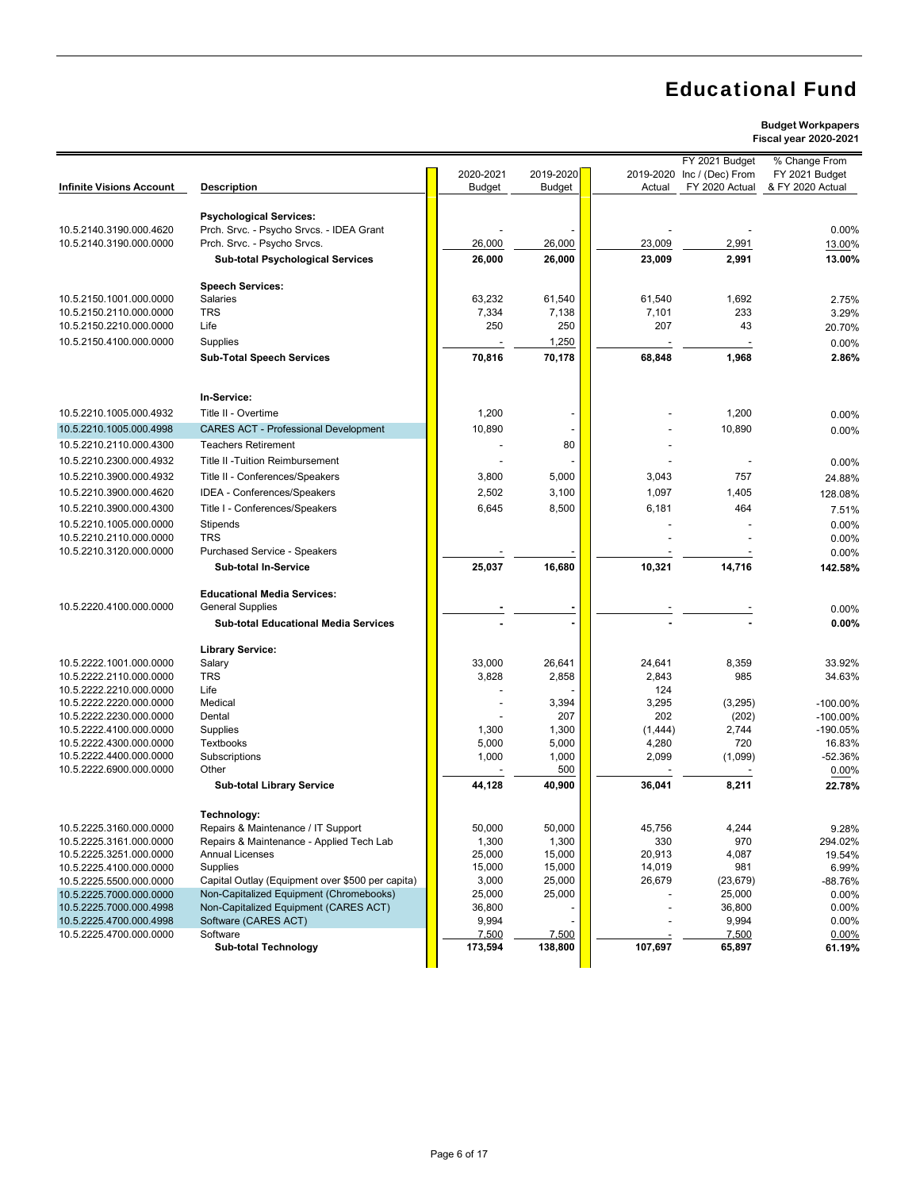# Educational Fund

**Budget Workpapers**
**Fiscal year 2020-2021**

| Infinite Visions Account | Description | 2020-2021 Budget | 2019-2020 Budget | 2019-2020 Actual | FY 2021 Budget Inc / (Dec) From FY 2020 Actual | % Change From FY 2021 Budget & FY 2020 Actual |
|---|---|---|---|---|---|---|
| | **Psychological Services:** | | | | | |
| 10.5.2140.3190.000.4620 | Prch. Srvc. - Psycho Srvcs. - IDEA Grant | - | - | - | - | 0.00% |
| 10.5.2140.3190.000.0000 | Prch. Srvc. - Psycho Srvcs. | 26,000 | 26,000 | 23,009 | 2,991 | 13.00% |
| | **Sub-total Psychological Services** | **26,000** | **26,000** | **23,009** | **2,991** | **13.00%** |
| | **Speech Services:** | | | | | |
| 10.5.2150.1001.000.0000 | Salaries | 63,232 | 61,540 | 61,540 | 1,692 | 2.75% |
| 10.5.2150.2110.000.0000 | TRS | 7,334 | 7,138 | 7,101 | 233 | 3.29% |
| 10.5.2150.2210.000.0000 | Life | 250 | 250 | 207 | 43 | 20.70% |
| 10.5.2150.4100.000.0000 | Supplies | - | 1,250 | - | - | 0.00% |
| | **Sub-Total Speech Services** | **70,816** | **70,178** | **68,848** | **1,968** | **2.86%** |
| | **In-Service:** | | | | | |
| 10.5.2210.1005.000.4932 | Title II - Overtime | 1,200 | - | - | 1,200 | 0.00% |
| 10.5.2210.1005.000.4998 | CARES ACT - Professional Development | 10,890 | - | - | 10,890 | 0.00% |
| 10.5.2210.2110.000.4300 | Teachers Retirement | - | 80 | - | | |
| 10.5.2210.2300.000.4932 | Title II -Tuition Reimbursement | - | - | - | - | 0.00% |
| 10.5.2210.3900.000.4932 | Title II - Conferences/Speakers | 3,800 | 5,000 | 3,043 | 757 | 24.88% |
| 10.5.2210.3900.000.4620 | IDEA - Conferences/Speakers | 2,502 | 3,100 | 1,097 | 1,405 | 128.08% |
| 10.5.2210.3900.000.4300 | Title I - Conferences/Speakers | 6,645 | 8,500 | 6,181 | 464 | 7.51% |
| 10.5.2210.1005.000.0000 | Stipends | | | - | - | 0.00% |
| 10.5.2210.2110.000.0000 | TRS | | | - | - | 0.00% |
| 10.5.2210.3120.000.0000 | Purchased Service - Speakers | - | - | - | - | 0.00% |
| | **Sub-total In-Service** | **25,037** | **16,680** | **10,321** | **14,716** | **142.58%** |
| | **Educational Media Services:** | | | | | |
| 10.5.2220.4100.000.0000 | General Supplies | - | - | - | - | 0.00% |
| | **Sub-total Educational Media Services** | **-** | **-** | **-** | **-** | **0.00%** |
| | **Library Service:** | | | | | |
| 10.5.2222.1001.000.0000 | Salary | 33,000 | 26,641 | 24,641 | 8,359 | 33.92% |
| 10.5.2222.2110.000.0000 | TRS | 3,828 | 2,858 | 2,843 | 985 | 34.63% |
| 10.5.2222.2210.000.0000 | Life | - | - | 124 | | |
| 10.5.2222.2220.000.0000 | Medical | - | 3,394 | 3,295 | (3,295) | -100.00% |
| 10.5.2222.2230.000.0000 | Dental | - | 207 | 202 | (202) | -100.00% |
| 10.5.2222.4100.000.0000 | Supplies | 1,300 | 1,300 | (1,444) | 2,744 | -190.05% |
| 10.5.2222.4300.000.0000 | Textbooks | 5,000 | 5,000 | 4,280 | 720 | 16.83% |
| 10.5.2222.4400.000.0000 | Subscriptions | 1,000 | 1,000 | 2,099 | (1,099) | -52.36% |
| 10.5.2222.6900.000.0000 | Other | - | 500 | - | - | 0.00% |
| | **Sub-total Library Service** | **44,128** | **40,900** | **36,041** | **8,211** | **22.78%** |
| | **Technology:** | | | | | |
| 10.5.2225.3160.000.0000 | Repairs & Maintenance / IT Support | 50,000 | 50,000 | 45,756 | 4,244 | 9.28% |
| 10.5.2225.3161.000.0000 | Repairs & Maintenance - Applied Tech Lab | 1,300 | 1,300 | 330 | 970 | 294.02% |
| 10.5.2225.3251.000.0000 | Annual Licenses | 25,000 | 15,000 | 20,913 | 4,087 | 19.54% |
| 10.5.2225.4100.000.0000 | Supplies | 15,000 | 15,000 | 14,019 | 981 | 6.99% |
| 10.5.2225.5500.000.0000 | Capital Outlay (Equipment over $500 per capita) | 3,000 | 25,000 | 26,679 | (23,679) | -88.76% |
| 10.5.2225.7000.000.0000 | Non-Capitalized Equipment (Chromebooks) | 25,000 | 25,000 | - | 25,000 | 0.00% |
| 10.5.2225.7000.000.4998 | Non-Capitalized Equipment (CARES ACT) | 36,800 | - | - | 36,800 | 0.00% |
| 10.5.2225.4700.000.4998 | Software (CARES ACT) | 9,994 | - | - | 9,994 | 0.00% |
| 10.5.2225.4700.000.0000 | Software | 7,500 | 7,500 | - | 7,500 | 0.00% |
| | **Sub-total Technology** | **173,594** | **138,800** | **107,697** | **65,897** | **61.19%** |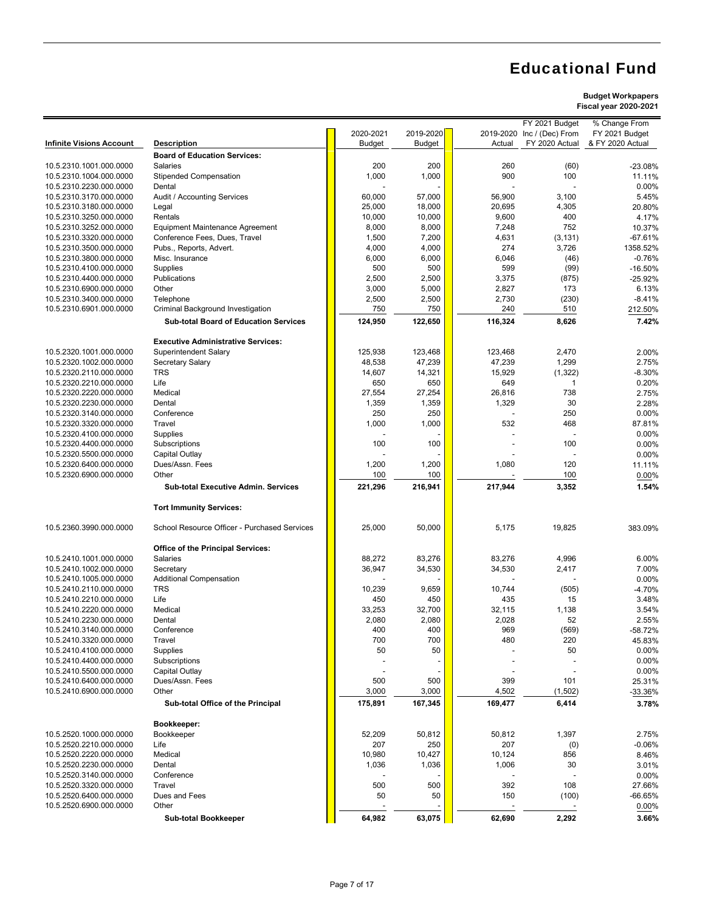# Educational Fund

**Budget Workpapers**
**Fiscal year 2020-2021**

| Infinite Visions Account | Description | 2020-2021 Budget | 2019-2020 Budget | 2019-2020 Actual | FY 2021 Budget Inc / (Dec) From FY 2020 Actual | % Change From FY 2021 Budget & FY 2020 Actual |
|---|---|---|---|---|---|---|
| | **Board of Education Services:** | | | | | |
| 10.5.2310.1001.000.0000 | Salaries | 200 | 200 | 260 | (60) | -23.08% |
| 10.5.2310.1004.000.0000 | Stipended Compensation | 1,000 | 1,000 | 900 | 100 | 11.11% |
| 10.5.2310.2230.000.0000 | Dental | - | - | - | - | 0.00% |
| 10.5.2310.3170.000.0000 | Audit / Accounting Services | 60,000 | 57,000 | 56,900 | 3,100 | 5.45% |
| 10.5.2310.3180.000.0000 | Legal | 25,000 | 18,000 | 20,695 | 4,305 | 20.80% |
| 10.5.2310.3250.000.0000 | Rentals | 10,000 | 10,000 | 9,600 | 400 | 4.17% |
| 10.5.2310.3252.000.0000 | Equipment Maintenance Agreement | 8,000 | 8,000 | 7,248 | 752 | 10.37% |
| 10.5.2310.3320.000.0000 | Conference Fees, Dues, Travel | 1,500 | 7,200 | 4,631 | (3,131) | -67.61% |
| 10.5.2310.3500.000.0000 | Pubs., Reports, Advert. | 4,000 | 4,000 | 274 | 3,726 | 1358.52% |
| 10.5.2310.3800.000.0000 | Misc. Insurance | 6,000 | 6,000 | 6,046 | (46) | -0.76% |
| 10.5.2310.4100.000.0000 | Supplies | 500 | 500 | 599 | (99) | -16.50% |
| 10.5.2310.4400.000.0000 | Publications | 2,500 | 2,500 | 3,375 | (875) | -25.92% |
| 10.5.2310.6900.000.0000 | Other | 3,000 | 5,000 | 2,827 | 173 | 6.13% |
| 10.5.2310.3400.000.0000 | Telephone | 2,500 | 2,500 | 2,730 | (230) | -8.41% |
| 10.5.2310.6901.000.0000 | Criminal Background Investigation | 750 | 750 | 240 | 510 | 212.50% |
| | **Sub-total Board of Education Services** | **124,950** | **122,650** | **116,324** | **8,626** | **7.42%** |
| | **Executive Administrative Services:** | | | | | |
| 10.5.2320.1001.000.0000 | Superintendent Salary | 125,938 | 123,468 | 123,468 | 2,470 | 2.00% |
| 10.5.2320.1002.000.0000 | Secretary Salary | 48,538 | 47,239 | 47,239 | 1,299 | 2.75% |
| 10.5.2320.2110.000.0000 | TRS | 14,607 | 14,321 | 15,929 | (1,322) | -8.30% |
| 10.5.2320.2210.000.0000 | Life | 650 | 650 | 649 | 1 | 0.20% |
| 10.5.2320.2220.000.0000 | Medical | 27,554 | 27,254 | 26,816 | 738 | 2.75% |
| 10.5.2320.2230.000.0000 | Dental | 1,359 | 1,359 | 1,329 | 30 | 2.28% |
| 10.5.2320.3140.000.0000 | Conference | 250 | 250 | - | 250 | 0.00% |
| 10.5.2320.3320.000.0000 | Travel | 1,000 | 1,000 | 532 | 468 | 87.81% |
| 10.5.2320.4100.000.0000 | Supplies | - | - | - | - | 0.00% |
| 10.5.2320.4400.000.0000 | Subscriptions | 100 | 100 | - | 100 | 0.00% |
| 10.5.2320.5500.000.0000 | Capital Outlay | - | - | - | - | 0.00% |
| 10.5.2320.6400.000.0000 | Dues/Assn. Fees | 1,200 | 1,200 | 1,080 | 120 | 11.11% |
| 10.5.2320.6900.000.0000 | Other | 100 | 100 | - | 100 | 0.00% |
| | **Sub-total Executive Admin. Services** | **221,296** | **216,941** | **217,944** | **3,352** | **1.54%** |
| | **Tort Immunity Services:** | | | | | |
| 10.5.2360.3990.000.0000 | School Resource Officer - Purchased Services | 25,000 | 50,000 | 5,175 | 19,825 | 383.09% |
| | **Office of the Principal Services:** | | | | | |
| 10.5.2410.1001.000.0000 | Salaries | 88,272 | 83,276 | 83,276 | 4,996 | 6.00% |
| 10.5.2410.1002.000.0000 | Secretary | 36,947 | 34,530 | 34,530 | 2,417 | 7.00% |
| 10.5.2410.1005.000.0000 | Additional Compensation | - | - | - | - | 0.00% |
| 10.5.2410.2110.000.0000 | TRS | 10,239 | 9,659 | 10,744 | (505) | -4.70% |
| 10.5.2410.2210.000.0000 | Life | 450 | 450 | 435 | 15 | 3.48% |
| 10.5.2410.2220.000.0000 | Medical | 33,253 | 32,700 | 32,115 | 1,138 | 3.54% |
| 10.5.2410.2230.000.0000 | Dental | 2,080 | 2,080 | 2,028 | 52 | 2.55% |
| 10.5.2410.3140.000.0000 | Conference | 400 | 400 | 969 | (569) | -58.72% |
| 10.5.2410.3320.000.0000 | Travel | 700 | 700 | 480 | 220 | 45.83% |
| 10.5.2410.4100.000.0000 | Supplies | 50 | 50 | - | 50 | 0.00% |
| 10.5.2410.4400.000.0000 | Subscriptions | - | - | - | - | 0.00% |
| 10.5.2410.5500.000.0000 | Capital Outlay | - | - | - | - | 0.00% |
| 10.5.2410.6400.000.0000 | Dues/Assn. Fees | 500 | 500 | 399 | 101 | 25.31% |
| 10.5.2410.6900.000.0000 | Other | 3,000 | 3,000 | 4,502 | (1,502) | -33.36% |
| | **Sub-total Office of the Principal** | **175,891** | **167,345** | **169,477** | **6,414** | **3.78%** |
| | **Bookkeeper:** | | | | | |
| 10.5.2520.1000.000.0000 | Bookkeeper | 52,209 | 50,812 | 50,812 | 1,397 | 2.75% |
| 10.5.2520.2210.000.0000 | Life | 207 | 250 | 207 | (0) | -0.06% |
| 10.5.2520.2220.000.0000 | Medical | 10,980 | 10,427 | 10,124 | 856 | 8.46% |
| 10.5.2520.2230.000.0000 | Dental | 1,036 | 1,036 | 1,006 | 30 | 3.01% |
| 10.5.2520.3140.000.0000 | Conference | - | - | - | - | 0.00% |
| 10.5.2520.3320.000.0000 | Travel | 500 | 500 | 392 | 108 | 27.66% |
| 10.5.2520.6400.000.0000 | Dues and Fees | 50 | 50 | 150 | (100) | -66.65% |
| 10.5.2520.6900.000.0000 | Other | - | - | - | - | 0.00% |
| | **Sub-total Bookkeeper** | **64,982** | **63,075** | **62,690** | **2,292** | **3.66%** |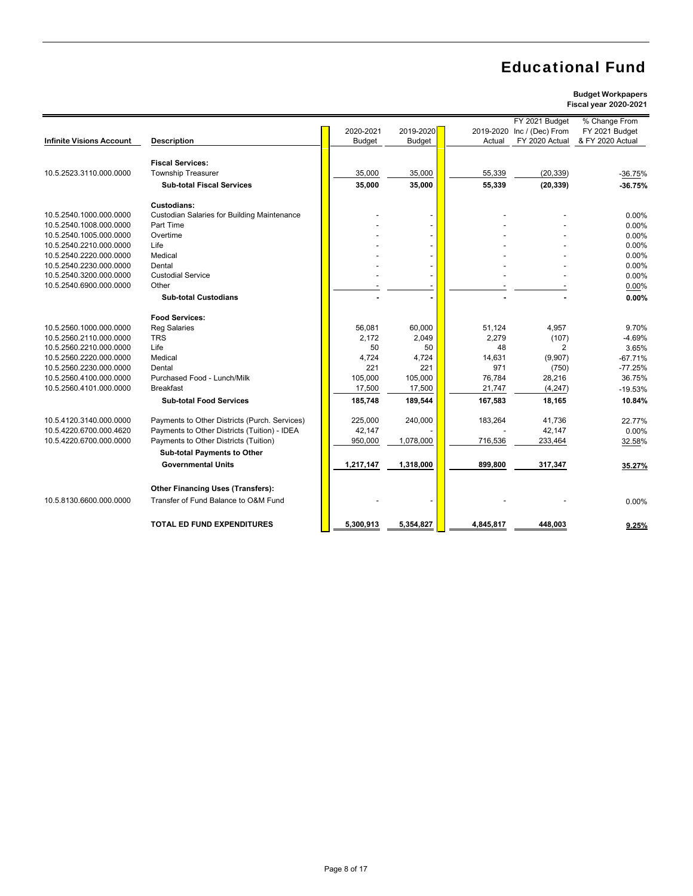# Educational Fund

**Budget Workpapers**
**Fiscal year 2020-2021**

| Infinite Visions Account | Description | 2020-2021 Budget | 2019-2020 Budget | 2019-2020 Actual | FY 2021 Budget Inc / (Dec) From FY 2020 Actual | % Change From FY 2021 Budget & FY 2020 Actual |
|---|---|---|---|---|---|---|
| | **Fiscal Services:** | | | | | |
| 10.5.2523.3110.000.0000 | Township Treasurer | 35,000 | 35,000 | 55,339 | (20,339) | -36.75% |
| | **Sub-total Fiscal Services** | **35,000** | **35,000** | **55,339** | **(20,339)** | **-36.75%** |
| | **Custodians:** | | | | | |
| 10.5.2540.1000.000.0000 | Custodian Salaries for Building Maintenance | - | - | - | - | 0.00% |
| 10.5.2540.1008.000.0000 | Part Time | - | - | - | - | 0.00% |
| 10.5.2540.1005.000.0000 | Overtime | - | - | - | - | 0.00% |
| 10.5.2540.2210.000.0000 | Life | - | - | - | - | 0.00% |
| 10.5.2540.2220.000.0000 | Medical | - | - | - | - | 0.00% |
| 10.5.2540.2230.000.0000 | Dental | - | - | - | - | 0.00% |
| 10.5.2540.3200.000.0000 | Custodial Service | - | - | - | - | 0.00% |
| 10.5.2540.6900.000.0000 | Other | - | - | - | - | 0.00% |
| | **Sub-total Custodians** | **-** | **-** | **-** | **-** | **0.00%** |
| | **Food Services:** | | | | | |
| 10.5.2560.1000.000.0000 | Reg Salaries | 56,081 | 60,000 | 51,124 | 4,957 | 9.70% |
| 10.5.2560.2110.000.0000 | TRS | 2,172 | 2,049 | 2,279 | (107) | -4.69% |
| 10.5.2560.2210.000.0000 | Life | 50 | 50 | 48 | 2 | 3.65% |
| 10.5.2560.2220.000.0000 | Medical | 4,724 | 4,724 | 14,631 | (9,907) | -67.71% |
| 10.5.2560.2230.000.0000 | Dental | 221 | 221 | 971 | (750) | -77.25% |
| 10.5.2560.4100.000.0000 | Purchased Food - Lunch/Milk | 105,000 | 105,000 | 76,784 | 28,216 | 36.75% |
| 10.5.2560.4101.000.0000 | Breakfast | 17,500 | 17,500 | 21,747 | (4,247) | -19.53% |
| | **Sub-total Food Services** | **185,748** | **189,544** | **167,583** | **18,165** | **10.84%** |
| 10.5.4120.3140.000.0000 | Payments to Other Districts (Purch. Services) | 225,000 | 240,000 | 183,264 | 41,736 | 22.77% |
| 10.5.4220.6700.000.4620 | Payments to Other Districts (Tuition) - IDEA | 42,147 | - | - | 42,147 | 0.00% |
| 10.5.4220.6700.000.0000 | Payments to Other Districts (Tuition) | 950,000 | 1,078,000 | 716,536 | 233,464 | 32.58% |
| | **Sub-total Payments to Other Governmental Units** | **1,217,147** | **1,318,000** | **899,800** | **317,347** | **35.27%** |
| | **Other Financing Uses (Transfers):** | | | | | |
| 10.5.8130.6600.000.0000 | Transfer of Fund Balance to O&M Fund | - | - | - | - | 0.00% |
| | **TOTAL ED FUND EXPENDITURES** | **5,300,913** | **5,354,827** | **4,845,817** | **448,003** | **9.25%** |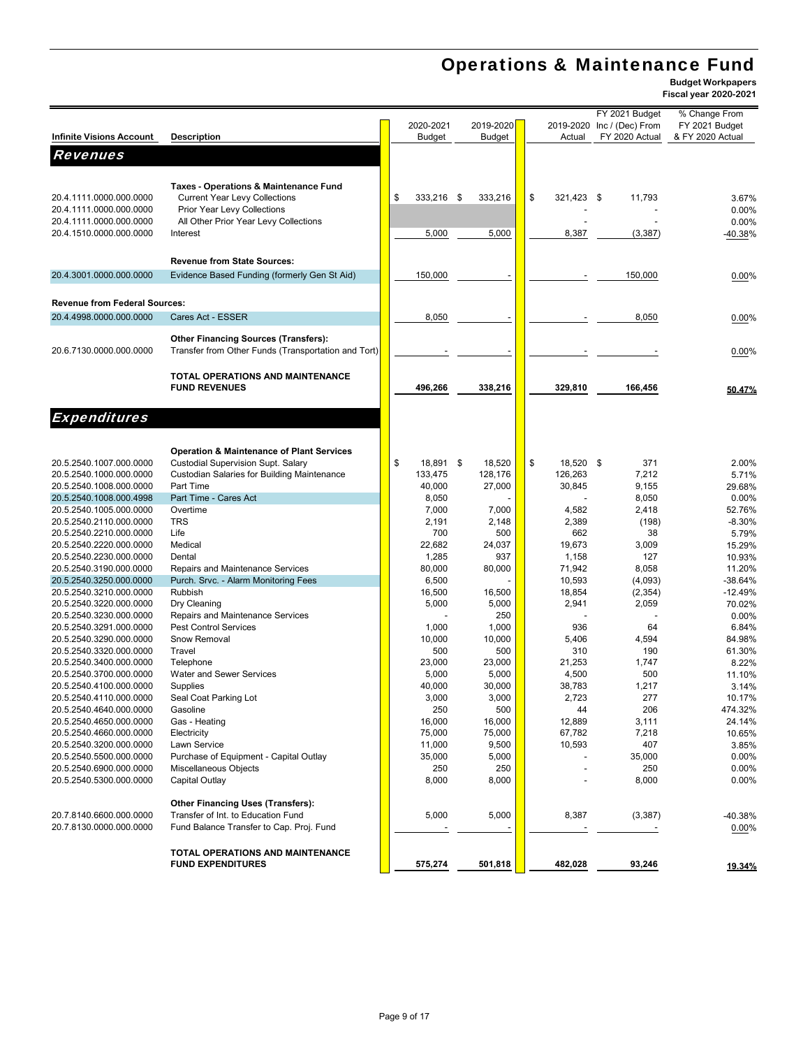# Operations & Maintenance Fund

**Budget Workpapers**
**Fiscal year 2020-2021**

| Infinite Visions Account | Description | 2020-2021 Budget | 2019-2020 Budget | 2019-2020 Actual | FY 2021 Budget Inc / (Dec) From FY 2020 Actual | % Change From FY 2021 Budget & FY 2020 Actual |
|---|---|---|---|---|---|---|
| ***Revenues*** | | | | | | |
| | **Taxes - Operations & Maintenance Fund** | | | | | |
| 20.4.1111.0000.000.0000 | Current Year Levy Collections | $ 333,216 | $ 333,216 | $ 321,423 | $ 11,793 | 3.67% |
| 20.4.1111.0000.000.0000 | Prior Year Levy Collections | | | - | - | 0.00% |
| 20.4.1111.0000.000.0000 | All Other Prior Year Levy Collections | | | - | - | 0.00% |
| 20.4.1510.0000.000.0000 | Interest | 5,000 | 5,000 | 8,387 | (3,387) | -40.38% |
| | **Revenue from State Sources:** | | | | | |
| 20.4.3001.0000.000.0000 | Evidence Based Funding (formerly Gen St Aid) | 150,000 | - | - | 150,000 | 0.00% |
| **Revenue from Federal Sources:** | | | | | | |
| 20.4.4998.0000.000.0000 | Cares Act - ESSER | 8,050 | - | - | 8,050 | 0.00% |
| | **Other Financing Sources (Transfers):** | | | | | |
| 20.6.7130.0000.000.0000 | Transfer from Other Funds (Transportation and Tort) | - | - | - | - | 0.00% |
| | **TOTAL OPERATIONS AND MAINTENANCE FUND REVENUES** | **496,266** | **338,216** | **329,810** | **166,456** | **50.47%** |
| ***Expenditures*** | | | | | | |
| | **Operation & Maintenance of Plant Services** | | | | | |
| 20.5.2540.1007.000.0000 | Custodial Supervision Supt. Salary | $ 18,891 | $ 18,520 | $ 18,520 | $ 371 | 2.00% |
| 20.5.2540.1000.000.0000 | Custodian Salaries for Building Maintenance | 133,475 | 128,176 | 126,263 | 7,212 | 5.71% |
| 20.5.2540.1008.000.0000 | Part Time | 40,000 | 27,000 | 30,845 | 9,155 | 29.68% |
| 20.5.2540.1008.000.4998 | Part Time - Cares Act | 8,050 | - | - | 8,050 | 0.00% |
| 20.5.2540.1005.000.0000 | Overtime | 7,000 | 7,000 | 4,582 | 2,418 | 52.76% |
| 20.5.2540.2110.000.0000 | TRS | 2,191 | 2,148 | 2,389 | (198) | -8.30% |
| 20.5.2540.2210.000.0000 | Life | 700 | 500 | 662 | 38 | 5.79% |
| 20.5.2540.2220.000.0000 | Medical | 22,682 | 24,037 | 19,673 | 3,009 | 15.29% |
| 20.5.2540.2230.000.0000 | Dental | 1,285 | 937 | 1,158 | 127 | 10.93% |
| 20.5.2540.3190.000.0000 | Repairs and Maintenance Services | 80,000 | 80,000 | 71,942 | 8,058 | 11.20% |
| 20.5.2540.3250.000.0000 | Purch. Srvc. - Alarm Monitoring Fees | 6,500 | - | 10,593 | (4,093) | -38.64% |
| 20.5.2540.3210.000.0000 | Rubbish | 16,500 | 16,500 | 18,854 | (2,354) | -12.49% |
| 20.5.2540.3220.000.0000 | Dry Cleaning | 5,000 | 5,000 | 2,941 | 2,059 | 70.02% |
| 20.5.2540.3230.000.0000 | Repairs and Maintenance Services | - | 250 | - | - | 0.00% |
| 20.5.2540.3291.000.0000 | Pest Control Services | 1,000 | 1,000 | 936 | 64 | 6.84% |
| 20.5.2540.3290.000.0000 | Snow Removal | 10,000 | 10,000 | 5,406 | 4,594 | 84.98% |
| 20.5.2540.3320.000.0000 | Travel | 500 | 500 | 310 | 190 | 61.30% |
| 20.5.2540.3400.000.0000 | Telephone | 23,000 | 23,000 | 21,253 | 1,747 | 8.22% |
| 20.5.2540.3700.000.0000 | Water and Sewer Services | 5,000 | 5,000 | 4,500 | 500 | 11.10% |
| 20.5.2540.4100.000.0000 | Supplies | 40,000 | 30,000 | 38,783 | 1,217 | 3.14% |
| 20.5.2540.4110.000.0000 | Seal Coat Parking Lot | 3,000 | 3,000 | 2,723 | 277 | 10.17% |
| 20.5.2540.4640.000.0000 | Gasoline | 250 | 500 | 44 | 206 | 474.32% |
| 20.5.2540.4650.000.0000 | Gas - Heating | 16,000 | 16,000 | 12,889 | 3,111 | 24.14% |
| 20.5.2540.4660.000.0000 | Electricity | 75,000 | 75,000 | 67,782 | 7,218 | 10.65% |
| 20.5.2540.3200.000.0000 | Lawn Service | 11,000 | 9,500 | 10,593 | 407 | 3.85% |
| 20.5.2540.5500.000.0000 | Purchase of Equipment - Capital Outlay | 35,000 | 5,000 | - | 35,000 | 0.00% |
| 20.5.2540.6900.000.0000 | Miscellaneous Objects | 250 | 250 | - | 250 | 0.00% |
| 20.5.2540.5300.000.0000 | Capital Outlay | 8,000 | 8,000 | - | 8,000 | 0.00% |
| | **Other Financing Uses (Transfers):** | | | | | |
| 20.7.8140.6600.000.0000 | Transfer of Int. to Education Fund | 5,000 | 5,000 | 8,387 | (3,387) | -40.38% |
| 20.7.8130.0000.000.0000 | Fund Balance Transfer to Cap. Proj. Fund | - | - | - | - | 0.00% |
| | **TOTAL OPERATIONS AND MAINTENANCE FUND EXPENDITURES** | **575,274** | **501,818** | **482,028** | **93,246** | **19.34%** |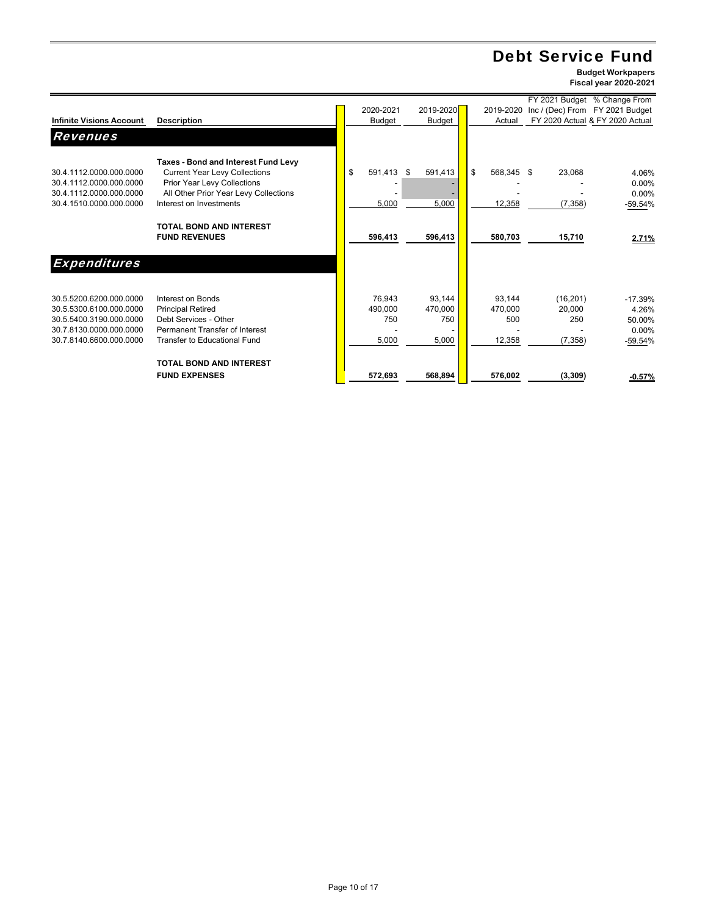# Debt Service Fund

**Budget Workpapers**
**Fiscal year 2020-2021**

| Infinite Visions Account | Description | 2020-2021 Budget | 2019-2020 Budget | 2019-2020 Actual | FY 2021 Budget Inc / (Dec) From FY 2020 Actual | % Change From FY 2021 Budget & FY 2020 Actual |
|---|---|---|---|---|---|---|
| ***Revenues*** | | | | | | |
| | **Taxes - Bond and Interest Fund Levy** | | | | | |
| 30.4.1112.0000.000.0000 | Current Year Levy Collections | $ 591,413 | $ 591,413 | $ 568,345 | $ 23,068 | 4.06% |
| 30.4.1112.0000.000.0000 | Prior Year Levy Collections | - | - | - | - | 0.00% |
| 30.4.1112.0000.000.0000 | All Other Prior Year Levy Collections | - | - | - | - | 0.00% |
| 30.4.1510.0000.000.0000 | Interest on Investments | 5,000 | 5,000 | 12,358 | (7,358) | -59.54% |
| | **TOTAL BOND AND INTEREST FUND REVENUES** | **596,413** | **596,413** | **580,703** | **15,710** | **2.71%** |
| ***Expenditures*** | | | | | | |
| 30.5.5200.6200.000.0000 | Interest on Bonds | 76,943 | 93,144 | 93,144 | (16,201) | -17.39% |
| 30.5.5300.6100.000.0000 | Principal Retired | 490,000 | 470,000 | 470,000 | 20,000 | 4.26% |
| 30.5.5400.3190.000.0000 | Debt Services - Other | 750 | 750 | 500 | 250 | 50.00% |
| 30.7.8130.0000.000.0000 | Permanent Transfer of Interest | - | - | - | - | 0.00% |
| 30.7.8140.6600.000.0000 | Transfer to Educational Fund | 5,000 | 5,000 | 12,358 | (7,358) | -59.54% |
| | **TOTAL BOND AND INTEREST FUND EXPENSES** | **572,693** | **568,894** | **576,002** | **(3,309)** | **-0.57%** |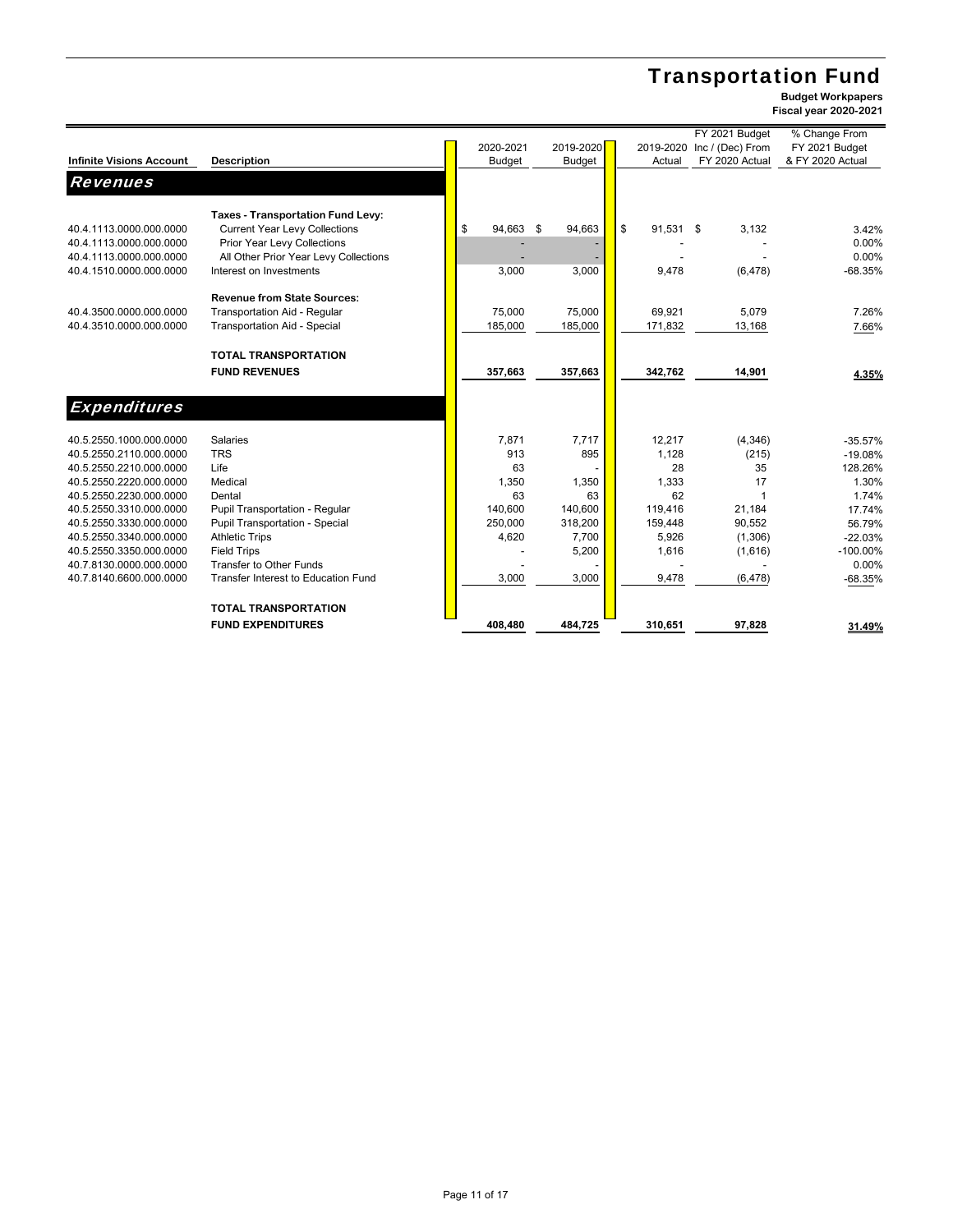# Transportation Fund

**Budget Workpapers**
**Fiscal year 2020-2021**

| Infinite Visions Account | Description | 2020-2021 Budget | 2019-2020 Budget | 2019-2020 Actual | FY 2021 Budget Inc / (Dec) From FY 2020 Actual | % Change From FY 2021 Budget & FY 2020 Actual |
|---|---|---|---|---|---|---|
| ***Revenues*** | | | | | | |
| | **Taxes - Transportation Fund Levy:** | | | | | |
| 40.4.1113.0000.000.0000 | Current Year Levy Collections | $ 94,663 | $ 94,663 | $ 91,531 | $ 3,132 | 3.42% |
| 40.4.1113.0000.000.0000 | Prior Year Levy Collections | - | - | - | - | 0.00% |
| 40.4.1113.0000.000.0000 | All Other Prior Year Levy Collections | - | - | - | - | 0.00% |
| 40.4.1510.0000.000.0000 | Interest on Investments | 3,000 | 3,000 | 9,478 | (6,478) | -68.35% |
| | **Revenue from State Sources:** | | | | | |
| 40.4.3500.0000.000.0000 | Transportation Aid - Regular | 75,000 | 75,000 | 69,921 | 5,079 | 7.26% |
| 40.4.3510.0000.000.0000 | Transportation Aid - Special | 185,000 | 185,000 | 171,832 | 13,168 | 7.66% |
| | **TOTAL TRANSPORTATION FUND REVENUES** | **357,663** | **357,663** | **342,762** | **14,901** | **4.35%** |
| ***Expenditures*** | | | | | | |
| 40.5.2550.1000.0000.0000 | Salaries | 7,871 | 7,717 | 12,217 | (4,346) | -35.57% |
| 40.5.2550.2110.000.0000 | TRS | 913 | 895 | 1,128 | (215) | -19.08% |
| 40.5.2550.2210.000.0000 | Life | 63 | - | 28 | 35 | 128.26% |
| 40.5.2550.2220.000.0000 | Medical | 1,350 | 1,350 | 1,333 | 17 | 1.30% |
| 40.5.2550.2230.000.0000 | Dental | 63 | 63 | 62 | 1 | 1.74% |
| 40.5.2550.3310.000.0000 | Pupil Transportation - Regular | 140,600 | 140,600 | 119,416 | 21,184 | 17.74% |
| 40.5.2550.3330.000.0000 | Pupil Transportation - Special | 250,000 | 318,200 | 159,448 | 90,552 | 56.79% |
| 40.5.2550.3340.000.0000 | Athletic Trips | 4,620 | 7,700 | 5,926 | (1,306) | -22.03% |
| 40.5.2550.3350.000.0000 | Field Trips | - | 5,200 | 1,616 | (1,616) | -100.00% |
| 40.7.8130.0000.000.0000 | Transfer to Other Funds | - | - | - | - | 0.00% |
| 40.7.8140.6600.000.0000 | Transfer Interest to Education Fund | 3,000 | 3,000 | 9,478 | (6,478) | -68.35% |
| | **TOTAL TRANSPORTATION FUND EXPENDITURES** | **408,480** | **484,725** | **310,651** | **97,828** | **31.49%** |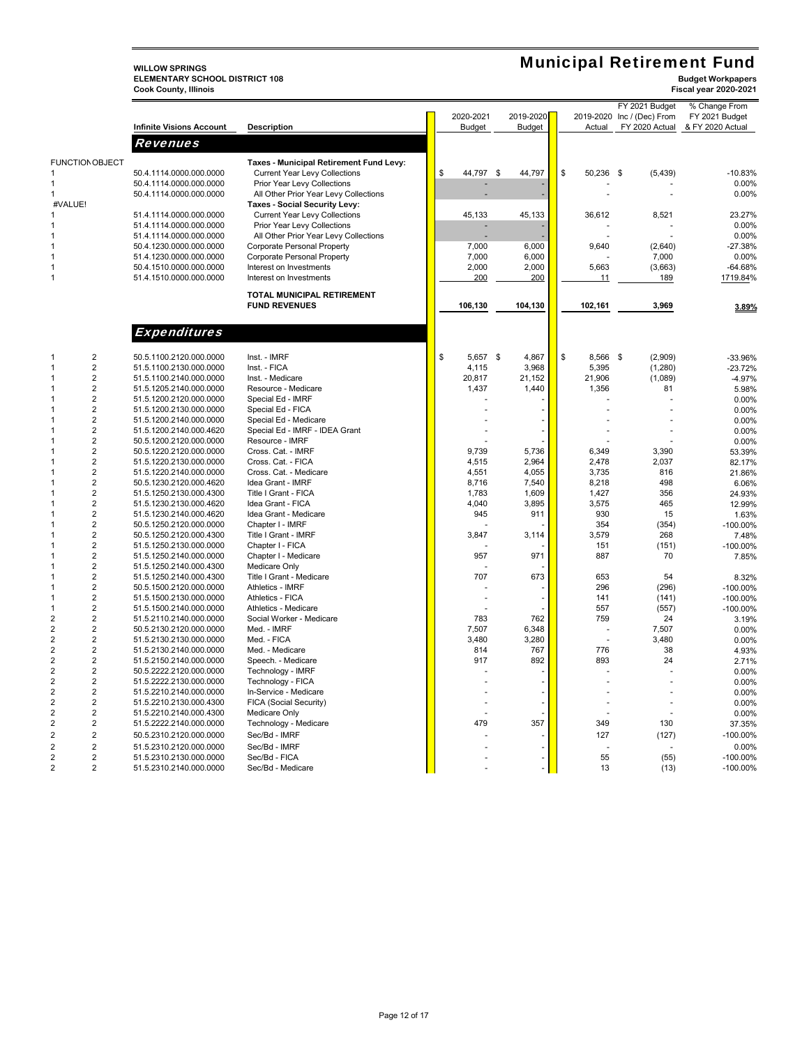**WILLOW SPRINGS**
**ELEMENTARY SCHOOL DISTRICT 108**
**Cook County, Illinois**

# Municipal Retirement Fund

**Budget Workpapers**
**Fiscal year 2020-2021**

| | | Infinite Visions Account | Description | 2020-2021 Budget | 2019-2020 Budget | 2019-2020 Actual | FY 2021 Budget Inc / (Dec) From FY 2020 Actual | % Change From FY 2021 Budget & FY 2020 Actual |
|---|---|---|---|---|---|---|---|---|
| | | ***Revenues*** | | | | | | |
| FUNCTION | OBJECT | | **Taxes - Municipal Retirement Fund Levy:** | | | | | |
| 1 | | 50.4.1114.0000.000.0000 | Current Year Levy Collections | $ 44,797 | $ 44,797 | $ 50,236 | $ (5,439) | -10.83% |
| 1 | | 50.4.1114.0000.000.0000 | Prior Year Levy Collections | - | - | - | - | 0.00% |
| 1 | | 50.4.1114.0000.000.0000 | All Other Prior Year Levy Collections | - | - | - | - | 0.00% |
| #VALUE! | | | **Taxes - Social Security Levy:** | | | | | |
| 1 | | 51.4.1114.0000.000.0000 | Current Year Levy Collections | 45,133 | 45,133 | 36,612 | 8,521 | 23.27% |
| 1 | | 51.4.1114.0000.000.0000 | Prior Year Levy Collections | - | - | - | - | 0.00% |
| 1 | | 51.4.1114.0000.000.0000 | All Other Prior Year Levy Collections | - | - | - | - | 0.00% |
| 1 | | 50.4.1230.0000.000.0000 | Corporate Personal Property | 7,000 | 6,000 | 9,640 | (2,640) | -27.38% |
| 1 | | 51.4.1230.0000.000.0000 | Corporate Personal Property | 7,000 | 6,000 | - | 7,000 | 0.00% |
| 1 | | 50.4.1510.0000.000.0000 | Interest on Investments | 2,000 | 2,000 | 5,663 | (3,663) | -64.68% |
| 1 | | 51.4.1510.0000.000.0000 | Interest on Investments | 200 | 200 | 11 | 189 | 1719.84% |
| | | | **TOTAL MUNICIPAL RETIREMENT FUND REVENUES** | **106,130** | **104,130** | **102,161** | **3,969** | **3.89%** |
| | | ***Expenditures*** | | | | | | |
| 1 | 2 | 50.5.1100.2120.000.0000 | Inst. - IMRF | $ 5,657 | $ 4,867 | $ 8,566 | $ (2,909) | -33.96% |
| 1 | 2 | 51.5.1100.2130.000.0000 | Inst. - FICA | 4,115 | 3,968 | 5,395 | (1,280) | -23.72% |
| 1 | 2 | 51.5.1100.2140.000.0000 | Inst. - Medicare | 20,817 | 21,152 | 21,906 | (1,089) | -4.97% |
| 1 | 2 | 51.5.1205.2140.000.0000 | Resource - Medicare | 1,437 | 1,440 | 1,356 | 81 | 5.98% |
| 1 | 2 | 51.5.1200.2120.000.0000 | Special Ed - IMRF | - | - | - | - | 0.00% |
| 1 | 2 | 51.5.1200.2130.000.0000 | Special Ed - FICA | - | - | - | - | 0.00% |
| 1 | 2 | 51.5.1200.2140.000.0000 | Special Ed - Medicare | - | - | - | - | 0.00% |
| 1 | 2 | 51.5.1200.2120.000.4620 | Special Ed - IMRF - IDEA Grant | - | - | - | - | 0.00% |
| 1 | 2 | 50.5.1200.2120.000.0000 | Resource - IMRF | - | - | - | - | 0.00% |
| 1 | 2 | 50.5.1220.2120.000.0000 | Cross. Cat. - IMRF | 9,739 | 5,736 | 6,349 | 3,390 | 53.39% |
| 1 | 2 | 51.5.1220.2130.000.0000 | Cross. Cat. - FICA | 4,515 | 2,964 | 2,478 | 2,037 | 82.17% |
| 1 | 2 | 51.5.1220.2140.000.0000 | Cross. Cat. - Medicare | 4,551 | 4,055 | 3,735 | 816 | 21.86% |
| 1 | 2 | 50.5.1230.2120.000.4620 | Idea Grant - IMRF | 8,716 | 7,540 | 8,218 | 498 | 6.06% |
| 1 | 2 | 51.5.1250.2130.000.4300 | Title I Grant - FICA | 1,783 | 1,609 | 1,427 | 356 | 24.93% |
| 1 | 2 | 51.5.1230.2130.000.4620 | Idea Grant - FICA | 4,040 | 3,895 | 3,575 | 465 | 12.99% |
| 1 | 2 | 51.5.1230.2140.000.4620 | Idea Grant - Medicare | 945 | 911 | 930 | 15 | 1.63% |
| 1 | 2 | 50.5.1250.2120.000.0000 | Chapter I - IMRF | - | - | 354 | (354) | -100.00% |
| 1 | 2 | 50.5.1250.2120.000.4300 | Title I Grant - IMRF | 3,847 | 3,114 | 3,579 | 268 | 7.48% |
| 1 | 2 | 51.5.1250.2130.000.0000 | Chapter I - FICA | - | - | 151 | (151) | -100.00% |
| 1 | 2 | 51.5.1250.2140.000.0000 | Chapter I - Medicare | 957 | 971 | 887 | 70 | 7.85% |
| 1 | 2 | 51.5.1250.2140.000.4300 | Medicare Only | - | - | | | |
| 1 | 2 | 51.5.1250.2140.000.4300 | Title I Grant - Medicare | 707 | 673 | 653 | 54 | 8.32% |
| 1 | 2 | 50.5.1500.2120.000.0000 | Athletics - IMRF | - | - | 296 | (296) | -100.00% |
| 1 | 2 | 51.5.1500.2130.000.0000 | Athletics - FICA | - | - | 141 | (141) | -100.00% |
| 1 | 2 | 51.5.1500.2140.000.0000 | Athletics - Medicare | - | - | 557 | (557) | -100.00% |
| 2 | 2 | 51.5.2110.2140.000.0000 | Social Worker - Medicare | 783 | 762 | 759 | 24 | 3.19% |
| 2 | 2 | 50.5.2130.2120.000.0000 | Med. - IMRF | 7,507 | 6,348 | - | 7,507 | 0.00% |
| 2 | 2 | 51.5.2130.2130.000.0000 | Med. - FICA | 3,480 | 3,280 | - | 3,480 | 0.00% |
| 2 | 2 | 51.5.2130.2140.000.0000 | Med. - Medicare | 814 | 767 | 776 | 38 | 4.93% |
| 2 | 2 | 51.5.2150.2140.000.0000 | Speech. - Medicare | 917 | 892 | 893 | 24 | 2.71% |
| 2 | 2 | 50.5.2222.2120.000.0000 | Technology - IMRF | - | - | - | - | 0.00% |
| 2 | 2 | 51.5.2222.2130.000.0000 | Technology - FICA | - | - | - | - | 0.00% |
| 2 | 2 | 51.5.2210.2140.000.0000 | In-Service - Medicare | - | - | - | - | 0.00% |
| 2 | 2 | 51.5.2210.2130.000.4300 | FICA (Social Security) | - | - | - | - | 0.00% |
| 2 | 2 | 51.5.2210.2140.000.4300 | Medicare Only | - | - | - | - | 0.00% |
| 2 | 2 | 51.5.2222.2140.000.0000 | Technology - Medicare | 479 | 357 | 349 | 130 | 37.35% |
| 2 | 2 | 50.5.2310.2120.000.0000 | Sec/Bd - IMRF | - | - | 127 | (127) | -100.00% |
| 2 | 2 | 51.5.2310.2120.000.0000 | Sec/Bd - IMRF | - | - | - | - | 0.00% |
| 2 | 2 | 51.5.2310.2130.000.0000 | Sec/Bd - FICA | - | - | 55 | (55) | -100.00% |
| 2 | 2 | 51.5.2310.2140.000.0000 | Sec/Bd - Medicare | - | - | 13 | (13) | -100.00% |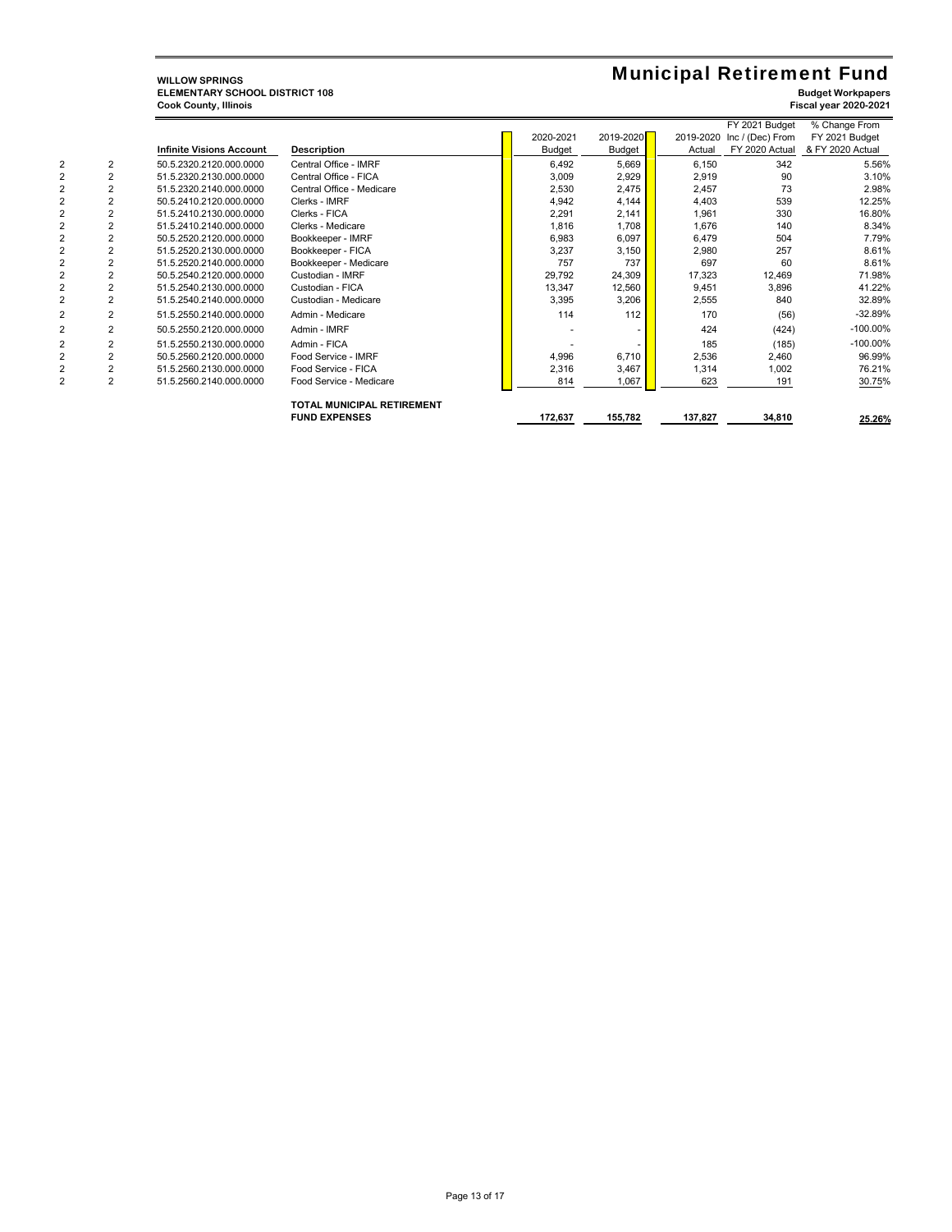**WILLOW SPRINGS**
**ELEMENTARY SCHOOL DISTRICT 108**
**Cook County, Illinois**

# Municipal Retirement Fund

**Budget Workpapers**
**Fiscal year 2020-2021**

| | | Infinite Visions Account | Description | 2020-2021 Budget | 2019-2020 Budget | 2019-2020 Actual | FY 2021 Budget Inc / (Dec) From FY 2020 Actual | % Change From FY 2021 Budget & FY 2020 Actual |
|---|---|---|---|---|---|---|---|---|
| 2 | 2 | 50.5.2320.2120.000.0000 | Central Office - IMRF | 6,492 | 5,669 | 6,150 | 342 | 5.56% |
| 2 | 2 | 51.5.2320.2130.000.0000 | Central Office - FICA | 3,009 | 2,929 | 2,919 | 90 | 3.10% |
| 2 | 2 | 51.5.2320.2140.000.0000 | Central Office - Medicare | 2,530 | 2,475 | 2,457 | 73 | 2.98% |
| 2 | 2 | 50.5.2410.2120.000.0000 | Clerks - IMRF | 4,942 | 4,144 | 4,403 | 539 | 12.25% |
| 2 | 2 | 51.5.2410.2130.000.0000 | Clerks - FICA | 2,291 | 2,141 | 1,961 | 330 | 16.80% |
| 2 | 2 | 51.5.2410.2140.000.0000 | Clerks - Medicare | 1,816 | 1,708 | 1,676 | 140 | 8.34% |
| 2 | 2 | 50.5.2520.2120.000.0000 | Bookkeeper - IMRF | 6,983 | 6,097 | 6,479 | 504 | 7.79% |
| 2 | 2 | 51.5.2520.2130.000.0000 | Bookkeeper - FICA | 3,237 | 3,150 | 2,980 | 257 | 8.61% |
| 2 | 2 | 51.5.2520.2140.000.0000 | Bookkeeper - Medicare | 757 | 737 | 697 | 60 | 8.61% |
| 2 | 2 | 50.5.2540.2120.000.0000 | Custodian - IMRF | 29,792 | 24,309 | 17,323 | 12,469 | 71.98% |
| 2 | 2 | 51.5.2540.2130.000.0000 | Custodian - FICA | 13,347 | 12,560 | 9,451 | 3,896 | 41.22% |
| 2 | 2 | 51.5.2540.2140.000.0000 | Custodian - Medicare | 3,395 | 3,206 | 2,555 | 840 | 32.89% |
| 2 | 2 | 51.5.2550.2140.000.0000 | Admin - Medicare | 114 | 112 | 170 | (56) | -32.89% |
| 2 | 2 | 50.5.2550.2120.000.0000 | Admin - IMRF | - | - | 424 | (424) | -100.00% |
| 2 | 2 | 51.5.2550.2130.000.0000 | Admin - FICA | - | - | 185 | (185) | -100.00% |
| 2 | 2 | 50.5.2560.2120.000.0000 | Food Service - IMRF | 4,996 | 6,710 | 2,536 | 2,460 | 96.99% |
| 2 | 2 | 51.5.2560.2130.000.0000 | Food Service - FICA | 2,316 | 3,467 | 1,314 | 1,002 | 76.21% |
| 2 | 2 | 51.5.2560.2140.000.0000 | Food Service - Medicare | 814 | 1,067 | 623 | 191 | 30.75% |
| | | | **TOTAL MUNICIPAL RETIREMENT FUND EXPENSES** | **172,637** | **155,782** | **137,827** | **34,810** | **25.26%** |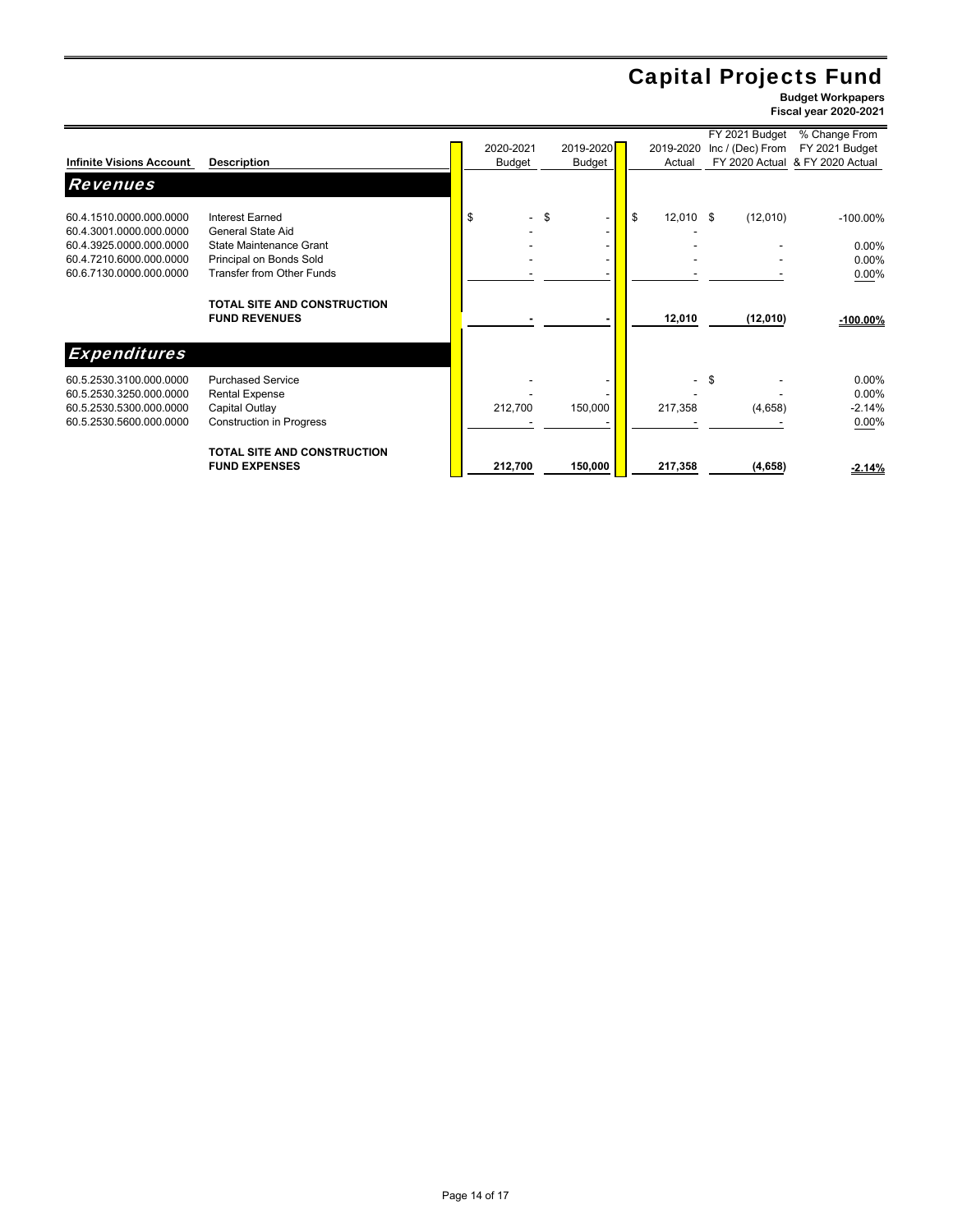# Capital Projects Fund

**Budget Workpapers**
**Fiscal year 2020-2021**

| Infinite Visions Account | Description | 2020-2021 Budget | 2019-2020 Budget | 2019-2020 Actual | FY 2021 Budget Inc / (Dec) From FY 2020 Actual | % Change From FY 2021 Budget & FY 2020 Actual |
|---|---|---|---|---|---|---|
| **Revenues** | | | | | | |
| 60.4.1510.0000.000.0000 | Interest Earned | $ - | $ - | $ 12,010 | $ (12,010) | -100.00% |
| 60.4.3001.0000.000.0000 | General State Aid | - | - | - | | |
| 60.4.3925.0000.000.0000 | State Maintenance Grant | - | - | - | - | 0.00% |
| 60.4.7210.6000.000.0000 | Principal on Bonds Sold | - | - | - | - | 0.00% |
| 60.6.7130.0000.000.0000 | Transfer from Other Funds | - | - | - | - | 0.00% |
| | **TOTAL SITE AND CONSTRUCTION FUND REVENUES** | **-** | **-** | **12,010** | **(12,010)** | **-100.00%** |
| **Expenditures** | | | | | | |
| 60.5.2530.3100.000.0000 | Purchased Service | - | - | - | $ - | 0.00% |
| 60.5.2530.3250.000.0000 | Rental Expense | - | - | - | - | 0.00% |
| 60.5.2530.5300.000.0000 | Capital Outlay | 212,700 | 150,000 | 217,358 | (4,658) | -2.14% |
| 60.5.2530.5600.000.0000 | Construction in Progress | - | - | - | - | 0.00% |
| | **TOTAL SITE AND CONSTRUCTION FUND EXPENSES** | **212,700** | **150,000** | **217,358** | **(4,658)** | **-2.14%** |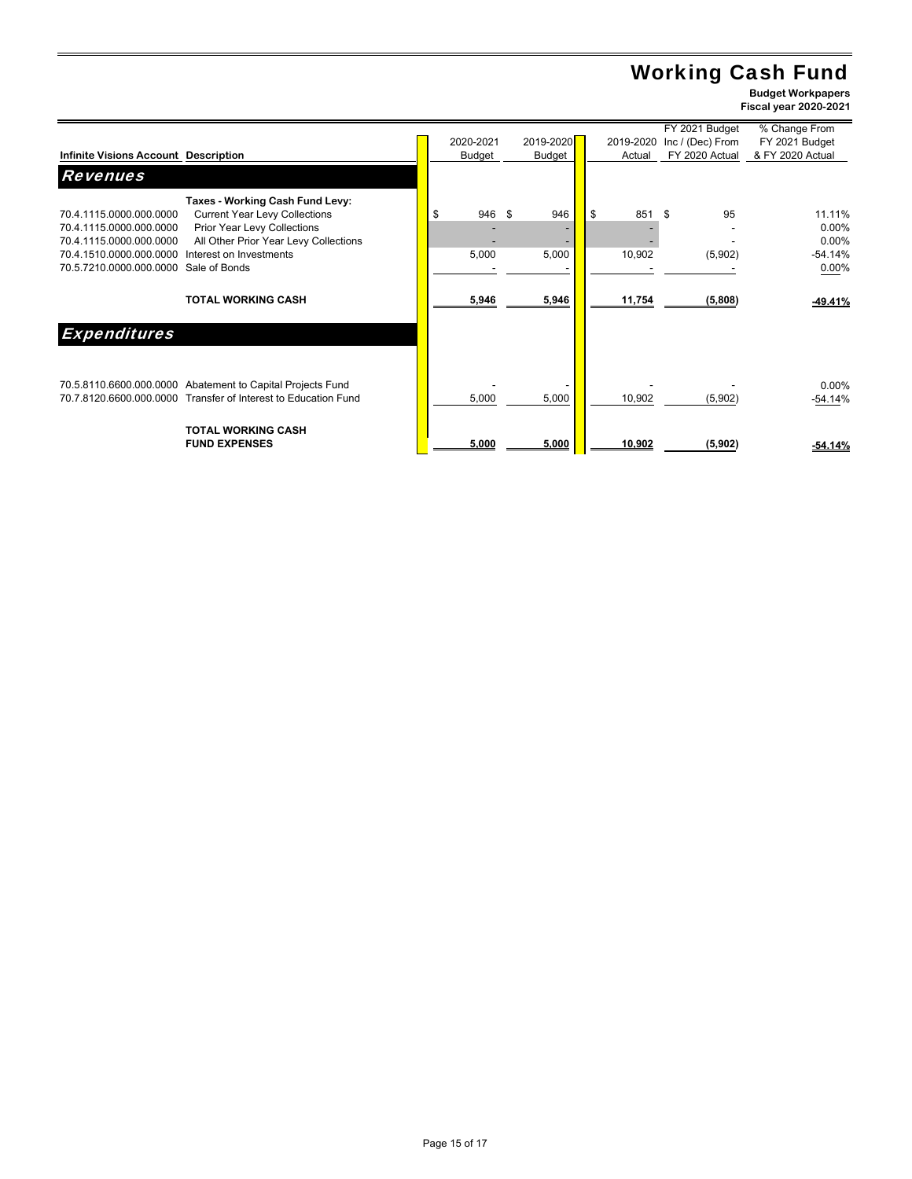# Working Cash Fund

**Budget Workpapers**
**Fiscal year 2020-2021**

| Infinite Visions Account | Description | 2020-2021 Budget | 2019-2020 Budget | 2019-2020 Actual | FY 2021 Budget Inc / (Dec) From FY 2020 Actual | % Change From FY 2021 Budget & FY 2020 Actual |
|---|---|---|---|---|---|---|
| ***Revenues*** | | | | | | |
| | **Taxes - Working Cash Fund Levy:** | | | | | |
| 70.4.1115.0000.000.0000 | Current Year Levy Collections | $ 946 | $ 946 | $ 851 | $ 95 | 11.11% |
| 70.4.1115.0000.000.0000 | Prior Year Levy Collections | - | - | - | - | 0.00% |
| 70.4.1115.0000.000.0000 | All Other Prior Year Levy Collections | - | - | - | - | 0.00% |
| 70.4.1510.0000.000.0000 | Interest on Investments | 5,000 | 5,000 | 10,902 | (5,902) | -54.14% |
| 70.5.7210.0000.000.0000 | Sale of Bonds | - | - | - | - | 0.00% |
| | **TOTAL WORKING CASH** | **5,946** | **5,946** | **11,754** | **(5,808)** | **-49.41%** |
| ***Expenditures*** | | | | | | |
| 70.5.8110.6600.000.0000 | Abatement to Capital Projects Fund | - | - | - | - | 0.00% |
| 70.7.8120.6600.000.0000 | Transfer of Interest to Education Fund | 5,000 | 5,000 | 10,902 | (5,902) | -54.14% |
| | **TOTAL WORKING CASH FUND EXPENSES** | **5,000** | **5,000** | **10,902** | **(5,902)** | **-54.14%** |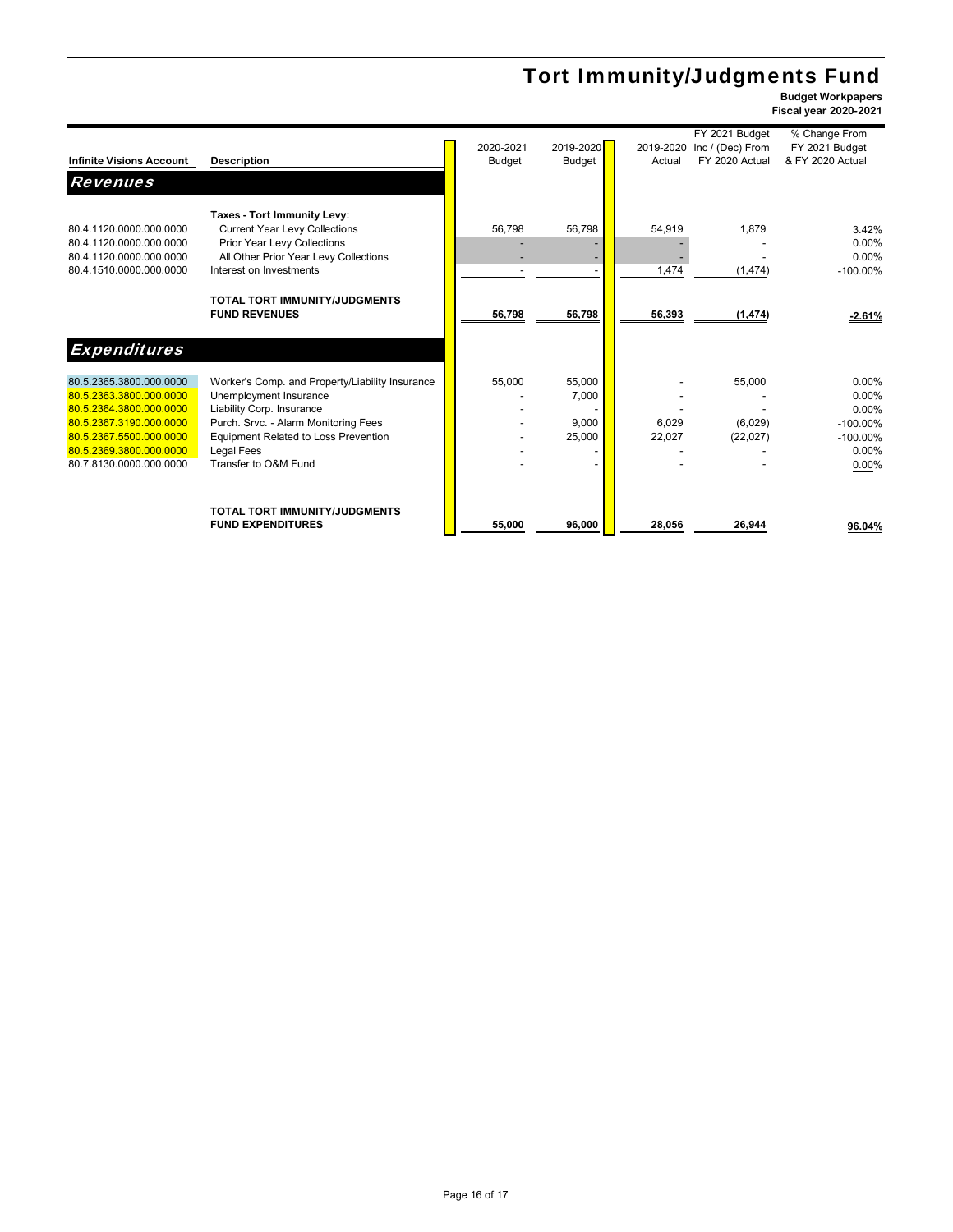# Tort Immunity/Judgments Fund

**Budget Workpapers**
**Fiscal year 2020-2021**

| Infinite Visions Account | Description | 2020-2021 Budget | 2019-2020 Budget | 2019-2020 Actual | FY 2021 Budget Inc / (Dec) From FY 2020 Actual | % Change From FY 2021 Budget & FY 2020 Actual |
|---|---|---|---|---|---|---|
| ***Revenues*** | | | | | | |
| | **Taxes - Tort Immunity Levy:** | | | | | |
| 80.4.1120.0000.000.0000 | Current Year Levy Collections | 56,798 | 56,798 | 54,919 | 1,879 | 3.42% |
| 80.4.1120.0000.000.0000 | Prior Year Levy Collections | - | - | - | - | 0.00% |
| 80.4.1120.0000.000.0000 | All Other Prior Year Levy Collections | - | - | - | - | 0.00% |
| 80.4.1510.0000.000.0000 | Interest on Investments | - | - | 1,474 | (1,474) | -100.00% |
| | **TOTAL TORT IMMUNITY/JUDGMENTS FUND REVENUES** | **56,798** | **56,798** | **56,393** | **(1,474)** | **-2.61%** |
| ***Expenditures*** | | | | | | |
| 80.5.2365.3800.000.0000 | Worker's Comp. and Property/Liability Insurance | 55,000 | 55,000 | - | 55,000 | 0.00% |
| 80.5.2363.3800.000.0000 | Unemployment Insurance | - | 7,000 | - | - | 0.00% |
| 80.5.2364.3800.000.0000 | Liability Corp. Insurance | - | - | - | - | 0.00% |
| 80.5.2367.3190.000.0000 | Purch. Srvc. - Alarm Monitoring Fees | - | 9,000 | 6,029 | (6,029) | -100.00% |
| 80.5.2367.5500.000.0000 | Equipment Related to Loss Prevention | - | 25,000 | 22,027 | (22,027) | -100.00% |
| 80.5.2369.3800.000.0000 | Legal Fees | - | - | - | - | 0.00% |
| 80.7.8130.0000.000.0000 | Transfer to O&M Fund | - | - | - | - | 0.00% |
| | **TOTAL TORT IMMUNITY/JUDGMENTS FUND EXPENDITURES** | **55,000** | **96,000** | **28,056** | **26,944** | **96.04%** |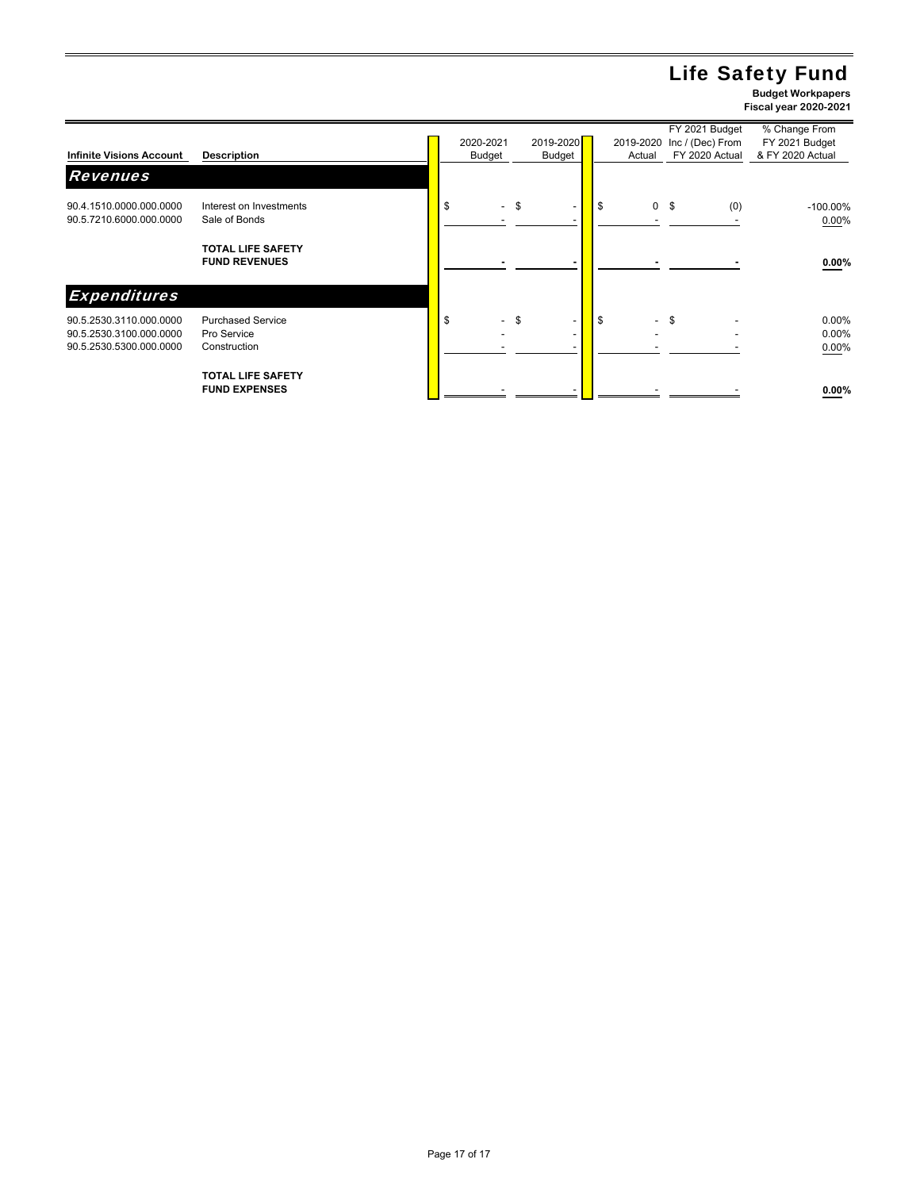# Life Safety Fund

**Budget Workpapers**
**Fiscal year 2020-2021**

| Infinite Visions Account | Description | 2020-2021 Budget | 2019-2020 Budget | 2019-2020 Actual | FY 2021 Budget Inc / (Dec) From FY 2020 Actual | % Change From FY 2021 Budget & FY 2020 Actual |
|---|---|---|---|---|---|---|
| ***Revenues*** | | | | | | |
| 90.4.1510.0000.000.0000 | Interest on Investments | $ - | $ - | $ 0 | $ (0) | -100.00% |
| 90.5.7210.6000.000.0000 | Sale of Bonds | - | - | - | - | 0.00% |
| | **TOTAL LIFE SAFETY FUND REVENUES** | **-** | **-** | **-** | **-** | **0.00%** |
| ***Expenditures*** | | | | | | |
| 90.5.2530.3110.000.0000 | Purchased Service | $ - | $ - | $ - | $ - | 0.00% |
| 90.5.2530.3100.000.0000 | Pro Service | - | - | - | - | 0.00% |
| 90.5.2530.5300.000.0000 | Construction | - | - | - | - | 0.00% |
| | **TOTAL LIFE SAFETY FUND EXPENSES** | - | - | - | - | **0.00%** |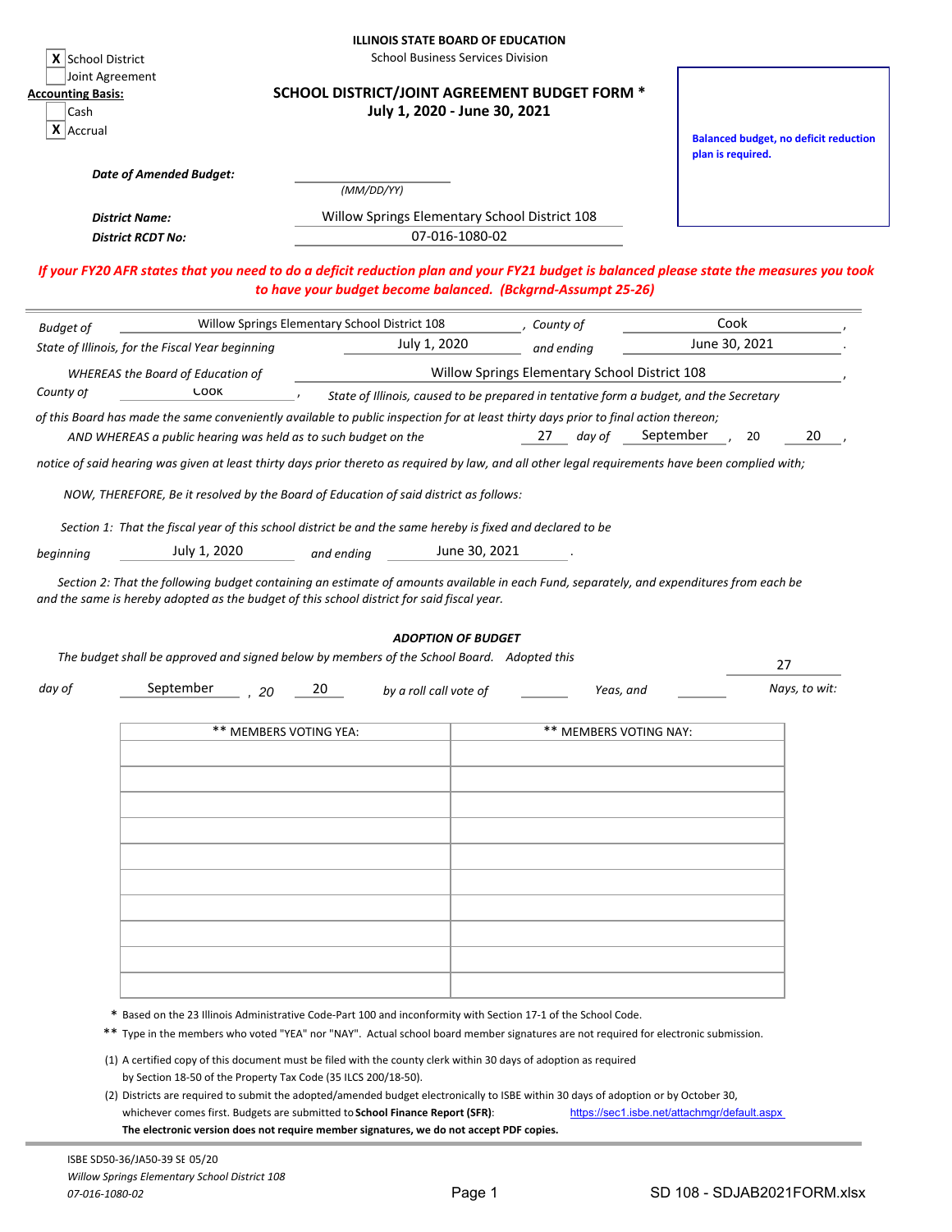**ILLINOIS STATE BOARD OF EDUCATION**
School Business Services Division

[X] School District
[ ] Joint Agreement

**Accounting Basis:**
[ ] Cash
[X] Accrual

# SCHOOL DISTRICT/JOINT AGREEMENT BUDGET FORM *
## July 1, 2020 - June 30, 2021

**Balanced budget, no deficit reduction plan is required.**

*Date of Amended Budget:* ____________ *(MM/DD/YY)*

*District Name:* Willow Springs Elementary School District 108

*District RCDT No:* 07-016-1080-02

*If your FY20 AFR states that you need to do a deficit reduction plan and your FY21 budget is balanced please state the measures you took to have your budget become balanced. (Bckgrnd-Assumpt 25-26)*

*Budget of* Willow Springs Elementary School District 108 *, County of* Cook ,
*State of Illinois, for the Fiscal Year beginning* July 1, 2020 *and ending* June 30, 2021 .

*WHEREAS the Board of Education of* Willow Springs Elementary School District 108 ,
*County of* Cook , *State of Illinois, caused to be prepared in tentative form a budget, and the Secretary of this Board has made the same conveniently available to public inspection for at least thirty days prior to final action thereon;*
*AND WHEREAS a public hearing was held as to such budget on the* 27 *day of* September , 20 20 ,
*notice of said hearing was given at least thirty days prior thereto as required by law, and all other legal requirements have been complied with;*

*NOW, THEREFORE, Be it resolved by the Board of Education of said district as follows:*

*Section 1: That the fiscal year of this school district be and the same hereby is fixed and declared to be beginning* July 1, 2020 *and ending* June 30, 2021 .

*Section 2: That the following budget containing an estimate of amounts available in each Fund, separately, and expenditures from each be and the same is hereby adopted as the budget of this school district for said fiscal year.*

***ADOPTION OF BUDGET***

*The budget shall be approved and signed below by members of the School Board. Adopted this* 27 *day of* September , 20 20 *by a roll call vote of* ______ *Yeas, and* ______ *Nays, to wit:*

| ** MEMBERS VOTING YEA: | ** MEMBERS VOTING NAY: |
|---|---|
| | |
| | |
| | |
| | |
| | |
| | |
| | |
| | |
| | |
| | |

\* Based on the 23 Illinois Administrative Code-Part 100 and inconformity with Section 17-1 of the School Code.

\*\* Type in the members who voted "YEA" nor "NAY". Actual school board member signatures are not required for electronic submission.

(1) A certified copy of this document must be filed with the county clerk within 30 days of adoption as required by Section 18-50 of the Property Tax Code (35 ILCS 200/18-50).

(2) Districts are required to submit the adopted/amended budget electronically to ISBE within 30 days of adoption or by October 30, whichever comes first. Budgets are submitted to **School Finance Report (SFR)**: https://sec1.isbe.net/attachmgr/default.aspx
**The electronic version does not require member signatures, we do not accept PDF copies.**

ISBE SD50-36/JA50-39 SE 05/20
*Willow Springs Elementary School District 108*
*07-016-1080-02*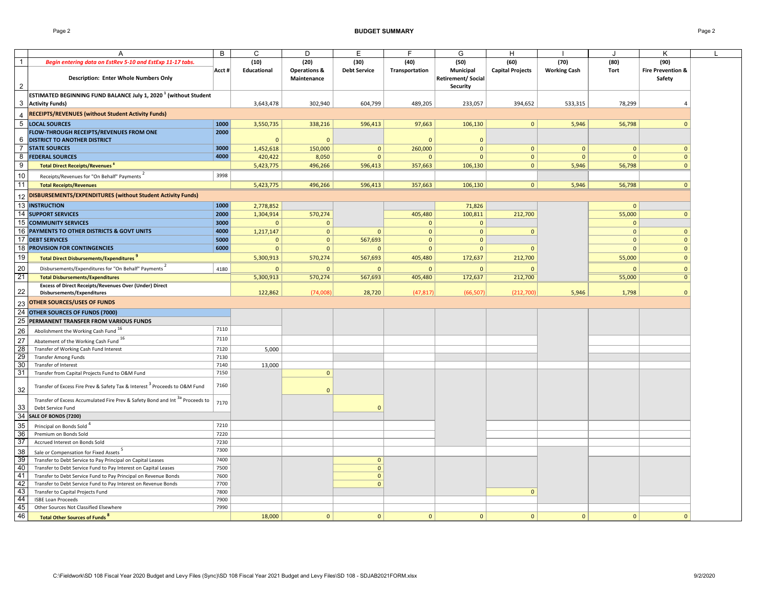# BUDGET SUMMARY

| | A | B | C | D | E | F | G | H | I | J | K |
|---|---|---|---|---|---|---|---|---|---|---|---|
| 1 | *Begin entering data on EstRev 5-10 and EstExp 11-17 tabs.* | | (10) | (20) | (30) | (40) | (50) | (60) | (70) | (80) | (90) |
| 2 | **Description: Enter Whole Numbers Only** | Acct # | Educational | Operations & Maintenance | Debt Service | Transportation | Municipal Retirement/ Social Security | Capital Projects | Working Cash | Tort | Fire Prevention & Safety |
| 3 | **ESTIMATED BEGINNING FUND BALANCE July 1, 2020 [1] (without Student Activity Funds)** | | 3,643,478 | 302,940 | 604,799 | 489,205 | 233,057 | 394,652 | 533,315 | 78,299 | 4 |
| 4 | **RECEIPTS/REVENUES (without Student Activity Funds)** | | | | | | | | | | |
| 5 | **LOCAL SOURCES** | 1000 | 3,550,735 | 338,216 | 596,413 | 97,663 | 106,130 | 0 | 5,946 | 56,798 | 0 |
| 6 | **FLOW-THROUGH RECEIPTS/REVENUES FROM ONE DISTRICT TO ANOTHER DISTRICT** | 2000 | 0 | 0 | | 0 | 0 | | | | |
| 7 | **STATE SOURCES** | 3000 | 1,452,618 | 150,000 | 0 | 260,000 | 0 | 0 | 0 | 0 | 0 |
| 8 | **FEDERAL SOURCES** | 4000 | 420,422 | 8,050 | 0 | 0 | 0 | 0 | 0 | 0 | 0 |
| 9 | **Total Direct Receipts/Revenues [8]** | | 5,423,775 | 496,266 | 596,413 | 357,663 | 106,130 | 0 | 5,946 | 56,798 | 0 |
| 10 | Receipts/Revenues for "On Behalf" Payments [2] | 3998 | | | | | | | | | |
| 11 | **Total Receipts/Revenues** | | 5,423,775 | 496,266 | 596,413 | 357,663 | 106,130 | 0 | 5,946 | 56,798 | 0 |
| 12 | **DISBURSEMENTS/EXPENDITURES (without Student Activity Funds)** | | | | | | | | | | |
| 13 | **INSTRUCTION** | 1000 | 2,778,852 | | | | 71,826 | | | 0 | |
| 14 | **SUPPORT SERVICES** | 2000 | 1,304,914 | 570,274 | | 405,480 | 100,811 | 212,700 | | 55,000 | 0 |
| 15 | **COMMUNITY SERVICES** | 3000 | 0 | 0 | | 0 | 0 | | | 0 | |
| 16 | **PAYMENTS TO OTHER DISTRICTS & GOVT UNITS** | 4000 | 1,217,147 | 0 | 0 | 0 | 0 | 0 | | 0 | 0 |
| 17 | **DEBT SERVICES** | 5000 | 0 | 0 | 567,693 | 0 | 0 | | | 0 | 0 |
| 18 | **PROVISION FOR CONTINGENCIES** | 6000 | 0 | 0 | 0 | 0 | 0 | 0 | | 0 | 0 |
| 19 | **Total Direct Disbursements/Expenditures [9]** | | 5,300,913 | 570,274 | 567,693 | 405,480 | 172,637 | 212,700 | | 55,000 | 0 |
| 20 | Disbursements/Expenditures for "On Behalf" Payments [2] | 4180 | 0 | 0 | 0 | 0 | 0 | 0 | | 0 | 0 |
| 21 | **Total Disbursements/Expenditures** | | 5,300,913 | 570,274 | 567,693 | 405,480 | 172,637 | 212,700 | | 55,000 | 0 |
| 22 | **Excess of Direct Receipts/Revenues Over (Under) Direct Disbursements/Expenditures** | | 122,862 | (74,008) | 28,720 | (47,817) | (66,507) | (212,700) | 5,946 | 1,798 | 0 |
| 23 | **OTHER SOURCES/USES OF FUNDS** | | | | | | | | | | |
| 24 | **OTHER SOURCES OF FUNDS (7000)** | | | | | | | | | | |
| 25 | **PERMANENT TRANSFER FROM VARIOUS FUNDS** | | | | | | | | | | |
| 26 | Abolishment the Working Cash Fund [16] | 7110 | | | | | | | | | |
| 27 | Abatement of the Working Cash Fund [16] | 7110 | | | | | | | | | |
| 28 | Transfer of Working Cash Fund Interest | 7120 | 5,000 | | | | | | | | |
| 29 | Transfer Among Funds | 7130 | | | | | | | | | |
| 30 | Transfer of Interest | 7140 | 13,000 | | | | | | | | |
| 31 | Transfer from Capital Projects Fund to O&M Fund | 7150 | | 0 | | | | | | | |
| 32 | Transfer of Excess Fire Prev & Safety Tax & Interest [3] Proceeds to O&M Fund | 7160 | | 0 | | | | | | | |
| 33 | Transfer of Excess Accumulated Fire Prev & Safety Bond and Int [3a] Proceeds to Debt Service Fund | 7170 | | | 0 | | | | | | |
| 34 | **SALE OF BONDS (7200)** | | | | | | | | | | |
| 35 | Principal on Bonds Sold [4] | 7210 | | | | | | | | | |
| 36 | Premium on Bonds Sold | 7220 | | | | | | | | | |
| 37 | Accrued Interest on Bonds Sold | 7230 | | | | | | | | | |
| 38 | Sale or Compensation for Fixed Assets [5] | 7300 | | | | | | | | | |
| 39 | Transfer to Debt Service to Pay Principal on Capital Leases | 7400 | | | 0 | | | | | | |
| 40 | Transfer to Debt Service Fund to Pay Interest on Capital Leases | 7500 | | | 0 | | | | | | |
| 41 | Transfer to Debt Service Fund to Pay Principal on Revenue Bonds | 7600 | | | 0 | | | | | | |
| 42 | Transfer to Debt Service Fund to Pay Interest on Revenue Bonds | 7700 | | | 0 | | | | | | |
| 43 | Transfer to Capital Projects Fund | 7800 | | | | | | 0 | | | |
| 44 | ISBE Loan Proceeds | 7900 | | | | | | | | | |
| 45 | Other Sources Not Classified Elsewhere | 7990 | | | | | | | | | |
| 46 | **Total Other Sources of Funds [8]** | | 18,000 | 0 | 0 | 0 | 0 | 0 | 0 | 0 | 0 |

C:\Fieldwork\SD 108 Fiscal Year 2020 Budget and Levy Files (Sync)\SD 108 Fiscal Year 2021 Budget and Levy Files\SD 108 - SDJAB2021FORM.xlsx 9/2/2020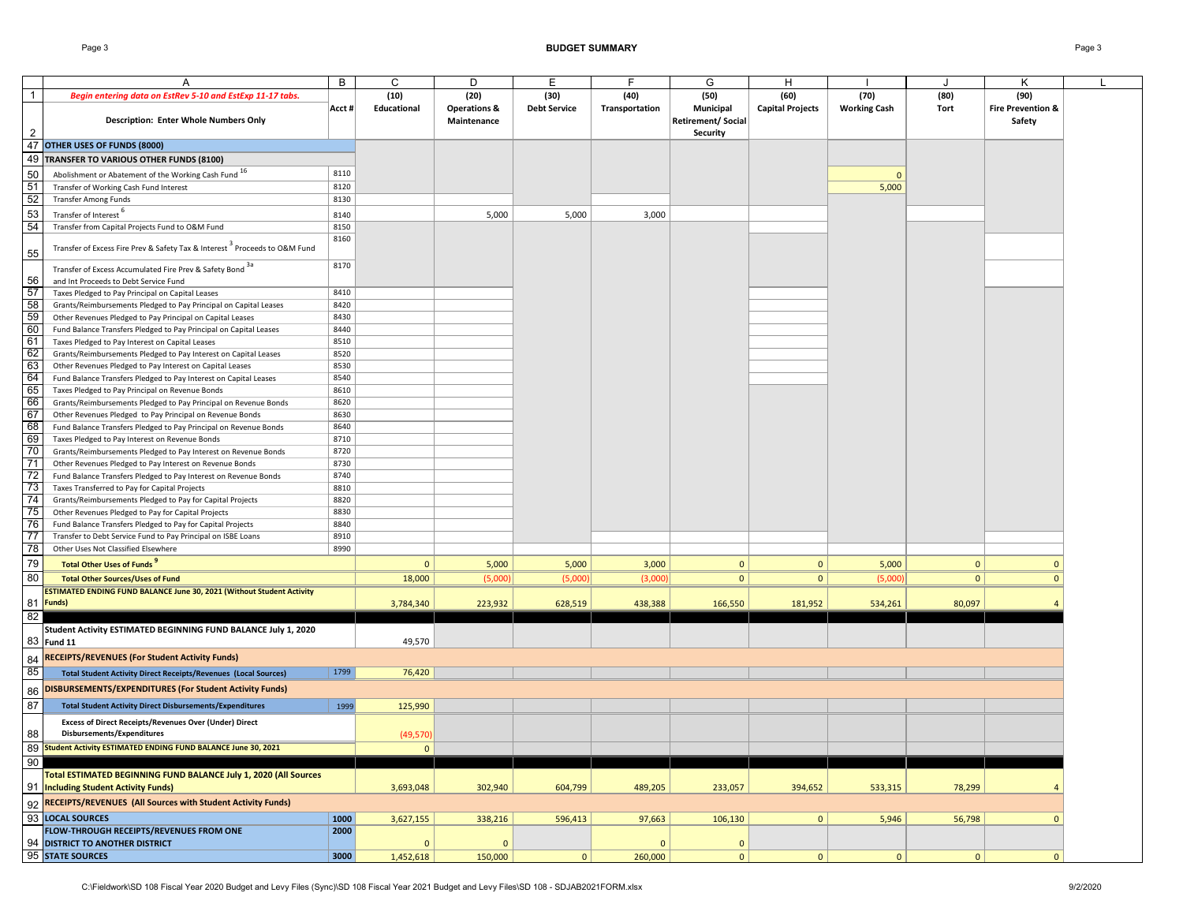## BUDGET SUMMARY

| | A | B | C | D | E | F | G | H | I | J | K |
|---|---|---|---|---|---|---|---|---|---|---|---|
| 1 | *Begin entering data on EstRev 5-10 and EstExp 11-17 tabs.* | | (10) | (20) | (30) | (40) | (50) | (60) | (70) | (80) | (90) |
| 2 | Description: Enter Whole Numbers Only | Acct # | Educational | Operations & Maintenance | Debt Service | Transportation | Municipal Retirement/ Social Security | Capital Projects | Working Cash | Tort | Fire Prevention & Safety |
| 47 | **OTHER USES OF FUNDS (8000)** | | | | | | | | | | |
| 49 | **TRANSFER TO VARIOUS OTHER FUNDS (8100)** | | | | | | | | | | |
| 50 | Abolishment or Abatement of the Working Cash Fund [16] | 8110 | | | | | | | 0 | | |
| 51 | Transfer of Working Cash Fund Interest | 8120 | | | | | | | 5,000 | | |
| 52 | Transfer Among Funds | 8130 | | | | | | | | | |
| 53 | Transfer of Interest [6] | 8140 | | 5,000 | 5,000 | 3,000 | | | | | |
| 54 | Transfer from Capital Projects Fund to O&M Fund | 8150 | | | | | | | | | |
| 55 | Transfer of Excess Fire Prev & Safety Tax & Interest [3] Proceeds to O&M Fund | 8160 | | | | | | | | | |
| 56 | Transfer of Excess Accumulated Fire Prev & Safety Bond [3a] and Int Proceeds to Debt Service Fund | 8170 | | | | | | | | | |
| 57 | Taxes Pledged to Pay Principal on Capital Leases | 8410 | | | | | | | | | |
| 58 | Grants/Reimbursements Pledged to Pay Principal on Capital Leases | 8420 | | | | | | | | | |
| 59 | Other Revenues Pledged to Pay Principal on Capital Leases | 8430 | | | | | | | | | |
| 60 | Fund Balance Transfers Pledged to Pay Principal on Capital Leases | 8440 | | | | | | | | | |
| 61 | Taxes Pledged to Pay Interest on Capital Leases | 8510 | | | | | | | | | |
| 62 | Grants/Reimbursements Pledged to Pay Interest on Capital Leases | 8520 | | | | | | | | | |
| 63 | Other Revenues Pledged to Pay Interest on Capital Leases | 8530 | | | | | | | | | |
| 64 | Fund Balance Transfers Pledged to Pay Interest on Capital Leases | 8540 | | | | | | | | | |
| 65 | Taxes Pledged to Pay Principal on Revenue Bonds | 8610 | | | | | | | | | |
| 66 | Grants/Reimbursements Pledged to Pay Principal on Revenue Bonds | 8620 | | | | | | | | | |
| 67 | Other Revenues Pledged to Pay Principal on Revenue Bonds | 8630 | | | | | | | | | |
| 68 | Fund Balance Transfers Pledged to Pay Principal on Revenue Bonds | 8640 | | | | | | | | | |
| 69 | Taxes Pledged to Pay Interest on Revenue Bonds | 8710 | | | | | | | | | |
| 70 | Grants/Reimbursements Pledged to Pay Interest on Revenue Bonds | 8720 | | | | | | | | | |
| 71 | Other Revenues Pledged to Pay Interest on Revenue Bonds | 8730 | | | | | | | | | |
| 72 | Fund Balance Transfers Pledged to Pay Interest on Revenue Bonds | 8740 | | | | | | | | | |
| 73 | Taxes Transferred to Pay for Capital Projects | 8810 | | | | | | | | | |
| 74 | Grants/Reimbursements Pledged to Pay for Capital Projects | 8820 | | | | | | | | | |
| 75 | Other Revenues Pledged to Pay for Capital Projects | 8830 | | | | | | | | | |
| 76 | Fund Balance Transfers Pledged to Pay for Capital Projects | 8840 | | | | | | | | | |
| 77 | Transfer to Debt Service Fund to Pay Principal on ISBE Loans | 8910 | | | | | | | | | |
| 78 | Other Uses Not Classified Elsewhere | 8990 | | | | | | | | | |
| 79 | **Total Other Uses of Funds [9]** | | 0 | 5,000 | 5,000 | 3,000 | 0 | 0 | 5,000 | 0 | 0 |
| 80 | **Total Other Sources/Uses of Fund** | | 18,000 | (5,000) | (5,000) | (3,000) | 0 | 0 | (5,000) | 0 | 0 |
| 81 | **ESTIMATED ENDING FUND BALANCE June 30, 2021 (Without Student Activity Funds)** | | 3,784,340 | 223,932 | 628,519 | 438,388 | 166,550 | 181,952 | 534,261 | 80,097 | 4 |
| 82 | | | | | | | | | | | |
| 83 | **Student Activity ESTIMATED BEGINNING FUND BALANCE July 1, 2020 Fund 11** | | 49,570 | | | | | | | | |
| 84 | **RECEIPTS/REVENUES (For Student Activity Funds)** | | | | | | | | | | |
| 85 | **Total Student Activity Direct Receipts/Revenues (Local Sources)** | 1799 | 76,420 | | | | | | | | |
| 86 | **DISBURSEMENTS/EXPENDITURES (For Student Activity Funds)** | | | | | | | | | | |
| 87 | **Total Student Activity Direct Disbursements/Expenditures** | 1999 | 125,990 | | | | | | | | |
| 88 | **Excess of Direct Receipts/Revenues Over (Under) Direct Disbursements/Expenditures** | | (49,570) | | | | | | | | |
| 89 | **Student Activity ESTIMATED ENDING FUND BALANCE June 30, 2021** | | 0 | | | | | | | | |
| 90 | | | | | | | | | | | |
| 91 | **Total ESTIMATED BEGINNING FUND BALANCE July 1, 2020 (All Sources Including Student Activity Funds)** | | 3,693,048 | 302,940 | 604,799 | 489,205 | 233,057 | 394,652 | 533,315 | 78,299 | 4 |
| 92 | **RECEIPTS/REVENUES (All Sources with Student Activity Funds)** | | | | | | | | | | |
| 93 | **LOCAL SOURCES** | **1000** | 3,627,155 | 338,216 | 596,413 | 97,663 | 106,130 | 0 | 5,946 | 56,798 | 0 |
| 94 | **FLOW-THROUGH RECEIPTS/REVENUES FROM ONE DISTRICT TO ANOTHER DISTRICT** | **2000** | 0 | 0 | | 0 | 0 | | | | |
| 95 | **STATE SOURCES** | **3000** | 1,452,618 | 150,000 | 0 | 260,000 | 0 | 0 | 0 | 0 | 0 |

C:\Fieldwork\SD 108 Fiscal Year 2020 Budget and Levy Files (Sync)\SD 108 Fiscal Year 2021 Budget and Levy Files\SD 108 - SDJAB2021FORM.xlsx 9/2/2020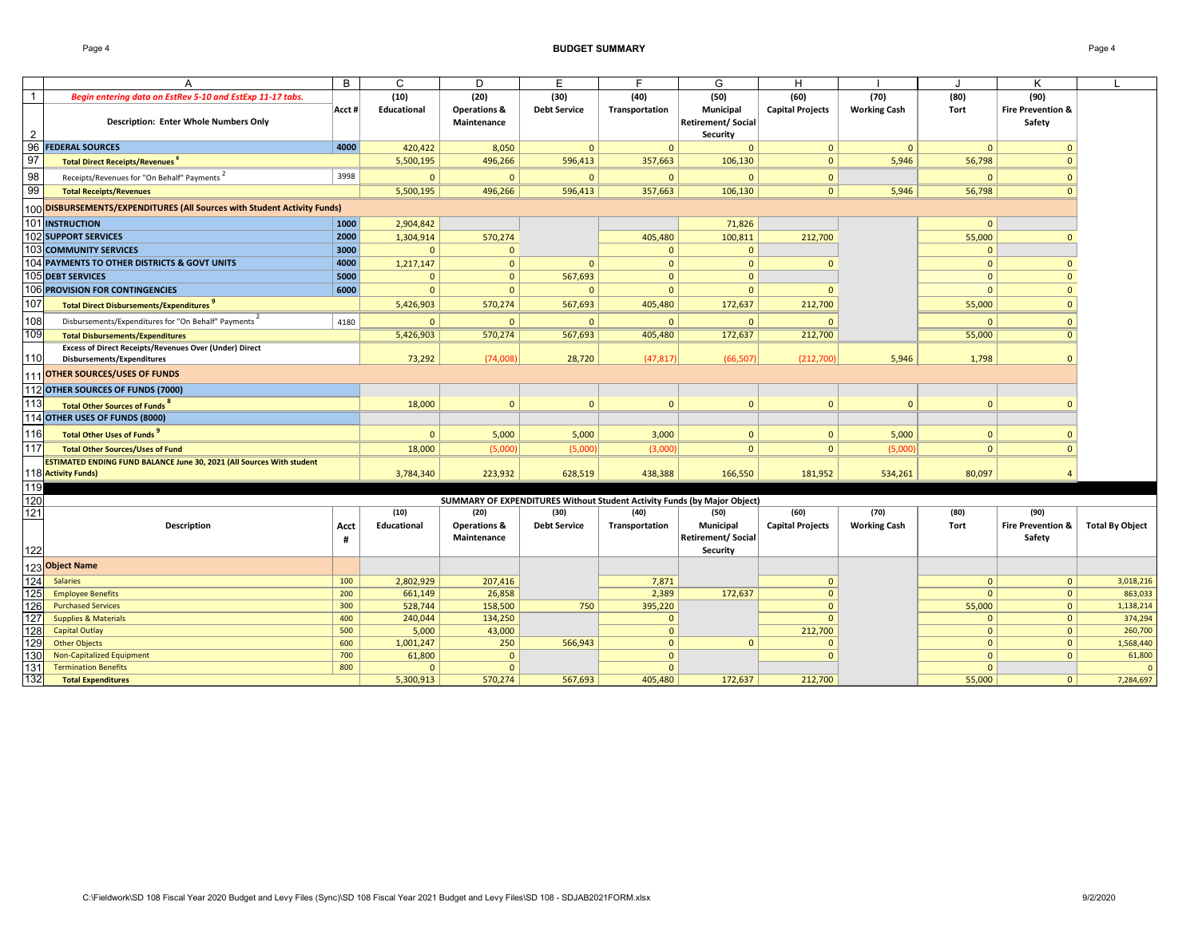# BUDGET SUMMARY

| | A | B | C | D | E | F | G | H | I | J | K |
|---|---|---|---|---|---|---|---|---|---|---|---|
| 1 | *Begin entering data on EstRev 5-10 and EstExp 11-17 tabs.* | Acct # | (10) Educational | (20) Operations & Maintenance | (30) Debt Service | (40) Transportation | (50) Municipal Retirement/ Social Security | (60) Capital Projects | (70) Working Cash | (80) Tort | (90) Fire Prevention & Safety |
| 2 | Description: Enter Whole Numbers Only | | | | | | | | | | |
| 96 | **FEDERAL SOURCES** | 4000 | 420,422 | 8,050 | 0 | 0 | 0 | 0 | 0 | 0 | 0 |
| 97 | **Total Direct Receipts/Revenues [8]** | | 5,500,195 | 496,266 | 596,413 | 357,663 | 106,130 | 0 | 5,946 | 56,798 | 0 |
| 98 | Receipts/Revenues for "On Behalf" Payments [2] | 3998 | 0 | 0 | 0 | 0 | 0 | 0 | | 0 | 0 |
| 99 | **Total Receipts/Revenues** | | 5,500,195 | 496,266 | 596,413 | 357,663 | 106,130 | 0 | 5,946 | 56,798 | 0 |
| 100 | **DISBURSEMENTS/EXPENDITURES (All Sources with Student Activity Funds)** | | | | | | | | | | |
| 101 | **INSTRUCTION** | 1000 | 2,904,842 | | | | 71,826 | | | 0 | |
| 102 | **SUPPORT SERVICES** | 2000 | 1,304,914 | 570,274 | | 405,480 | 100,811 | 212,700 | | 55,000 | 0 |
| 103 | **COMMUNITY SERVICES** | 3000 | 0 | 0 | | 0 | 0 | | | 0 | |
| 104 | **PAYMENTS TO OTHER DISTRICTS & GOVT UNITS** | 4000 | 1,217,147 | 0 | 0 | 0 | 0 | 0 | | 0 | 0 |
| 105 | **DEBT SERVICES** | 5000 | 0 | 0 | 567,693 | 0 | 0 | | | 0 | 0 |
| 106 | **PROVISION FOR CONTINGENCIES** | 6000 | 0 | 0 | 0 | 0 | 0 | 0 | | 0 | 0 |
| 107 | **Total Direct Disbursements/Expenditures [9]** | | 5,426,903 | 570,274 | 567,693 | 405,480 | 172,637 | 212,700 | | 55,000 | 0 |
| 108 | Disbursements/Expenditures for "On Behalf" Payments [2] | 4180 | 0 | 0 | 0 | 0 | 0 | 0 | | 0 | 0 |
| 109 | **Total Disbursements/Expenditures** | | 5,426,903 | 570,274 | 567,693 | 405,480 | 172,637 | 212,700 | | 55,000 | 0 |
| 110 | **Excess of Direct Receipts/Revenues Over (Under) Direct Disbursements/Expenditures** | | 73,292 | (74,008) | 28,720 | (47,817) | (66,507) | (212,700) | 5,946 | 1,798 | 0 |
| 111 | **OTHER SOURCES/USES OF FUNDS** | | | | | | | | | | |
| 112 | **OTHER SOURCES OF FUNDS (7000)** | | | | | | | | | | |
| 113 | **Total Other Sources of Funds [8]** | | 18,000 | 0 | 0 | 0 | 0 | 0 | 0 | 0 | 0 |
| 114 | **OTHER USES OF FUNDS (8000)** | | | | | | | | | | |
| 116 | **Total Other Uses of Funds [9]** | | 0 | 5,000 | 5,000 | 3,000 | 0 | 0 | 5,000 | 0 | 0 |
| 117 | **Total Other Sources/Uses of Fund** | | 18,000 | (5,000) | (5,000) | (3,000) | 0 | 0 | (5,000) | 0 | 0 |
| 118 | **ESTIMATED ENDING FUND BALANCE June 30, 2021 (All Sources With student Activity Funds)** | | 3,784,340 | 223,932 | 628,519 | 438,388 | 166,550 | 181,952 | 534,261 | 80,097 | 4 |

## SUMMARY OF EXPENDITURES Without Student Activity Funds (by Major Object)

| | Description | Acct # | (10) Educational | (20) Operations & Maintenance | (30) Debt Service | (40) Transportation | (50) Municipal Retirement/ Social Security | (60) Capital Projects | (70) Working Cash | (80) Tort | (90) Fire Prevention & Safety | Total By Object |
|---|---|---|---|---|---|---|---|---|---|---|---|---|
| 123 | **Object Name** | | | | | | | | | | | |
| 124 | Salaries | 100 | 2,802,929 | 207,416 | | 7,871 | | 0 | | 0 | 0 | 3,018,216 |
| 125 | Employee Benefits | 200 | 661,149 | 26,858 | | 2,389 | 172,637 | 0 | | 0 | 0 | 863,033 |
| 126 | Purchased Services | 300 | 528,744 | 158,500 | 750 | 395,220 | | 0 | | 55,000 | 0 | 1,138,214 |
| 127 | Supplies & Materials | 400 | 240,044 | 134,250 | | 0 | | 0 | | 0 | 0 | 374,294 |
| 128 | Capital Outlay | 500 | 5,000 | 43,000 | | 0 | | 212,700 | | 0 | 0 | 260,700 |
| 129 | Other Objects | 600 | 1,001,247 | 250 | 566,943 | 0 | 0 | 0 | | 0 | 0 | 1,568,440 |
| 130 | Non-Capitalized Equipment | 700 | 61,800 | 0 | | 0 | | 0 | | 0 | 0 | 61,800 |
| 131 | Termination Benefits | 800 | 0 | 0 | | 0 | | | | 0 | | 0 |
| 132 | **Total Expenditures** | | 5,300,913 | 570,274 | 567,693 | 405,480 | 172,637 | 212,700 | | 55,000 | 0 | 7,284,697 |

C:\Fieldwork\SD 108 Fiscal Year 2020 Budget and Levy Files (Sync)\SD 108 Fiscal Year 2021 Budget and Levy Files\SD 108 - SDJAB2021FORM.xlsx 9/2/2020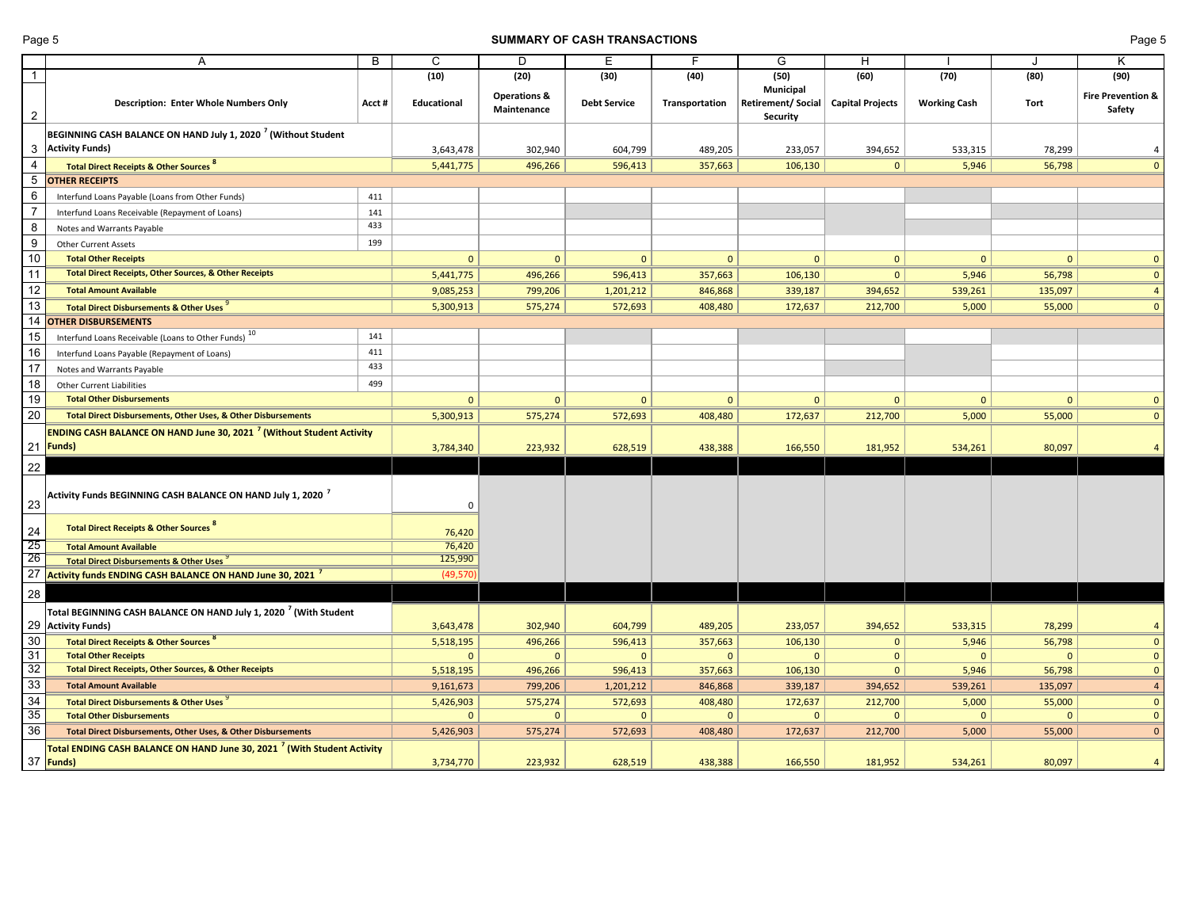# SUMMARY OF CASH TRANSACTIONS

| | A | B | C | D | E | F | G | H | I | J | K |
|---|---|---|---|---|---|---|---|---|---|---|---|
| 1 | | | (10) | (20) | (30) | (40) | (50) | (60) | (70) | (80) | (90) |
| 2 | **Description: Enter Whole Numbers Only** | **Acct #** | **Educational** | **Operations & Maintenance** | **Debt Service** | **Transportation** | **Municipal Retirement/ Social Security** | **Capital Projects** | **Working Cash** | **Tort** | **Fire Prevention & Safety** |
| 3 | **BEGINNING CASH BALANCE ON HAND July 1, 2020 [7] (Without Student Activity Funds)** | | 3,643,478 | 302,940 | 604,799 | 489,205 | 233,057 | 394,652 | 533,315 | 78,299 | 4 |
| 4 | **Total Direct Receipts & Other Sources [8]** | | 5,441,775 | 496,266 | 596,413 | 357,663 | 106,130 | 0 | 5,946 | 56,798 | 0 |
| 5 | **OTHER RECEIPTS** | | | | | | | | | | |
| 6 | Interfund Loans Payable (Loans from Other Funds) | 411 | | | | | | | | | |
| 7 | Interfund Loans Receivable (Repayment of Loans) | 141 | | | | | | | | | |
| 8 | Notes and Warrants Payable | 433 | | | | | | | | | |
| 9 | Other Current Assets | 199 | | | | | | | | | |
| 10 | **Total Other Receipts** | | 0 | 0 | 0 | 0 | 0 | 0 | 0 | 0 | 0 |
| 11 | **Total Direct Receipts, Other Sources, & Other Receipts** | | 5,441,775 | 496,266 | 596,413 | 357,663 | 106,130 | 0 | 5,946 | 56,798 | 0 |
| 12 | **Total Amount Available** | | 9,085,253 | 799,206 | 1,201,212 | 846,868 | 339,187 | 394,652 | 539,261 | 135,097 | 4 |
| 13 | **Total Direct Disbursements & Other Uses [9]** | | 5,300,913 | 575,274 | 572,693 | 408,480 | 172,637 | 212,700 | 5,000 | 55,000 | 0 |
| 14 | **OTHER DISBURSEMENTS** | | | | | | | | | | |
| 15 | Interfund Loans Receivable (Loans to Other Funds) [10] | 141 | | | | | | | | | |
| 16 | Interfund Loans Payable (Repayment of Loans) | 411 | | | | | | | | | |
| 17 | Notes and Warrants Payable | 433 | | | | | | | | | |
| 18 | Other Current Liabilities | 499 | | | | | | | | | |
| 19 | **Total Other Disbursements** | | 0 | 0 | 0 | 0 | 0 | 0 | 0 | 0 | 0 |
| 20 | **Total Direct Disbursements, Other Uses, & Other Disbursements** | | 5,300,913 | 575,274 | 572,693 | 408,480 | 172,637 | 212,700 | 5,000 | 55,000 | 0 |
| 21 | **ENDING CASH BALANCE ON HAND June 30, 2021 [7] (Without Student Activity Funds)** | | 3,784,340 | 223,932 | 628,519 | 438,388 | 166,550 | 181,952 | 534,261 | 80,097 | 4 |
| 22 | | | | | | | | | | | |
| 23 | **Activity Funds BEGINNING CASH BALANCE ON HAND July 1, 2020 [7]** | | 0 | | | | | | | | |
| 24 | **Total Direct Receipts & Other Sources [8]** | | 76,420 | | | | | | | | |
| 25 | **Total Amount Available** | | 76,420 | | | | | | | | |
| 26 | **Total Direct Disbursements & Other Uses [9]** | | 125,990 | | | | | | | | |
| 27 | **Activity funds ENDING CASH BALANCE ON HAND June 30, 2021 [7]** | | (49,570) | | | | | | | | |
| 28 | | | | | | | | | | | |
| 29 | **Total BEGINNING CASH BALANCE ON HAND July 1, 2020 [7] (With Student Activity Funds)** | | 3,643,478 | 302,940 | 604,799 | 489,205 | 233,057 | 394,652 | 533,315 | 78,299 | 4 |
| 30 | **Total Direct Receipts & Other Sources [8]** | | 5,518,195 | 496,266 | 596,413 | 357,663 | 106,130 | 0 | 5,946 | 56,798 | 0 |
| 31 | **Total Other Receipts** | | 0 | 0 | 0 | 0 | 0 | 0 | 0 | 0 | 0 |
| 32 | **Total Direct Receipts, Other Sources, & Other Receipts** | | 5,518,195 | 496,266 | 596,413 | 357,663 | 106,130 | 0 | 5,946 | 56,798 | 0 |
| 33 | **Total Amount Available** | | 9,161,673 | 799,206 | 1,201,212 | 846,868 | 339,187 | 394,652 | 539,261 | 135,097 | 4 |
| 34 | **Total Direct Disbursements & Other Uses [9]** | | 5,426,903 | 575,274 | 572,693 | 408,480 | 172,637 | 212,700 | 5,000 | 55,000 | 0 |
| 35 | **Total Other Disbursements** | | 0 | 0 | 0 | 0 | 0 | 0 | 0 | 0 | 0 |
| 36 | **Total Direct Disbursements, Other Uses, & Other Disbursements** | | 5,426,903 | 575,274 | 572,693 | 408,480 | 172,637 | 212,700 | 5,000 | 55,000 | 0 |
| 37 | **Total ENDING CASH BALANCE ON HAND June 30, 2021 [7] (With Student Activity Funds)** | | 3,734,770 | 223,932 | 628,519 | 438,388 | 166,550 | 181,952 | 534,261 | 80,097 | 4 |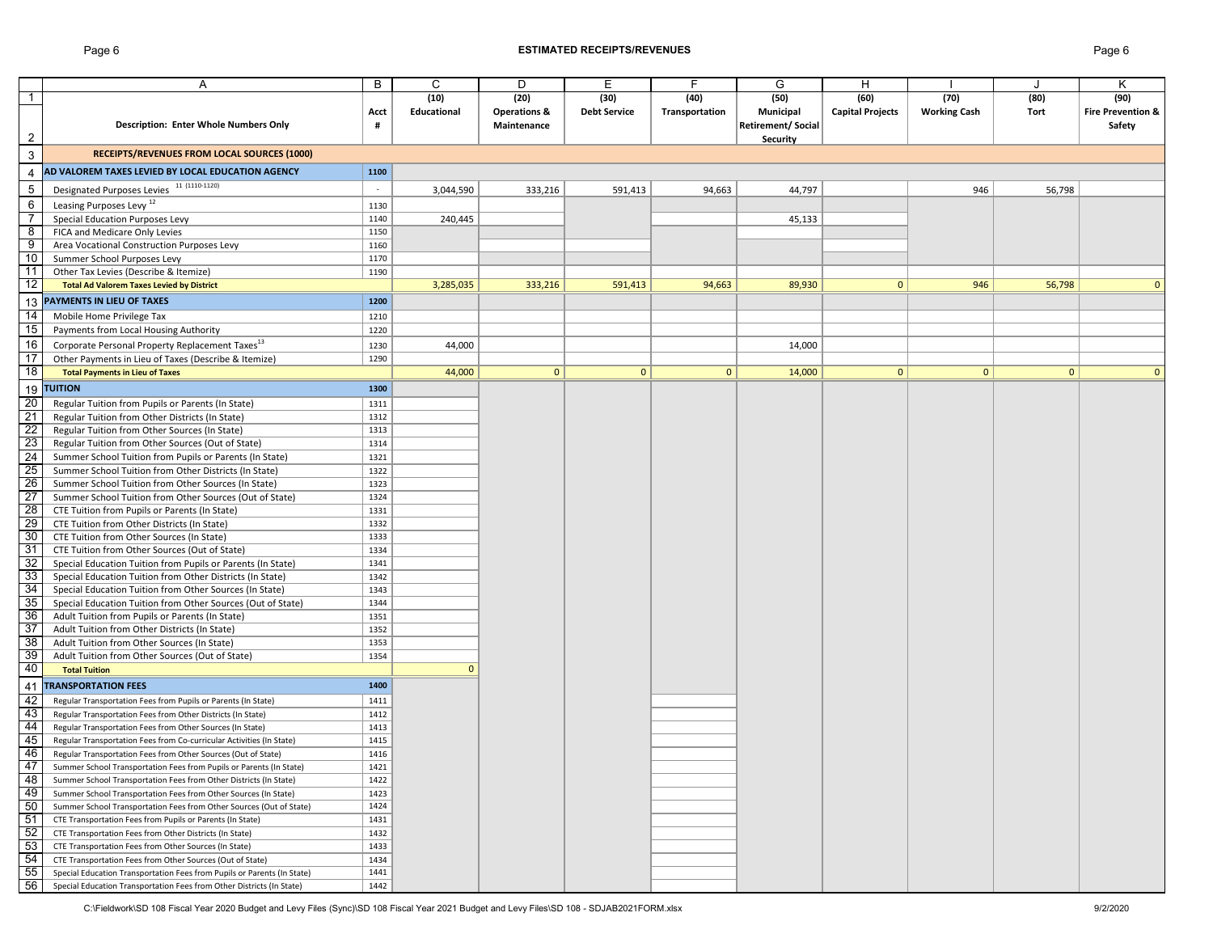## ESTIMATED RECEIPTS/REVENUES

| | A | B | C | D | E | F | G | H | I | J | K |
|---|---|---|---|---|---|---|---|---|---|---|---|
| 1 | | | (10) | (20) | (30) | (40) | (50) | (60) | (70) | (80) | (90) |
| 2 | **Description: Enter Whole Numbers Only** | **Acct #** | **Educational** | **Operations & Maintenance** | **Debt Service** | **Transportation** | **Municipal Retirement/ Social Security** | **Capital Projects** | **Working Cash** | **Tort** | **Fire Prevention & Safety** |
| 3 | **RECEIPTS/REVENUES FROM LOCAL SOURCES (1000)** | | | | | | | | | | |
| 4 | **AD VALOREM TAXES LEVIED BY LOCAL EDUCATION AGENCY** | **1100** | | | | | | | | | |
| 5 | Designated Purposes Levies [11] (1110-1120) | - | 3,044,590 | 333,216 | 591,413 | 94,663 | 44,797 | | 946 | 56,798 | |
| 6 | Leasing Purposes Levy [12] | 1130 | | | | | | | | | |
| 7 | Special Education Purposes Levy | 1140 | 240,445 | | | | 45,133 | | | | |
| 8 | FICA and Medicare Only Levies | 1150 | | | | | | | | | |
| 9 | Area Vocational Construction Purposes Levy | 1160 | | | | | | | | | |
| 10 | Summer School Purposes Levy | 1170 | | | | | | | | | |
| 11 | Other Tax Levies (Describe & Itemize) | 1190 | | | | | | | | | |
| 12 | **Total Ad Valorem Taxes Levied by District** | | 3,285,035 | 333,216 | 591,413 | 94,663 | 89,930 | 0 | 946 | 56,798 | 0 |
| 13 | **PAYMENTS IN LIEU OF TAXES** | **1200** | | | | | | | | | |
| 14 | Mobile Home Privilege Tax | 1210 | | | | | | | | | |
| 15 | Payments from Local Housing Authority | 1220 | | | | | | | | | |
| 16 | Corporate Personal Property Replacement Taxes [13] | 1230 | 44,000 | | | | 14,000 | | | | |
| 17 | Other Payments in Lieu of Taxes (Describe & Itemize) | 1290 | | | | | | | | | |
| 18 | **Total Payments in Lieu of Taxes** | | 44,000 | 0 | 0 | 0 | 14,000 | 0 | 0 | 0 | 0 |
| 19 | **TUITION** | **1300** | | | | | | | | | |
| 20 | Regular Tuition from Pupils or Parents (In State) | 1311 | | | | | | | | | |
| 21 | Regular Tuition from Other Districts (In State) | 1312 | | | | | | | | | |
| 22 | Regular Tuition from Other Sources (In State) | 1313 | | | | | | | | | |
| 23 | Regular Tuition from Other Sources (Out of State) | 1314 | | | | | | | | | |
| 24 | Summer School Tuition from Pupils or Parents (In State) | 1321 | | | | | | | | | |
| 25 | Summer School Tuition from Other Districts (In State) | 1322 | | | | | | | | | |
| 26 | Summer School Tuition from Other Sources (In State) | 1323 | | | | | | | | | |
| 27 | Summer School Tuition from Other Sources (Out of State) | 1324 | | | | | | | | | |
| 28 | CTE Tuition from Pupils or Parents (In State) | 1331 | | | | | | | | | |
| 29 | CTE Tuition from Other Districts (In State) | 1332 | | | | | | | | | |
| 30 | CTE Tuition from Other Sources (In State) | 1333 | | | | | | | | | |
| 31 | CTE Tuition from Other Sources (Out of State) | 1334 | | | | | | | | | |
| 32 | Special Education Tuition from Pupils or Parents (In State) | 1341 | | | | | | | | | |
| 33 | Special Education Tuition from Other Districts (In State) | 1342 | | | | | | | | | |
| 34 | Special Education Tuition from Other Sources (In State) | 1343 | | | | | | | | | |
| 35 | Special Education Tuition from Other Sources (Out of State) | 1344 | | | | | | | | | |
| 36 | Adult Tuition from Pupils or Parents (In State) | 1351 | | | | | | | | | |
| 37 | Adult Tuition from Other Districts (In State) | 1352 | | | | | | | | | |
| 38 | Adult Tuition from Other Sources (In State) | 1353 | | | | | | | | | |
| 39 | Adult Tuition from Other Sources (Out of State) | 1354 | | | | | | | | | |
| 40 | **Total Tuition** | | 0 | | | | | | | | |
| 41 | **TRANSPORTATION FEES** | **1400** | | | | | | | | | |
| 42 | Regular Transportation Fees from Pupils or Parents (In State) | 1411 | | | | | | | | | |
| 43 | Regular Transportation Fees from Other Districts (In State) | 1412 | | | | | | | | | |
| 44 | Regular Transportation Fees from Other Sources (In State) | 1413 | | | | | | | | | |
| 45 | Regular Transportation Fees from Co-curricular Activities (In State) | 1415 | | | | | | | | | |
| 46 | Regular Transportation Fees from Other Sources (Out of State) | 1416 | | | | | | | | | |
| 47 | Summer School Transportation Fees from Pupils or Parents (In State) | 1421 | | | | | | | | | |
| 48 | Summer School Transportation Fees from Other Districts (In State) | 1422 | | | | | | | | | |
| 49 | Summer School Transportation Fees from Other Sources (In State) | 1423 | | | | | | | | | |
| 50 | Summer School Transportation Fees from Other Sources (Out of State) | 1424 | | | | | | | | | |
| 51 | CTE Transportation Fees from Pupils or Parents (In State) | 1431 | | | | | | | | | |
| 52 | CTE Transportation Fees from Other Districts (In State) | 1432 | | | | | | | | | |
| 53 | CTE Transportation Fees from Other Sources (In State) | 1433 | | | | | | | | | |
| 54 | CTE Transportation Fees from Other Sources (Out of State) | 1434 | | | | | | | | | |
| 55 | Special Education Transportation Fees from Pupils or Parents (In State) | 1441 | | | | | | | | | |
| 56 | Special Education Transportation Fees from Other Districts (In State) | 1442 | | | | | | | | | |

C:\Fieldwork\SD 108 Fiscal Year 2020 Budget and Levy Files (Sync)\SD 108 Fiscal Year 2021 Budget and Levy Files\SD 108 - SDJAB2021FORM.xlsx 9/2/2020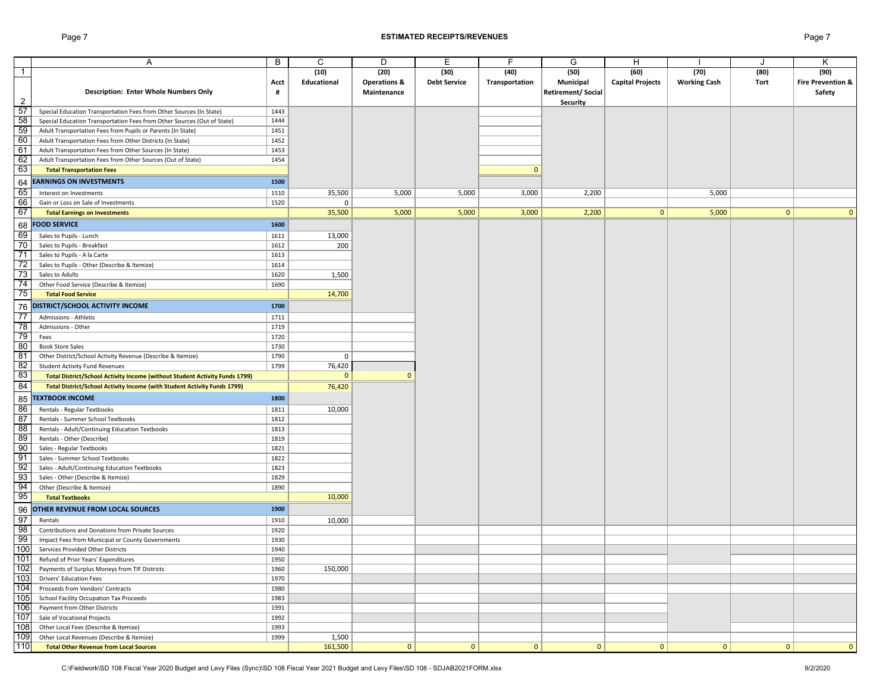# ESTIMATED RECEIPTS/REVENUES

| | A | B | C | D | E | F | G | H | I | J | K |
|---|---|---|---|---|---|---|---|---|---|---|---|
| 1 | | | (10) | (20) | (30) | (40) | (50) | (60) | (70) | (80) | (90) |
| 2 | **Description: Enter Whole Numbers Only** | **Acct #** | **Educational** | **Operations & Maintenance** | **Debt Service** | **Transportation** | **Municipal Retirement/ Social Security** | **Capital Projects** | **Working Cash** | **Tort** | **Fire Prevention & Safety** |
| 57 | Special Education Transportation Fees from Other Sources (In State) | 1443 | | | | | | | | | |
| 58 | Special Education Transportation Fees from Other Sources (Out of State) | 1444 | | | | | | | | | |
| 59 | Adult Transportation Fees from Pupils or Parents (In State) | 1451 | | | | | | | | | |
| 60 | Adult Transportation Fees from Other Districts (In State) | 1452 | | | | | | | | | |
| 61 | Adult Transportation Fees from Other Sources (In State) | 1453 | | | | | | | | | |
| 62 | Adult Transportation Fees from Other Sources (Out of State) | 1454 | | | | | | | | | |
| 63 | **Total Transportation Fees** | | | | | 0 | | | | | |
| 64 | **EARNINGS ON INVESTMENTS** | **1500** | | | | | | | | | |
| 65 | Interest on Investments | 1510 | 35,500 | 5,000 | 5,000 | 3,000 | 2,200 | | 5,000 | | |
| 66 | Gain or Loss on Sale of Investments | 1520 | 0 | | | | | | | | |
| 67 | **Total Earnings on Investments** | | 35,500 | 5,000 | 5,000 | 3,000 | 2,200 | 0 | 5,000 | 0 | 0 |
| 68 | **FOOD SERVICE** | **1600** | | | | | | | | | |
| 69 | Sales to Pupils - Lunch | 1611 | 13,000 | | | | | | | | |
| 70 | Sales to Pupils - Breakfast | 1612 | 200 | | | | | | | | |
| 71 | Sales to Pupils - A la Carte | 1613 | | | | | | | | | |
| 72 | Sales to Pupils - Other (Describe & Itemize) | 1614 | | | | | | | | | |
| 73 | Sales to Adults | 1620 | 1,500 | | | | | | | | |
| 74 | Other Food Service (Describe & Itemize) | 1690 | | | | | | | | | |
| 75 | **Total Food Service** | | 14,700 | | | | | | | | |
| 76 | **DISTRICT/SCHOOL ACTIVITY INCOME** | **1700** | | | | | | | | | |
| 77 | Admissions - Athletic | 1711 | | | | | | | | | |
| 78 | Admissions - Other | 1719 | | | | | | | | | |
| 79 | Fees | 1720 | | | | | | | | | |
| 80 | Book Store Sales | 1730 | | | | | | | | | |
| 81 | Other District/School Activity Revenue (Describe & Itemize) | 1790 | 0 | | | | | | | | |
| 82 | Student Activity Fund Revenues | 1799 | 76,420 | | | | | | | | |
| 83 | **Total District/School Activity Income (without Student Activity Funds 1799)** | | 0 | 0 | | | | | | | |
| 84 | **Total District/School Activity Income (with Student Activity Funds 1799)** | | 76,420 | | | | | | | | |
| 85 | **TEXTBOOK INCOME** | **1800** | | | | | | | | | |
| 86 | Rentals - Regular Textbooks | 1811 | 10,000 | | | | | | | | |
| 87 | Rentals - Summer School Textbooks | 1812 | | | | | | | | | |
| 88 | Rentals - Adult/Continuing Education Textbooks | 1813 | | | | | | | | | |
| 89 | Rentals - Other (Describe) | 1819 | | | | | | | | | |
| 90 | Sales - Regular Textbooks | 1821 | | | | | | | | | |
| 91 | Sales - Summer School Textbooks | 1822 | | | | | | | | | |
| 92 | Sales - Adult/Continuing Education Textbooks | 1823 | | | | | | | | | |
| 93 | Sales - Other (Describe & Itemize) | 1829 | | | | | | | | | |
| 94 | Other (Describe & Itemize) | 1890 | | | | | | | | | |
| 95 | **Total Textbooks** | | 10,000 | | | | | | | | |
| 96 | **OTHER REVENUE FROM LOCAL SOURCES** | **1900** | | | | | | | | | |
| 97 | Rentals | 1910 | 10,000 | | | | | | | | |
| 98 | Contributions and Donations from Private Sources | 1920 | | | | | | | | | |
| 99 | Impact Fees from Municipal or County Governments | 1930 | | | | | | | | | |
| 100 | Services Provided Other Districts | 1940 | | | | | | | | | |
| 101 | Refund of Prior Years' Expenditures | 1950 | | | | | | | | | |
| 102 | Payments of Surplus Moneys from TIF Districts | 1960 | 150,000 | | | | | | | | |
| 103 | Drivers' Education Fees | 1970 | | | | | | | | | |
| 104 | Proceeds from Vendors' Contracts | 1980 | | | | | | | | | |
| 105 | School Facility Occupation Tax Proceeds | 1983 | | | | | | | | | |
| 106 | Payment from Other Districts | 1991 | | | | | | | | | |
| 107 | Sale of Vocational Projects | 1992 | | | | | | | | | |
| 108 | Other Local Fees (Describe & Itemize) | 1993 | | | | | | | | | |
| 109 | Other Local Revenues (Describe & Itemize) | 1999 | 1,500 | | | | | | | | |
| 110 | **Total Other Revenue from Local Sources** | | 161,500 | 0 | 0 | 0 | 0 | 0 | 0 | 0 | 0 |

C:\Fieldwork\SD 108 Fiscal Year 2020 Budget and Levy Files (Sync)\SD 108 Fiscal Year 2021 Budget and Levy Files\SD 108 - SDJAB2021FORM.xlsx 9/2/2020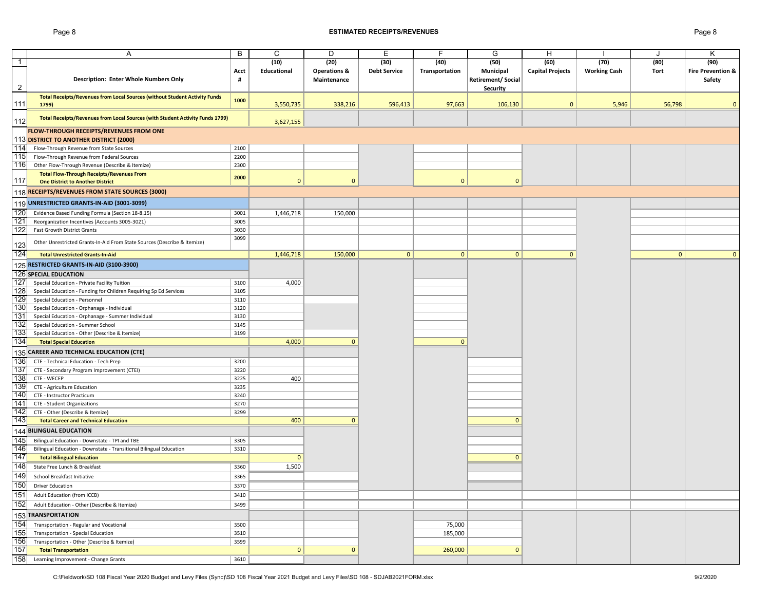## ESTIMATED RECEIPTS/REVENUES

| | A | B | C | D | E | F | G | H | I | J | K |
|---|---|---|---|---|---|---|---|---|---|---|---|
| 1 | | | (10) | (20) | (30) | (40) | (50) | (60) | (70) | (80) | (90) |
| 2 | **Description: Enter Whole Numbers Only** | **Acct #** | **Educational** | **Operations & Maintenance** | **Debt Service** | **Transportation** | **Municipal Retirement/ Social Security** | **Capital Projects** | **Working Cash** | **Tort** | **Fire Prevention & Safety** |
| 111 | **Total Receipts/Revenues from Local Sources (without Student Activity Funds 1799)** | **1000** | 3,550,735 | 338,216 | 596,413 | 97,663 | 106,130 | 0 | 5,946 | 56,798 | 0 |
| 112 | **Total Receipts/Revenues from Local Sources (with Student Activity Funds 1799)** | | 3,627,155 | | | | | | | | |
| 113 | **FLOW-THROUGH RECEIPTS/REVENUES FROM ONE DISTRICT TO ANOTHER DISTRICT (2000)** | | | | | | | | | | |
| 114 | Flow-Through Revenue from State Sources | 2100 | | | | | | | | | |
| 115 | Flow-Through Revenue from Federal Sources | 2200 | | | | | | | | | |
| 116 | Other Flow-Through Revenue (Describe & Itemize) | 2300 | | | | | | | | | |
| 117 | **Total Flow-Through Receipts/Revenues From One District to Another District** | **2000** | 0 | 0 | | 0 | 0 | | | | |
| 118 | **RECEIPTS/REVENUES FROM STATE SOURCES (3000)** | | | | | | | | | | |
| 119 | **UNRESTRICTED GRANTS-IN-AID (3001-3099)** | | | | | | | | | | |
| 120 | Evidence Based Funding Formula (Section 18-8.15) | 3001 | 1,446,718 | 150,000 | | | | | | | |
| 121 | Reorganization Incentives (Accounts 3005-3021) | 3005 | | | | | | | | | |
| 122 | Fast Growth District Grants | 3030 | | | | | | | | | |
| 123 | Other Unrestricted Grants-In-Aid From State Sources (Describe & Itemize) | 3099 | | | | | | | | | |
| 124 | **Total Unrestricted Grants-In-Aid** | | 1,446,718 | 150,000 | 0 | 0 | 0 | 0 | | 0 | 0 |
| 125 | **RESTRICTED GRANTS-IN-AID (3100-3900)** | | | | | | | | | | |
| 126 | **SPECIAL EDUCATION** | | | | | | | | | | |
| 127 | Special Education - Private Facility Tuition | 3100 | 4,000 | | | | | | | | |
| 128 | Special Education - Funding for Children Requiring Sp Ed Services | 3105 | | | | | | | | | |
| 129 | Special Education - Personnel | 3110 | | | | | | | | | |
| 130 | Special Education - Orphanage - Individual | 3120 | | | | | | | | | |
| 131 | Special Education - Orphanage - Summer Individual | 3130 | | | | | | | | | |
| 132 | Special Education - Summer School | 3145 | | | | | | | | | |
| 133 | Special Education - Other (Describe & Itemize) | 3199 | | | | | | | | | |
| 134 | **Total Special Education** | | 4,000 | 0 | | 0 | | | | | |
| 135 | **CAREER AND TECHNICAL EDUCATION (CTE)** | | | | | | | | | | |
| 136 | CTE - Technical Education - Tech Prep | 3200 | | | | | | | | | |
| 137 | CTE - Secondary Program Improvement (CTEI) | 3220 | | | | | | | | | |
| 138 | CTE - WECEP | 3225 | 400 | | | | | | | | |
| 139 | CTE - Agriculture Education | 3235 | | | | | | | | | |
| 140 | CTE - Instructor Practicum | 3240 | | | | | | | | | |
| 141 | CTE - Student Organizations | 3270 | | | | | | | | | |
| 142 | CTE - Other (Describe & Itemize) | 3299 | | | | | | | | | |
| 143 | **Total Career and Technical Education** | | 400 | 0 | | | 0 | | | | |
| 144 | **BILINGUAL EDUCATION** | | | | | | | | | | |
| 145 | Bilingual Education - Downstate - TPI and TBE | 3305 | | | | | | | | | |
| 146 | Bilingual Education - Downstate - Transitional Bilingual Education | 3310 | | | | | | | | | |
| 147 | **Total Bilingual Education** | | 0 | | | | 0 | | | | |
| 148 | State Free Lunch & Breakfast | 3360 | 1,500 | | | | | | | | |
| 149 | School Breakfast Initiative | 3365 | | | | | | | | | |
| 150 | Driver Education | 3370 | | | | | | | | | |
| 151 | Adult Education (from ICCB) | 3410 | | | | | | | | | |
| 152 | Adult Education - Other (Describe & Itemize) | 3499 | | | | | | | | | |
| 153 | **TRANSPORTATION** | | | | | | | | | | |
| 154 | Transportation - Regular and Vocational | 3500 | | | | 75,000 | | | | | |
| 155 | Transportation - Special Education | 3510 | | | | 185,000 | | | | | |
| 156 | Transportation - Other (Describe & Itemize) | 3599 | | | | | | | | | |
| 157 | **Total Transportation** | | 0 | 0 | | 260,000 | 0 | | | | |
| 158 | Learning Improvement - Change Grants | 3610 | | | | | | | | | |

C:\Fieldwork\SD 108 Fiscal Year 2020 Budget and Levy Files (Sync)\SD 108 Fiscal Year 2021 Budget and Levy Files\SD 108 - SDJAB2021FORM.xlsx 9/2/2020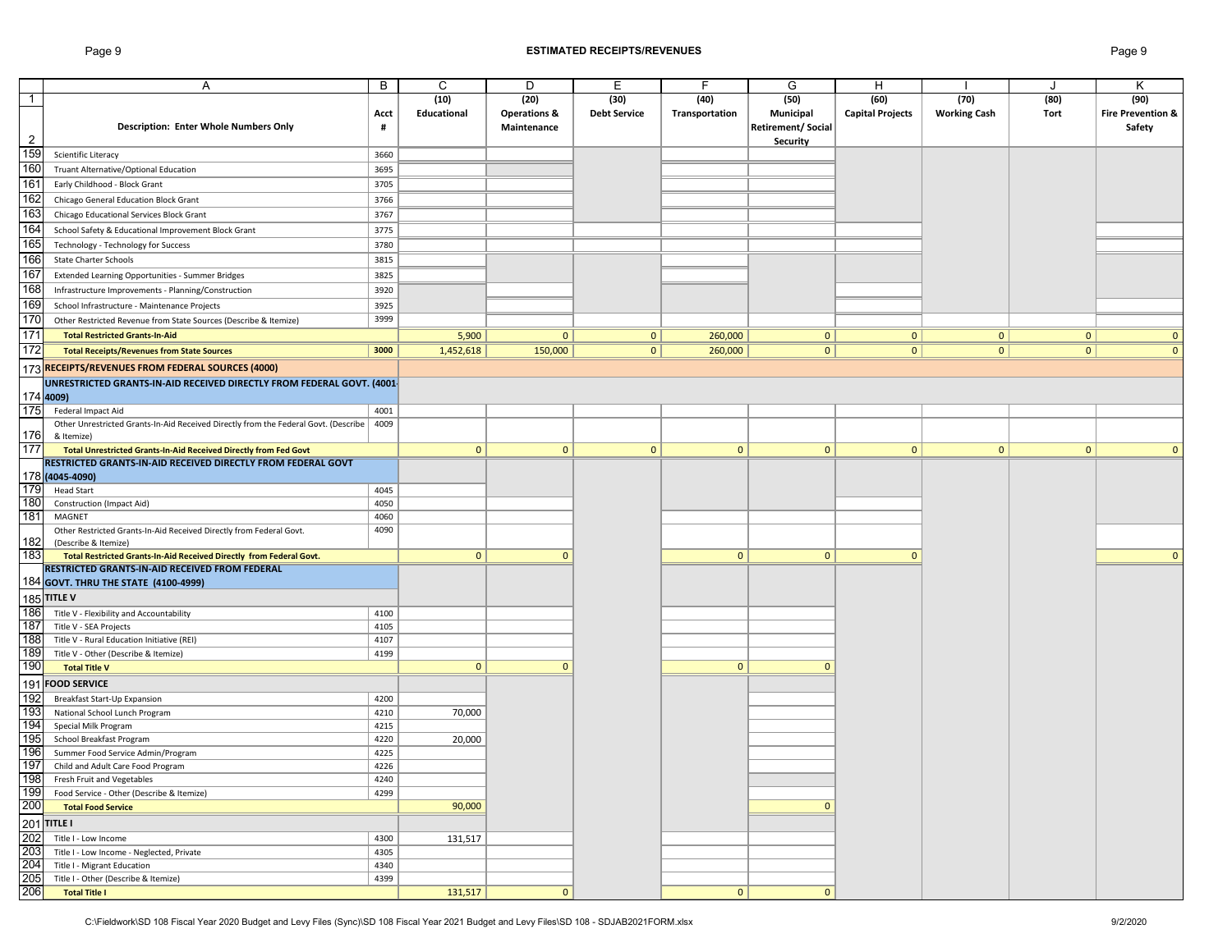## ESTIMATED RECEIPTS/REVENUES

| | A | B | C | D | E | F | G | H | I | J | K |
|---|---|---|---|---|---|---|---|---|---|---|---|
| 1 | | | (10) | (20) | (30) | (40) | (50) | (60) | (70) | (80) | (90) |
| 2 | **Description: Enter Whole Numbers Only** | **Acct #** | **Educational** | **Operations & Maintenance** | **Debt Service** | **Transportation** | **Municipal Retirement/ Social Security** | **Capital Projects** | **Working Cash** | **Tort** | **Fire Prevention & Safety** |
| 159 | Scientific Literacy | 3660 | | | | | | | | | |
| 160 | Truant Alternative/Optional Education | 3695 | | | | | | | | | |
| 161 | Early Childhood - Block Grant | 3705 | | | | | | | | | |
| 162 | Chicago General Education Block Grant | 3766 | | | | | | | | | |
| 163 | Chicago Educational Services Block Grant | 3767 | | | | | | | | | |
| 164 | School Safety & Educational Improvement Block Grant | 3775 | | | | | | | | | |
| 165 | Technology - Technology for Success | 3780 | | | | | | | | | |
| 166 | State Charter Schools | 3815 | | | | | | | | | |
| 167 | Extended Learning Opportunities - Summer Bridges | 3825 | | | | | | | | | |
| 168 | Infrastructure Improvements - Planning/Construction | 3920 | | | | | | | | | |
| 169 | School Infrastructure - Maintenance Projects | 3925 | | | | | | | | | |
| 170 | Other Restricted Revenue from State Sources (Describe & Itemize) | 3999 | | | | | | | | | |
| 171 | **Total Restricted Grants-In-Aid** | | 5,900 | 0 | 0 | 260,000 | 0 | 0 | 0 | 0 | 0 |
| 172 | **Total Receipts/Revenues from State Sources** | **3000** | 1,452,618 | 150,000 | 0 | 260,000 | 0 | 0 | 0 | 0 | 0 |
| 173 | **RECEIPTS/REVENUES FROM FEDERAL SOURCES (4000)** | | | | | | | | | | |
| 174 | **UNRESTRICTED GRANTS-IN-AID RECEIVED DIRECTLY FROM FEDERAL GOVT. (4001-4009)** | | | | | | | | | | |
| 175 | Federal Impact Aid | 4001 | | | | | | | | | |
| 176 | Other Unrestricted Grants-In-Aid Received Directly from the Federal Govt. (Describe & Itemize) | 4009 | | | | | | | | | |
| 177 | **Total Unrestricted Grants-In-Aid Received Directly from Fed Govt** | | 0 | 0 | 0 | 0 | 0 | 0 | 0 | 0 | 0 |
| 178 | **RESTRICTED GRANTS-IN-AID RECEIVED DIRECTLY FROM FEDERAL GOVT (4045-4090)** | | | | | | | | | | |
| 179 | Head Start | 4045 | | | | | | | | | |
| 180 | Construction (Impact Aid) | 4050 | | | | | | | | | |
| 181 | MAGNET | 4060 | | | | | | | | | |
| 182 | Other Restricted Grants-In-Aid Received Directly from Federal Govt. (Describe & Itemize) | 4090 | | | | | | | | | |
| 183 | **Total Restricted Grants-In-Aid Received Directly from Federal Govt.** | | 0 | 0 | | 0 | 0 | 0 | | | 0 |
| 184 | **RESTRICTED GRANTS-IN-AID RECEIVED FROM FEDERAL GOVT. THRU THE STATE (4100-4999)** | | | | | | | | | | |
| 185 | **TITLE V** | | | | | | | | | | |
| 186 | Title V - Flexibility and Accountability | 4100 | | | | | | | | | |
| 187 | Title V - SEA Projects | 4105 | | | | | | | | | |
| 188 | Title V - Rural Education Initiative (REI) | 4107 | | | | | | | | | |
| 189 | Title V - Other (Describe & Itemize) | 4199 | | | | | | | | | |
| 190 | **Total Title V** | | 0 | 0 | | 0 | 0 | | | | |
| 191 | **FOOD SERVICE** | | | | | | | | | | |
| 192 | Breakfast Start-Up Expansion | 4200 | | | | | | | | | |
| 193 | National School Lunch Program | 4210 | 70,000 | | | | | | | | |
| 194 | Special Milk Program | 4215 | | | | | | | | | |
| 195 | School Breakfast Program | 4220 | 20,000 | | | | | | | | |
| 196 | Summer Food Service Admin/Program | 4225 | | | | | | | | | |
| 197 | Child and Adult Care Food Program | 4226 | | | | | | | | | |
| 198 | Fresh Fruit and Vegetables | 4240 | | | | | | | | | |
| 199 | Food Service - Other (Describe & Itemize) | 4299 | | | | | | | | | |
| 200 | **Total Food Service** | | 90,000 | | | | 0 | | | | |
| 201 | **TITLE I** | | | | | | | | | | |
| 202 | Title I - Low Income | 4300 | 131,517 | | | | | | | | |
| 203 | Title I - Low Income - Neglected, Private | 4305 | | | | | | | | | |
| 204 | Title I - Migrant Education | 4340 | | | | | | | | | |
| 205 | Title I - Other (Describe & Itemize) | 4399 | | | | | | | | | |
| 206 | **Total Title I** | | 131,517 | 0 | | 0 | 0 | | | | |

C:\Fieldwork\SD 108 Fiscal Year 2020 Budget and Levy Files (Sync)\SD 108 Fiscal Year 2021 Budget and Levy Files\SD 108 - SDJAB2021FORM.xlsx 9/2/2020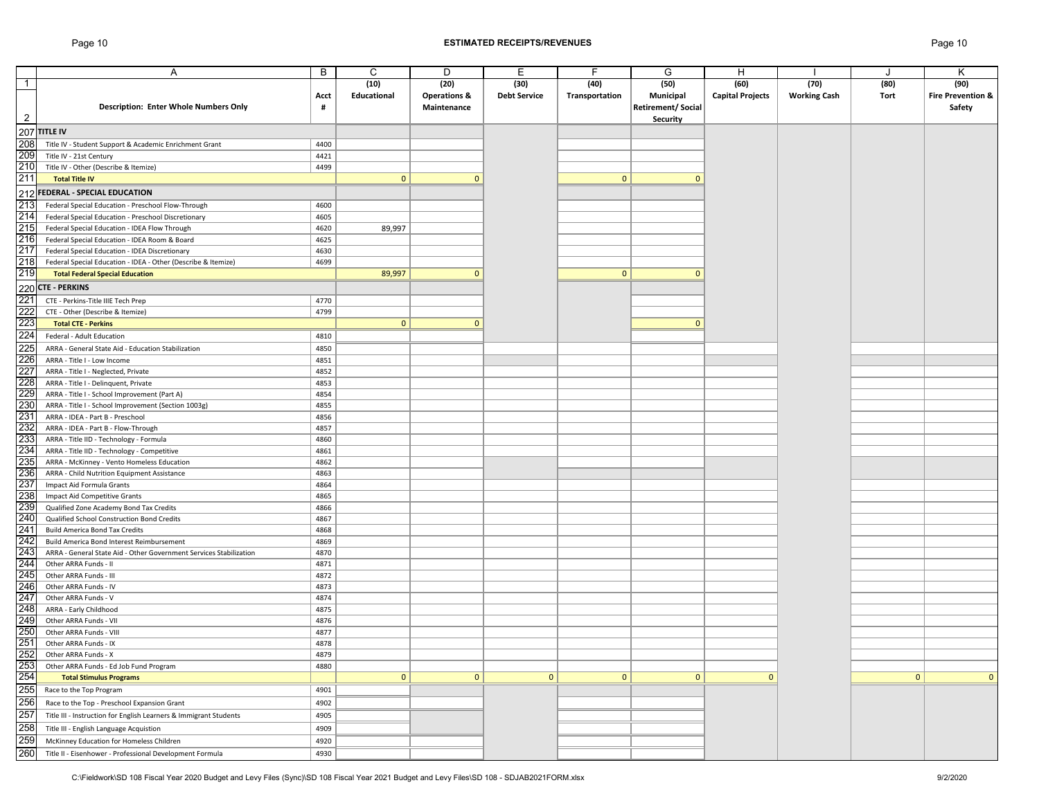## ESTIMATED RECEIPTS/REVENUES

| | A | B | C | D | E | F | G | H | I | J | K |
|---|---|---|---|---|---|---|---|---|---|---|---|
| 1 | | | (10) | (20) | (30) | (40) | (50) | (60) | (70) | (80) | (90) |
| 2 | **Description: Enter Whole Numbers Only** | **Acct #** | **Educational** | **Operations & Maintenance** | **Debt Service** | **Transportation** | **Municipal Retirement/ Social Security** | **Capital Projects** | **Working Cash** | **Tort** | **Fire Prevention & Safety** |
| 207 | **TITLE IV** | | | | | | | | | | |
| 208 | Title IV - Student Support & Academic Enrichment Grant | 4400 | | | | | | | | | |
| 209 | Title IV - 21st Century | 4421 | | | | | | | | | |
| 210 | Title IV - Other (Describe & Itemize) | 4499 | | | | | | | | | |
| 211 | **Total Title IV** | | 0 | 0 | | 0 | 0 | | | | |
| 212 | **FEDERAL - SPECIAL EDUCATION** | | | | | | | | | | |
| 213 | Federal Special Education - Preschool Flow-Through | 4600 | | | | | | | | | |
| 214 | Federal Special Education - Preschool Discretionary | 4605 | | | | | | | | | |
| 215 | Federal Special Education - IDEA Flow Through | 4620 | 89,997 | | | | | | | | |
| 216 | Federal Special Education - IDEA Room & Board | 4625 | | | | | | | | | |
| 217 | Federal Special Education - IDEA Discretionary | 4630 | | | | | | | | | |
| 218 | Federal Special Education - IDEA - Other (Describe & Itemize) | 4699 | | | | | | | | | |
| 219 | **Total Federal Special Education** | | 89,997 | 0 | | 0 | 0 | | | | |
| 220 | **CTE - PERKINS** | | | | | | | | | | |
| 221 | CTE - Perkins-Title IIIE Tech Prep | 4770 | | | | | | | | | |
| 222 | CTE - Other (Describe & Itemize) | 4799 | | | | | | | | | |
| 223 | **Total CTE - Perkins** | | 0 | 0 | | | 0 | | | | |
| 224 | Federal - Adult Education | 4810 | | | | | | | | | |
| 225 | ARRA - General State Aid - Education Stabilization | 4850 | | | | | | | | | |
| 226 | ARRA - Title I - Low Income | 4851 | | | | | | | | | |
| 227 | ARRA - Title I - Neglected, Private | 4852 | | | | | | | | | |
| 228 | ARRA - Title I - Delinquent, Private | 4853 | | | | | | | | | |
| 229 | ARRA - Title I - School Improvement (Part A) | 4854 | | | | | | | | | |
| 230 | ARRA - Title I - School Improvement (Section 1003g) | 4855 | | | | | | | | | |
| 231 | ARRA - IDEA - Part B - Preschool | 4856 | | | | | | | | | |
| 232 | ARRA - IDEA - Part B - Flow-Through | 4857 | | | | | | | | | |
| 233 | ARRA - Title IID - Technology - Formula | 4860 | | | | | | | | | |
| 234 | ARRA - Title IID - Technology - Competitive | 4861 | | | | | | | | | |
| 235 | ARRA - McKinney - Vento Homeless Education | 4862 | | | | | | | | | |
| 236 | ARRA - Child Nutrition Equipment Assistance | 4863 | | | | | | | | | |
| 237 | Impact Aid Formula Grants | 4864 | | | | | | | | | |
| 238 | Impact Aid Competitive Grants | 4865 | | | | | | | | | |
| 239 | Qualified Zone Academy Bond Tax Credits | 4866 | | | | | | | | | |
| 240 | Qualified School Construction Bond Credits | 4867 | | | | | | | | | |
| 241 | Build America Bond Tax Credits | 4868 | | | | | | | | | |
| 242 | Build America Bond Interest Reimbursement | 4869 | | | | | | | | | |
| 243 | ARRA - General State Aid - Other Government Services Stabilization | 4870 | | | | | | | | | |
| 244 | Other ARRA Funds - II | 4871 | | | | | | | | | |
| 245 | Other ARRA Funds - III | 4872 | | | | | | | | | |
| 246 | Other ARRA Funds - IV | 4873 | | | | | | | | | |
| 247 | Other ARRA Funds - V | 4874 | | | | | | | | | |
| 248 | ARRA - Early Childhood | 4875 | | | | | | | | | |
| 249 | Other ARRA Funds - VII | 4876 | | | | | | | | | |
| 250 | Other ARRA Funds - VIII | 4877 | | | | | | | | | |
| 251 | Other ARRA Funds - IX | 4878 | | | | | | | | | |
| 252 | Other ARRA Funds - X | 4879 | | | | | | | | | |
| 253 | Other ARRA Funds - Ed Job Fund Program | 4880 | | | | | | | | | |
| 254 | **Total Stimulus Programs** | | 0 | 0 | 0 | 0 | 0 | 0 | | 0 | 0 |
| 255 | Race to the Top Program | 4901 | | | | | | | | | |
| 256 | Race to the Top - Preschool Expansion Grant | 4902 | | | | | | | | | |
| 257 | Title III - Instruction for English Learners & Immigrant Students | 4905 | | | | | | | | | |
| 258 | Title III - English Language Acquistion | 4909 | | | | | | | | | |
| 259 | McKinney Education for Homeless Children | 4920 | | | | | | | | | |
| 260 | Title II - Eisenhower - Professional Development Formula | 4930 | | | | | | | | | |

C:\Fieldwork\SD 108 Fiscal Year 2020 Budget and Levy Files (Sync)\SD 108 Fiscal Year 2021 Budget and Levy Files\SD 108 - SDJAB2021FORM.xlsx 9/2/2020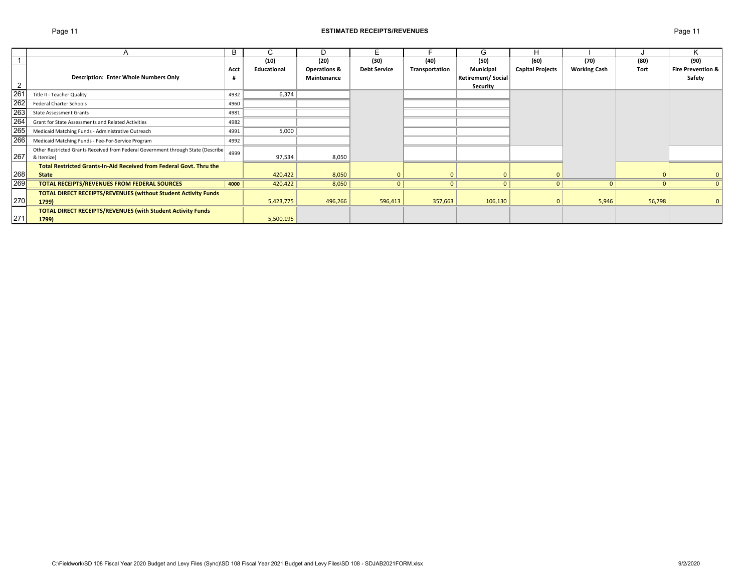## ESTIMATED RECEIPTS/REVENUES

| | A | B | C | D | E | F | G | H | I | J | K |
|---|---|---|---|---|---|---|---|---|---|---|---|
| 1 | | | (10) | (20) | (30) | (40) | (50) | (60) | (70) | (80) | (90) |
| 2 | **Description: Enter Whole Numbers Only** | **Acct #** | **Educational** | **Operations & Maintenance** | **Debt Service** | **Transportation** | **Municipal Retirement/ Social Security** | **Capital Projects** | **Working Cash** | **Tort** | **Fire Prevention & Safety** |
| 261 | Title II - Teacher Quality | 4932 | 6,374 | | | | | | | | |
| 262 | Federal Charter Schools | 4960 | | | | | | | | | |
| 263 | State Assessment Grants | 4981 | | | | | | | | | |
| 264 | Grant for State Assessments and Related Activities | 4982 | | | | | | | | | |
| 265 | Medicaid Matching Funds - Administrative Outreach | 4991 | 5,000 | | | | | | | | |
| 266 | Medicaid Matching Funds - Fee-For-Service Program | 4992 | | | | | | | | | |
| 267 | Other Restricted Grants Received from Federal Government through State (Describe & Itemize) | 4999 | 97,534 | 8,050 | | | | | | | |
| 268 | **Total Restricted Grants-In-Aid Received from Federal Govt. Thru the State** | | 420,422 | 8,050 | 0 | 0 | 0 | 0 | | 0 | 0 |
| 269 | **TOTAL RECEIPTS/REVENUES FROM FEDERAL SOURCES** | **4000** | 420,422 | 8,050 | 0 | 0 | 0 | 0 | 0 | 0 | 0 |
| 270 | **TOTAL DIRECT RECEIPTS/REVENUES (without Student Activity Funds 1799)** | | 5,423,775 | 496,266 | 596,413 | 357,663 | 106,130 | 0 | 5,946 | 56,798 | 0 |
| 271 | **TOTAL DIRECT RECEIPTS/REVENUES (with Student Activity Funds 1799)** | | 5,500,195 | | | | | | | | |

C:\Fieldwork\SD 108 Fiscal Year 2020 Budget and Levy Files (Sync)\SD 108 Fiscal Year 2021 Budget and Levy Files\SD 108 - SDJAB2021FORM.xlsx 9/2/2020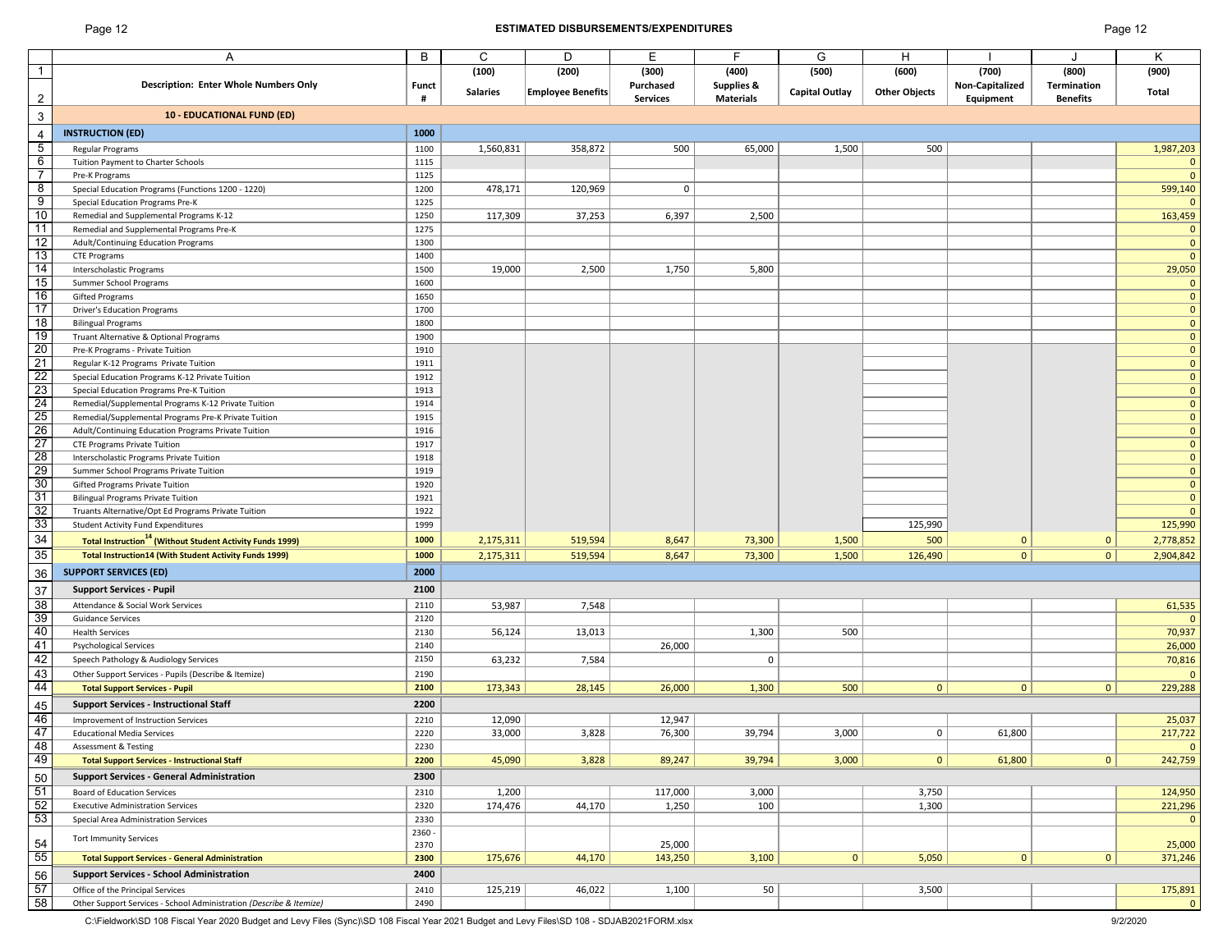## ESTIMATED DISBURSEMENTS/EXPENDITURES

| Description: Enter Whole Numbers Only | Funct # | (100) Salaries | (200) Employee Benefits | (300) Purchased Services | (400) Supplies & Materials | (500) Capital Outlay | (600) Other Objects | (700) Non-Capitalized Equipment | (800) Termination Benefits | (900) Total |
|---|---|---|---|---|---|---|---|---|---|---|
| **10 - EDUCATIONAL FUND (ED)** | | | | | | | | | | |
| **INSTRUCTION (ED)** | **1000** | | | | | | | | | |
| Regular Programs | 1100 | 1,560,831 | 358,872 | 500 | 65,000 | 1,500 | 500 | | | 1,987,203 |
| Tuition Payment to Charter Schools | 1115 | | | | | | | | | 0 |
| Pre-K Programs | 1125 | | | | | | | | | 0 |
| Special Education Programs (Functions 1200 - 1220) | 1200 | 478,171 | 120,969 | 0 | | | | | | 599,140 |
| Special Education Programs Pre-K | 1225 | | | | | | | | | 0 |
| Remedial and Supplemental Programs K-12 | 1250 | 117,309 | 37,253 | 6,397 | 2,500 | | | | | 163,459 |
| Remedial and Supplemental Programs Pre-K | 1275 | | | | | | | | | 0 |
| Adult/Continuing Education Programs | 1300 | | | | | | | | | 0 |
| CTE Programs | 1400 | | | | | | | | | 0 |
| Interscholastic Programs | 1500 | 19,000 | 2,500 | 1,750 | 5,800 | | | | | 29,050 |
| Summer School Programs | 1600 | | | | | | | | | 0 |
| Gifted Programs | 1650 | | | | | | | | | 0 |
| Driver's Education Programs | 1700 | | | | | | | | | 0 |
| Bilingual Programs | 1800 | | | | | | | | | 0 |
| Truant Alternative & Optional Programs | 1900 | | | | | | | | | 0 |
| Pre-K Programs - Private Tuition | 1910 | | | | | | | | | 0 |
| Regular K-12 Programs Private Tuition | 1911 | | | | | | | | | 0 |
| Special Education Programs K-12 Private Tuition | 1912 | | | | | | | | | 0 |
| Special Education Programs Pre-K Tuition | 1913 | | | | | | | | | 0 |
| Remedial/Supplemental Programs K-12 Private Tuition | 1914 | | | | | | | | | 0 |
| Remedial/Supplemental Programs Pre-K Private Tuition | 1915 | | | | | | | | | 0 |
| Adult/Continuing Education Programs Private Tuition | 1916 | | | | | | | | | 0 |
| CTE Programs Private Tuition | 1917 | | | | | | | | | 0 |
| Interscholastic Programs Private Tuition | 1918 | | | | | | | | | 0 |
| Summer School Programs Private Tuition | 1919 | | | | | | | | | 0 |
| Gifted Programs Private Tuition | 1920 | | | | | | | | | 0 |
| Bilingual Programs Private Tuition | 1921 | | | | | | | | | 0 |
| Truants Alternative/Opt Ed Programs Private Tuition | 1922 | | | | | | | | | 0 |
| Student Activity Fund Expenditures | 1999 | | | | | | 125,990 | | | 125,990 |
| **Total Instruction[14] (Without Student Activity Funds 1999)** | **1000** | 2,175,311 | 519,594 | 8,647 | 73,300 | 1,500 | 500 | 0 | 0 | 2,778,852 |
| **Total Instruction14 (With Student Activity Funds 1999)** | **1000** | 2,175,311 | 519,594 | 8,647 | 73,300 | 1,500 | 126,490 | 0 | 0 | 2,904,842 |
| **SUPPORT SERVICES (ED)** | **2000** | | | | | | | | | |
| **Support Services - Pupil** | **2100** | | | | | | | | | |
| Attendance & Social Work Services | 2110 | 53,987 | 7,548 | | | | | | | 61,535 |
| Guidance Services | 2120 | | | | | | | | | 0 |
| Health Services | 2130 | 56,124 | 13,013 | | 1,300 | 500 | | | | 70,937 |
| Psychological Services | 2140 | | | 26,000 | | | | | | 26,000 |
| Speech Pathology & Audiology Services | 2150 | 63,232 | 7,584 | | 0 | | | | | 70,816 |
| Other Support Services - Pupils (Describe & Itemize) | 2190 | | | | | | | | | 0 |
| **Total Support Services - Pupil** | **2100** | 173,343 | 28,145 | 26,000 | 1,300 | 500 | 0 | 0 | 0 | 229,288 |
| **Support Services - Instructional Staff** | **2200** | | | | | | | | | |
| Improvement of Instruction Services | 2210 | 12,090 | | 12,947 | | | | | | 25,037 |
| Educational Media Services | 2220 | 33,000 | 3,828 | 76,300 | 39,794 | 3,000 | 0 | 61,800 | | 217,722 |
| Assessment & Testing | 2230 | | | | | | | | | 0 |
| **Total Support Services - Instructional Staff** | **2200** | 45,090 | 3,828 | 89,247 | 39,794 | 3,000 | 0 | 61,800 | 0 | 242,759 |
| **Support Services - General Administration** | **2300** | | | | | | | | | |
| Board of Education Services | 2310 | 1,200 | | 117,000 | 3,000 | | 3,750 | | | 124,950 |
| Executive Administration Services | 2320 | 174,476 | 44,170 | 1,250 | 100 | | 1,300 | | | 221,296 |
| Special Area Administration Services | 2330 | | | | | | | | | 0 |
| Tort Immunity Services | 2360 - 2370 | | | 25,000 | | | | | | 25,000 |
| **Total Support Services - General Administration** | **2300** | 175,676 | 44,170 | 143,250 | 3,100 | 0 | 5,050 | 0 | 0 | 371,246 |
| **Support Services - School Administration** | **2400** | | | | | | | | | |
| Office of the Principal Services | 2410 | 125,219 | 46,022 | 1,100 | 50 | | 3,500 | | | 175,891 |
| Other Support Services - School Administration *(Describe & Itemize)* | 2490 | | | | | | | | | 0 |

C:\Fieldwork\SD 108 Fiscal Year 2020 Budget and Levy Files (Sync)\SD 108 Fiscal Year 2021 Budget and Levy Files\SD 108 - SDJAB2021FORM.xlsx 9/2/2020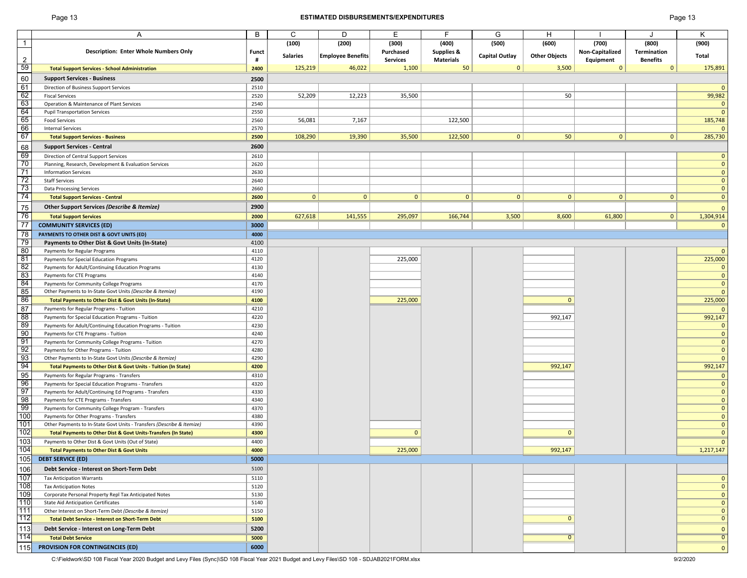# ESTIMATED DISBURSEMENTS/EXPENDITURES

| | A | B | C | D | E | F | G | H | I | J | K |
|---|---|---|---|---|---|---|---|---|---|---|---|
| 1 | | | (100) | (200) | (300) | (400) | (500) | (600) | (700) | (800) | (900) |
| 2 | **Description: Enter Whole Numbers Only** | **Funct #** | **Salaries** | **Employee Benefits** | **Purchased Services** | **Supplies & Materials** | **Capital Outlay** | **Other Objects** | **Non-Capitalized Equipment** | **Termination Benefits** | **Total** |
| 59 | **Total Support Services - School Administration** | **2400** | 125,219 | 46,022 | 1,100 | 50 | 0 | 3,500 | 0 | 0 | 175,891 |
| 60 | **Support Services - Business** | **2500** | | | | | | | | | |
| 61 | Direction of Business Support Services | 2510 | | | | | | | | | 0 |
| 62 | Fiscal Services | 2520 | 52,209 | 12,223 | 35,500 | | | 50 | | | 99,982 |
| 63 | Operation & Maintenance of Plant Services | 2540 | | | | | | | | | 0 |
| 64 | Pupil Transportation Services | 2550 | | | | | | | | | 0 |
| 65 | Food Services | 2560 | 56,081 | 7,167 | | 122,500 | | | | | 185,748 |
| 66 | Internal Services | 2570 | | | | | | | | | 0 |
| 67 | **Total Support Services - Business** | **2500** | 108,290 | 19,390 | 35,500 | 122,500 | 0 | 50 | 0 | 0 | 285,730 |
| 68 | **Support Services - Central** | **2600** | | | | | | | | | |
| 69 | Direction of Central Support Services | 2610 | | | | | | | | | 0 |
| 70 | Planning, Research, Development & Evaluation Services | 2620 | | | | | | | | | 0 |
| 71 | Information Services | 2630 | | | | | | | | | 0 |
| 72 | Staff Services | 2640 | | | | | | | | | 0 |
| 73 | Data Processing Services | 2660 | | | | | | | | | 0 |
| 74 | **Total Support Services - Central** | **2600** | 0 | 0 | 0 | 0 | 0 | 0 | 0 | 0 | 0 |
| 75 | **Other Support Services *(Describe & Itemize)*** | **2900** | | | | | | | | | 0 |
| 76 | **Total Support Services** | **2000** | 627,618 | 141,555 | 295,097 | 166,744 | 3,500 | 8,600 | 61,800 | 0 | 1,304,914 |
| 77 | **COMMUNITY SERVICES (ED)** | **3000** | | | | | | | | | 0 |
| 78 | **PAYMENTS TO OTHER DIST & GOVT UNITS (ED)** | **4000** | | | | | | | | | |
| 79 | **Payments to Other Dist & Govt Units (In-State)** | 4100 | | | | | | | | | |
| 80 | Payments for Regular Programs | 4110 | | | | | | | | | 0 |
| 81 | Payments for Special Education Programs | 4120 | | | 225,000 | | | | | | 225,000 |
| 82 | Payments for Adult/Continuing Education Programs | 4130 | | | | | | | | | 0 |
| 83 | Payments for CTE Programs | 4140 | | | | | | | | | 0 |
| 84 | Payments for Community College Programs | 4170 | | | | | | | | | 0 |
| 85 | Other Payments to In-State Govt Units *(Describe & Itemize)* | 4190 | | | | | | | | | 0 |
| 86 | **Total Payments to Other Dist & Govt Units (In-State)** | **4100** | | | 225,000 | | | 0 | | | 225,000 |
| 87 | Payments for Regular Programs - Tuition | 4210 | | | | | | | | | 0 |
| 88 | Payments for Special Education Programs - Tuition | 4220 | | | | | | 992,147 | | | 992,147 |
| 89 | Payments for Adult/Continuing Education Programs - Tuition | 4230 | | | | | | | | | 0 |
| 90 | Payments for CTE Programs - Tuition | 4240 | | | | | | | | | 0 |
| 91 | Payments for Community College Programs - Tuition | 4270 | | | | | | | | | 0 |
| 92 | Payments for Other Programs - Tuition | 4280 | | | | | | | | | 0 |
| 93 | Other Payments to In-State Govt Units *(Describe & Itemize)* | 4290 | | | | | | | | | 0 |
| 94 | **Total Payments to Other Dist & Govt Units - Tuition (In State)** | **4200** | | | | | | 992,147 | | | 992,147 |
| 95 | Payments for Regular Programs - Transfers | 4310 | | | | | | | | | 0 |
| 96 | Payments for Special Education Programs - Transfers | 4320 | | | | | | | | | 0 |
| 97 | Payments for Adult/Continuing Ed Programs - Transfers | 4330 | | | | | | | | | 0 |
| 98 | Payments for CTE Programs - Transfers | 4340 | | | | | | | | | 0 |
| 99 | Payments for Community College Program - Transfers | 4370 | | | | | | | | | 0 |
| 100 | Payments for Other Programs - Transfers | 4380 | | | | | | | | | 0 |
| 101 | Other Payments to In-State Govt Units - Transfers *(Describe & Itemize)* | 4390 | | | | | | | | | 0 |
| 102 | **Total Payments to Other Dist & Govt Units-Transfers (In State)** | **4300** | | | 0 | | | 0 | | | 0 |
| 103 | Payments to Other Dist & Govt Units (Out of State) | 4400 | | | | | | | | | 0 |
| 104 | **Total Payments to Other Dist & Govt Units** | **4000** | | | 225,000 | | | 992,147 | | | 1,217,147 |
| 105 | **DEBT SERVICE (ED)** | **5000** | | | | | | | | | |
| 106 | **Debt Service - Interest on Short-Term Debt** | 5100 | | | | | | | | | |
| 107 | Tax Anticipation Warrants | 5110 | | | | | | | | | 0 |
| 108 | Tax Anticipation Notes | 5120 | | | | | | | | | 0 |
| 109 | Corporate Personal Property Repl Tax Anticipated Notes | 5130 | | | | | | | | | 0 |
| 110 | State Aid Anticipation Certificates | 5140 | | | | | | | | | 0 |
| 111 | Other Interest on Short-Term Debt *(Describe & Itemize)* | 5150 | | | | | | | | | 0 |
| 112 | **Total Debt Service - Interest on Short-Term Debt** | **5100** | | | | | | 0 | | | 0 |
| 113 | **Debt Service - Interest on Long-Term Debt** | **5200** | | | | | | | | | 0 |
| 114 | **Total Debt Service** | **5000** | | | | | | 0 | | | 0 |
| 115 | **PROVISION FOR CONTINGENCIES (ED)** | **6000** | | | | | | | | | 0 |

C:\Fieldwork\SD 108 Fiscal Year 2020 Budget and Levy Files (Sync)\SD 108 Fiscal Year 2021 Budget and Levy Files\SD 108 - SDJAB2021FORM.xlsx 9/2/2020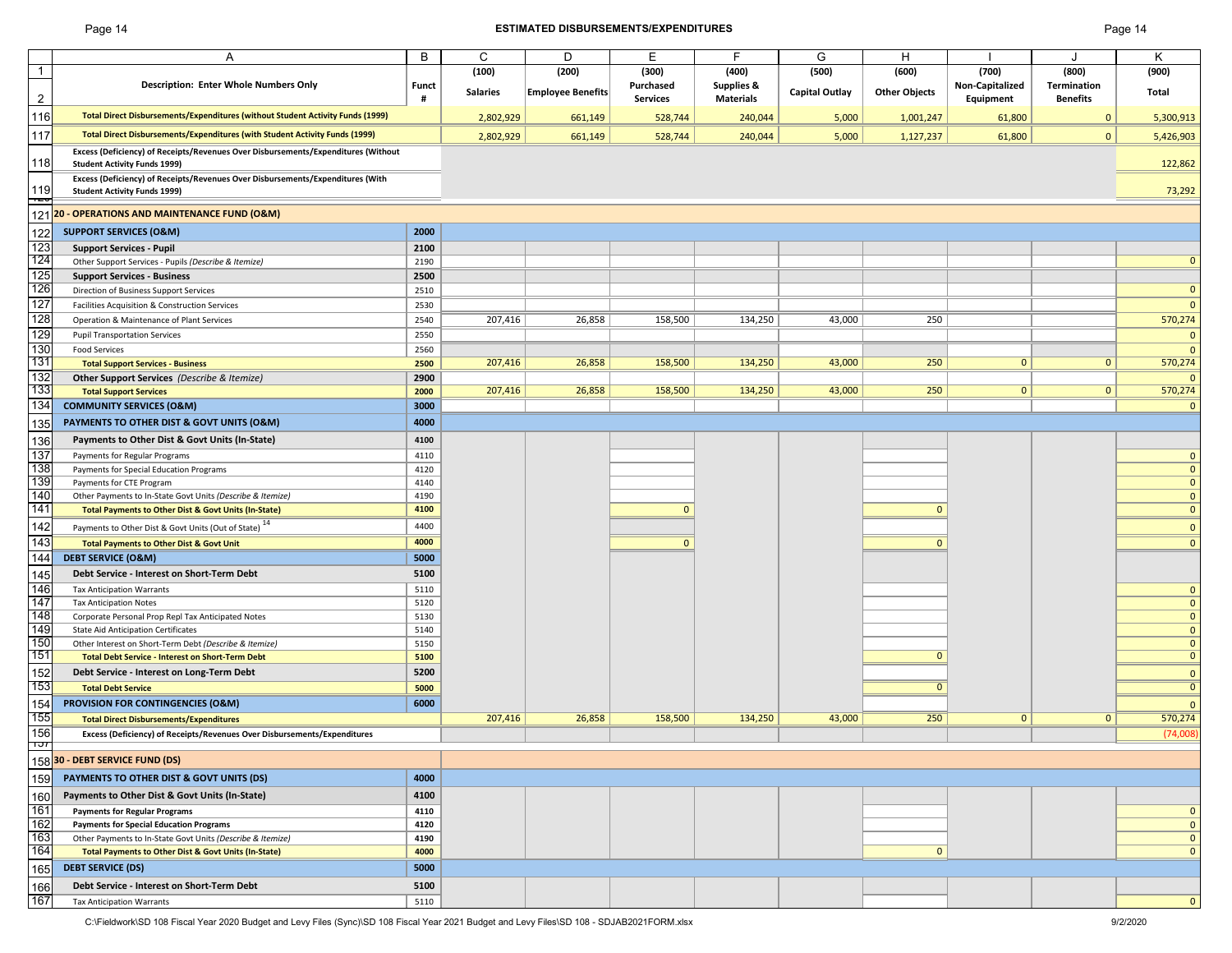## ESTIMATED DISBURSEMENTS/EXPENDITURES

| | A | B | C | D | E | F | G | H | I | J | K |
|---|---|---|---|---|---|---|---|---|---|---|---|
| 1 | | | (100) | (200) | (300) | (400) | (500) | (600) | (700) | (800) | (900) |
| 2 | **Description: Enter Whole Numbers Only** | **Funct #** | **Salaries** | **Employee Benefits** | **Purchased Services** | **Supplies & Materials** | **Capital Outlay** | **Other Objects** | **Non-Capitalized Equipment** | **Termination Benefits** | **Total** |
| 116 | **Total Direct Disbursements/Expenditures (without Student Activity Funds (1999)** | | 2,802,929 | 661,149 | 528,744 | 240,044 | 5,000 | 1,001,247 | 61,800 | 0 | 5,300,913 |
| 117 | **Total Direct Disbursements/Expenditures (with Student Activity Funds (1999)** | | 2,802,929 | 661,149 | 528,744 | 240,044 | 5,000 | 1,127,237 | 61,800 | 0 | 5,426,903 |
| 118 | **Excess (Deficiency) of Receipts/Revenues Over Disbursements/Expenditures (Without Student Activity Funds 1999)** | | | | | | | | | | 122,862 |
| 119 | **Excess (Deficiency) of Receipts/Revenues Over Disbursements/Expenditures (With Student Activity Funds 1999)** | | | | | | | | | | 73,292 |
| 121 | **20 - OPERATIONS AND MAINTENANCE FUND (O&M)** | | | | | | | | | | |
| 122 | **SUPPORT SERVICES (O&M)** | **2000** | | | | | | | | | |
| 123 | **Support Services - Pupil** | **2100** | | | | | | | | | |
| 124 | Other Support Services - Pupils *(Describe & Itemize)* | 2190 | | | | | | | | | 0 |
| 125 | **Support Services - Business** | **2500** | | | | | | | | | |
| 126 | Direction of Business Support Services | 2510 | | | | | | | | | 0 |
| 127 | Facilities Acquisition & Construction Services | 2530 | | | | | | | | | 0 |
| 128 | Operation & Maintenance of Plant Services | 2540 | 207,416 | 26,858 | 158,500 | 134,250 | 43,000 | 250 | | | 570,274 |
| 129 | Pupil Transportation Services | 2550 | | | | | | | | | 0 |
| 130 | Food Services | 2560 | | | | | | | | | 0 |
| 131 | **Total Support Services - Business** | **2500** | 207,416 | 26,858 | 158,500 | 134,250 | 43,000 | 250 | 0 | 0 | 570,274 |
| 132 | **Other Support Services** *(Describe & Itemize)* | **2900** | | | | | | | | | 0 |
| 133 | **Total Support Services** | **2000** | 207,416 | 26,858 | 158,500 | 134,250 | 43,000 | 250 | 0 | 0 | 570,274 |
| 134 | **COMMUNITY SERVICES (O&M)** | **3000** | | | | | | | | | 0 |
| 135 | **PAYMENTS TO OTHER DIST & GOVT UNITS (O&M)** | **4000** | | | | | | | | | |
| 136 | **Payments to Other Dist & Govt Units (In-State)** | **4100** | | | | | | | | | |
| 137 | Payments for Regular Programs | 4110 | | | | | | | | | 0 |
| 138 | Payments for Special Education Programs | 4120 | | | | | | | | | 0 |
| 139 | Payments for CTE Program | 4140 | | | | | | | | | 0 |
| 140 | Other Payments to In-State Govt Units *(Describe & Itemize)* | 4190 | | | | | | | | | 0 |
| 141 | **Total Payments to Other Dist & Govt Units (In-State)** | **4100** | | | 0 | | | 0 | | | 0 |
| 142 | Payments to Other Dist & Govt Units (Out of State) [14] | 4400 | | | | | | | | | 0 |
| 143 | **Total Payments to Other Dist & Govt Unit** | **4000** | | | 0 | | | 0 | | | 0 |
| 144 | **DEBT SERVICE (O&M)** | **5000** | | | | | | | | | |
| 145 | **Debt Service - Interest on Short-Term Debt** | **5100** | | | | | | | | | |
| 146 | Tax Anticipation Warrants | 5110 | | | | | | | | | 0 |
| 147 | Tax Anticipation Notes | 5120 | | | | | | | | | 0 |
| 148 | Corporate Personal Prop Repl Tax Anticipated Notes | 5130 | | | | | | | | | 0 |
| 149 | State Aid Anticipation Certificates | 5140 | | | | | | | | | 0 |
| 150 | Other Interest on Short-Term Debt *(Describe & Itemize)* | 5150 | | | | | | | | | 0 |
| 151 | **Total Debt Service - Interest on Short-Term Debt** | **5100** | | | | | | 0 | | | 0 |
| 152 | **Debt Service - Interest on Long-Term Debt** | **5200** | | | | | | | | | 0 |
| 153 | **Total Debt Service** | **5000** | | | | | | 0 | | | 0 |
| 154 | **PROVISION FOR CONTINGENCIES (O&M)** | **6000** | | | | | | | | | 0 |
| 155 | **Total Direct Disbursements/Expenditures** | | 207,416 | 26,858 | 158,500 | 134,250 | 43,000 | 250 | 0 | 0 | 570,274 |
| 156 | **Excess (Deficiency) of Receipts/Revenues Over Disbursements/Expenditures** | | | | | | | | | | (74,008) |
| 158 | **30 - DEBT SERVICE FUND (DS)** | | | | | | | | | | |
| 159 | **PAYMENTS TO OTHER DIST & GOVT UNITS (DS)** | **4000** | | | | | | | | | |
| 160 | **Payments to Other Dist & Govt Units (In-State)** | **4100** | | | | | | | | | |
| 161 | **Payments for Regular Programs** | **4110** | | | | | | | | | 0 |
| 162 | **Payments for Special Education Programs** | **4120** | | | | | | | | | 0 |
| 163 | Other Payments to In-State Govt Units *(Describe & Itemize)* | **4190** | | | | | | | | | 0 |
| 164 | **Total Payments to Other Dist & Govt Units (In-State)** | **4000** | | | | | | 0 | | | 0 |
| 165 | **DEBT SERVICE (DS)** | **5000** | | | | | | | | | |
| 166 | **Debt Service - Interest on Short-Term Debt** | **5100** | | | | | | | | | |
| 167 | Tax Anticipation Warrants | 5110 | | | | | | | | | 0 |

C:\Fieldwork\SD 108 Fiscal Year 2020 Budget and Levy Files (Sync)\SD 108 Fiscal Year 2021 Budget and Levy Files\SD 108 - SDJAB2021FORM.xlsx 9/2/2020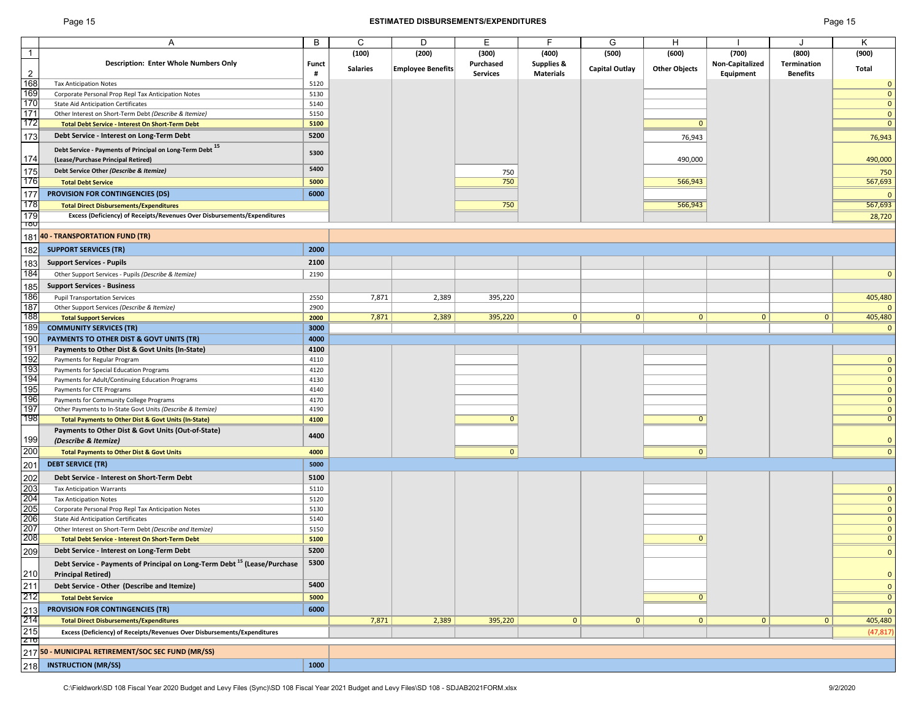## ESTIMATED DISBURSEMENTS/EXPENDITURES

| | A | B | C | D | E | F | G | H | I | J | K |
|---|---|---|---|---|---|---|---|---|---|---|---|
| 1 | | | (100) | (200) | (300) | (400) | (500) | (600) | (700) | (800) | (900) |
| 2 | Description: Enter Whole Numbers Only | Funct # | Salaries | Employee Benefits | Purchased Services | Supplies & Materials | Capital Outlay | Other Objects | Non-Capitalized Equipment | Termination Benefits | Total |
| 168 | Tax Anticipation Notes | 5120 | | | | | | | | | 0 |
| 169 | Corporate Personal Prop Repl Tax Anticipation Notes | 5130 | | | | | | | | | 0 |
| 170 | State Aid Anticipation Certificates | 5140 | | | | | | | | | 0 |
| 171 | Other Interest on Short-Term Debt *(Describe & Itemize)* | 5150 | | | | | | | | | 0 |
| 172 | **Total Debt Service - Interest On Short-Term Debt** | 5100 | | | | | | 0 | | | 0 |
| 173 | **Debt Service - Interest on Long-Term Debt** | 5200 | | | | | | 76,943 | | | 76,943 |
| 174 | **Debt Service - Payments of Principal on Long-Term Debt [15] (Lease/Purchase Principal Retired)** | 5300 | | | | | | 490,000 | | | 490,000 |
| 175 | **Debt Service Other *(Describe & Itemize)*** | 5400 | | | 750 | | | | | | 750 |
| 176 | **Total Debt Service** | 5000 | | | 750 | | | 566,943 | | | 567,693 |
| 177 | **PROVISION FOR CONTINGENCIES (DS)** | 6000 | | | | | | | | | 0 |
| 178 | **Total Direct Disbursements/Expenditures** | | | | 750 | | | 566,943 | | | 567,693 |
| 179 | **Excess (Deficiency) of Receipts/Revenues Over Disbursements/Expenditures** | | | | | | | | | | 28,720 |
| 181 | **40 - TRANSPORTATION FUND (TR)** | | | | | | | | | | |
| 182 | **SUPPORT SERVICES (TR)** | 2000 | | | | | | | | | |
| 183 | **Support Services - Pupils** | 2100 | | | | | | | | | |
| 184 | Other Support Services - Pupils *(Describe & Itemize)* | 2190 | | | | | | | | | 0 |
| 185 | **Support Services - Business** | | | | | | | | | | |
| 186 | Pupil Transportation Services | 2550 | 7,871 | 2,389 | 395,220 | | | | | | 405,480 |
| 187 | Other Support Services *(Describe & Itemize)* | 2900 | | | | | | | | | 0 |
| 188 | **Total Support Services** | 2000 | 7,871 | 2,389 | 395,220 | 0 | 0 | 0 | 0 | 0 | 405,480 |
| 189 | **COMMUNITY SERVICES (TR)** | 3000 | | | | | | | | | 0 |
| 190 | **PAYMENTS TO OTHER DIST & GOVT UNITS (TR)** | 4000 | | | | | | | | | |
| 191 | **Payments to Other Dist & Govt Units (In-State)** | 4100 | | | | | | | | | |
| 192 | Payments for Regular Program | 4110 | | | | | | | | | 0 |
| 193 | Payments for Special Education Programs | 4120 | | | | | | | | | 0 |
| 194 | Payments for Adult/Continuing Education Programs | 4130 | | | | | | | | | 0 |
| 195 | Payments for CTE Programs | 4140 | | | | | | | | | 0 |
| 196 | Payments for Community College Programs | 4170 | | | | | | | | | 0 |
| 197 | Other Payments to In-State Govt Units *(Describe & Itemize)* | 4190 | | | | | | | | | 0 |
| 198 | **Total Payments to Other Dist & Govt Units (In-State)** | 4100 | | | 0 | | | 0 | | | 0 |
| 199 | **Payments to Other Dist & Govt Units (Out-of-State) *(Describe & Itemize)*** | 4400 | | | | | | | | | 0 |
| 200 | **Total Payments to Other Dist & Govt Units** | 4000 | | | 0 | | | 0 | | | 0 |
| 201 | **DEBT SERVICE (TR)** | 5000 | | | | | | | | | |
| 202 | **Debt Service - Interest on Short-Term Debt** | 5100 | | | | | | | | | |
| 203 | Tax Anticipation Warrants | 5110 | | | | | | | | | 0 |
| 204 | Tax Anticipation Notes | 5120 | | | | | | | | | 0 |
| 205 | Corporate Personal Prop Repl Tax Anticipation Notes | 5130 | | | | | | | | | 0 |
| 206 | State Aid Anticipation Certificates | 5140 | | | | | | | | | 0 |
| 207 | Other Interest on Short-Term Debt *(Describe and Itemize)* | 5150 | | | | | | | | | 0 |
| 208 | **Total Debt Service - Interest On Short-Term Debt** | 5100 | | | | | | 0 | | | 0 |
| 209 | **Debt Service - Interest on Long-Term Debt** | 5200 | | | | | | | | | 0 |
| 210 | **Debt Service - Payments of Principal on Long-Term Debt [15] (Lease/Purchase Principal Retired)** | 5300 | | | | | | | | | 0 |
| 211 | **Debt Service - Other (Describe and Itemize)** | 5400 | | | | | | | | | 0 |
| 212 | **Total Debt Service** | 5000 | | | | | | 0 | | | 0 |
| 213 | **PROVISION FOR CONTINGENCIES (TR)** | 6000 | | | | | | | | | 0 |
| 214 | **Total Direct Disbursements/Expenditures** | | 7,871 | 2,389 | 395,220 | 0 | 0 | 0 | 0 | 0 | 405,480 |
| 215 | **Excess (Deficiency) of Receipts/Revenues Over Disbursements/Expenditures** | | | | | | | | | | (47,817) |
| 217 | **50 - MUNICIPAL RETIREMENT/SOC SEC FUND (MR/SS)** | | | | | | | | | | |
| 218 | **INSTRUCTION (MR/SS)** | 1000 | | | | | | | | | |

C:\Fieldwork\SD 108 Fiscal Year 2020 Budget and Levy Files (Sync)\SD 108 Fiscal Year 2021 Budget and Levy Files\SD 108 - SDJAB2021FORM.xlsx 9/2/2020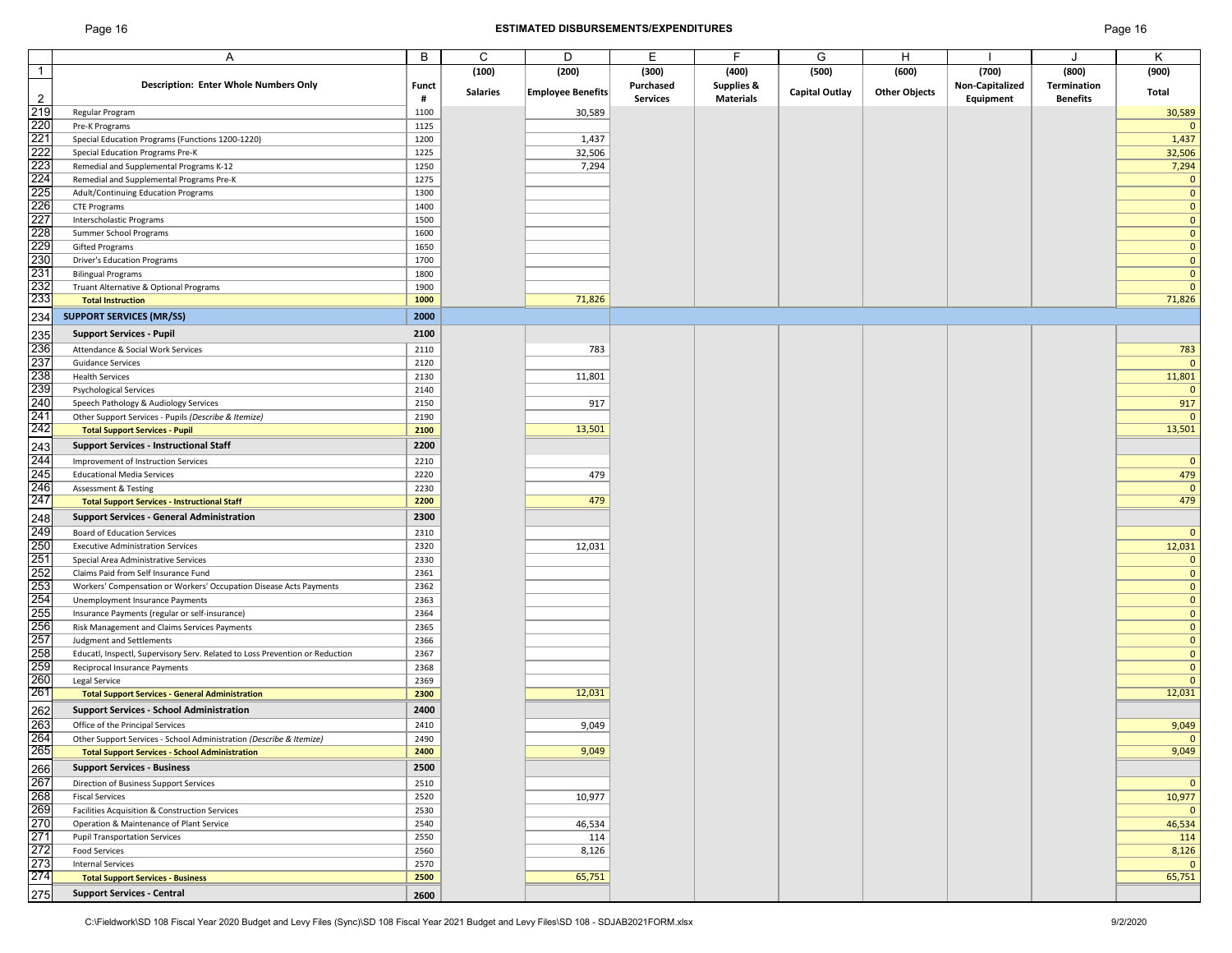# ESTIMATED DISBURSEMENTS/EXPENDITURES

| | A | B | C | D | E | F | G | H | I | J | K |
|---|---|---|---|---|---|---|---|---|---|---|---|
| 1 | | | (100) | (200) | (300) | (400) | (500) | (600) | (700) | (800) | (900) |
| 2 | **Description: Enter Whole Numbers Only** | **Funct #** | **Salaries** | **Employee Benefits** | **Purchased Services** | **Supplies & Materials** | **Capital Outlay** | **Other Objects** | **Non-Capitalized Equipment** | **Termination Benefits** | **Total** |
| 219 | Regular Program | 1100 | | 30,589 | | | | | | | 30,589 |
| 220 | Pre-K Programs | 1125 | | | | | | | | | 0 |
| 221 | Special Education Programs (Functions 1200-1220) | 1200 | | 1,437 | | | | | | | 1,437 |
| 222 | Special Education Programs Pre-K | 1225 | | 32,506 | | | | | | | 32,506 |
| 223 | Remedial and Supplemental Programs K-12 | 1250 | | 7,294 | | | | | | | 7,294 |
| 224 | Remedial and Supplemental Programs Pre-K | 1275 | | | | | | | | | 0 |
| 225 | Adult/Continuing Education Programs | 1300 | | | | | | | | | 0 |
| 226 | CTE Programs | 1400 | | | | | | | | | 0 |
| 227 | Interscholastic Programs | 1500 | | | | | | | | | 0 |
| 228 | Summer School Programs | 1600 | | | | | | | | | 0 |
| 229 | Gifted Programs | 1650 | | | | | | | | | 0 |
| 230 | Driver's Education Programs | 1700 | | | | | | | | | 0 |
| 231 | Bilingual Programs | 1800 | | | | | | | | | 0 |
| 232 | Truant Alternative & Optional Programs | 1900 | | | | | | | | | 0 |
| 233 | **Total Instruction** | **1000** | | 71,826 | | | | | | | 71,826 |
| 234 | **SUPPORT SERVICES (MR/SS)** | **2000** | | | | | | | | | |
| 235 | **Support Services - Pupil** | **2100** | | | | | | | | | |
| 236 | Attendance & Social Work Services | 2110 | | 783 | | | | | | | 783 |
| 237 | Guidance Services | 2120 | | | | | | | | | 0 |
| 238 | Health Services | 2130 | | 11,801 | | | | | | | 11,801 |
| 239 | Psychological Services | 2140 | | | | | | | | | 0 |
| 240 | Speech Pathology & Audiology Services | 2150 | | 917 | | | | | | | 917 |
| 241 | Other Support Services - Pupils *(Describe & Itemize)* | 2190 | | | | | | | | | 0 |
| 242 | **Total Support Services - Pupil** | **2100** | | 13,501 | | | | | | | 13,501 |
| 243 | **Support Services - Instructional Staff** | **2200** | | | | | | | | | |
| 244 | Improvement of Instruction Services | 2210 | | | | | | | | | 0 |
| 245 | Educational Media Services | 2220 | | 479 | | | | | | | 479 |
| 246 | Assessment & Testing | 2230 | | | | | | | | | 0 |
| 247 | **Total Support Services - Instructional Staff** | **2200** | | 479 | | | | | | | 479 |
| 248 | **Support Services - General Administration** | **2300** | | | | | | | | | |
| 249 | Board of Education Services | 2310 | | | | | | | | | 0 |
| 250 | Executive Administration Services | 2320 | | 12,031 | | | | | | | 12,031 |
| 251 | Special Area Administrative Services | 2330 | | | | | | | | | 0 |
| 252 | Claims Paid from Self Insurance Fund | 2361 | | | | | | | | | 0 |
| 253 | Workers' Compensation or Workers' Occupation Disease Acts Payments | 2362 | | | | | | | | | 0 |
| 254 | Unemployment Insurance Payments | 2363 | | | | | | | | | 0 |
| 255 | Insurance Payments (regular or self-insurance) | 2364 | | | | | | | | | 0 |
| 256 | Risk Management and Claims Services Payments | 2365 | | | | | | | | | 0 |
| 257 | Judgment and Settlements | 2366 | | | | | | | | | 0 |
| 258 | Educatl, Inspectl, Supervisory Serv. Related to Loss Prevention or Reduction | 2367 | | | | | | | | | 0 |
| 259 | Reciprocal Insurance Payments | 2368 | | | | | | | | | 0 |
| 260 | Legal Service | 2369 | | | | | | | | | 0 |
| 261 | **Total Support Services - General Administration** | **2300** | | 12,031 | | | | | | | 12,031 |
| 262 | **Support Services - School Administration** | **2400** | | | | | | | | | |
| 263 | Office of the Principal Services | 2410 | | 9,049 | | | | | | | 9,049 |
| 264 | Other Support Services - School Administration *(Describe & Itemize)* | 2490 | | | | | | | | | 0 |
| 265 | **Total Support Services - School Administration** | **2400** | | 9,049 | | | | | | | 9,049 |
| 266 | **Support Services - Business** | **2500** | | | | | | | | | |
| 267 | Direction of Business Support Services | 2510 | | | | | | | | | 0 |
| 268 | Fiscal Services | 2520 | | 10,977 | | | | | | | 10,977 |
| 269 | Facilities Acquisition & Construction Services | 2530 | | | | | | | | | 0 |
| 270 | Operation & Maintenance of Plant Service | 2540 | | 46,534 | | | | | | | 46,534 |
| 271 | Pupil Transportation Services | 2550 | | 114 | | | | | | | 114 |
| 272 | Food Services | 2560 | | 8,126 | | | | | | | 8,126 |
| 273 | Internal Services | 2570 | | | | | | | | | 0 |
| 274 | **Total Support Services - Business** | **2500** | | 65,751 | | | | | | | 65,751 |
| 275 | **Support Services - Central** | **2600** | | | | | | | | | |

C:\Fieldwork\SD 108 Fiscal Year 2020 Budget and Levy Files (Sync)\SD 108 Fiscal Year 2021 Budget and Levy Files\SD 108 - SDJAB2021FORM.xlsx 9/2/2020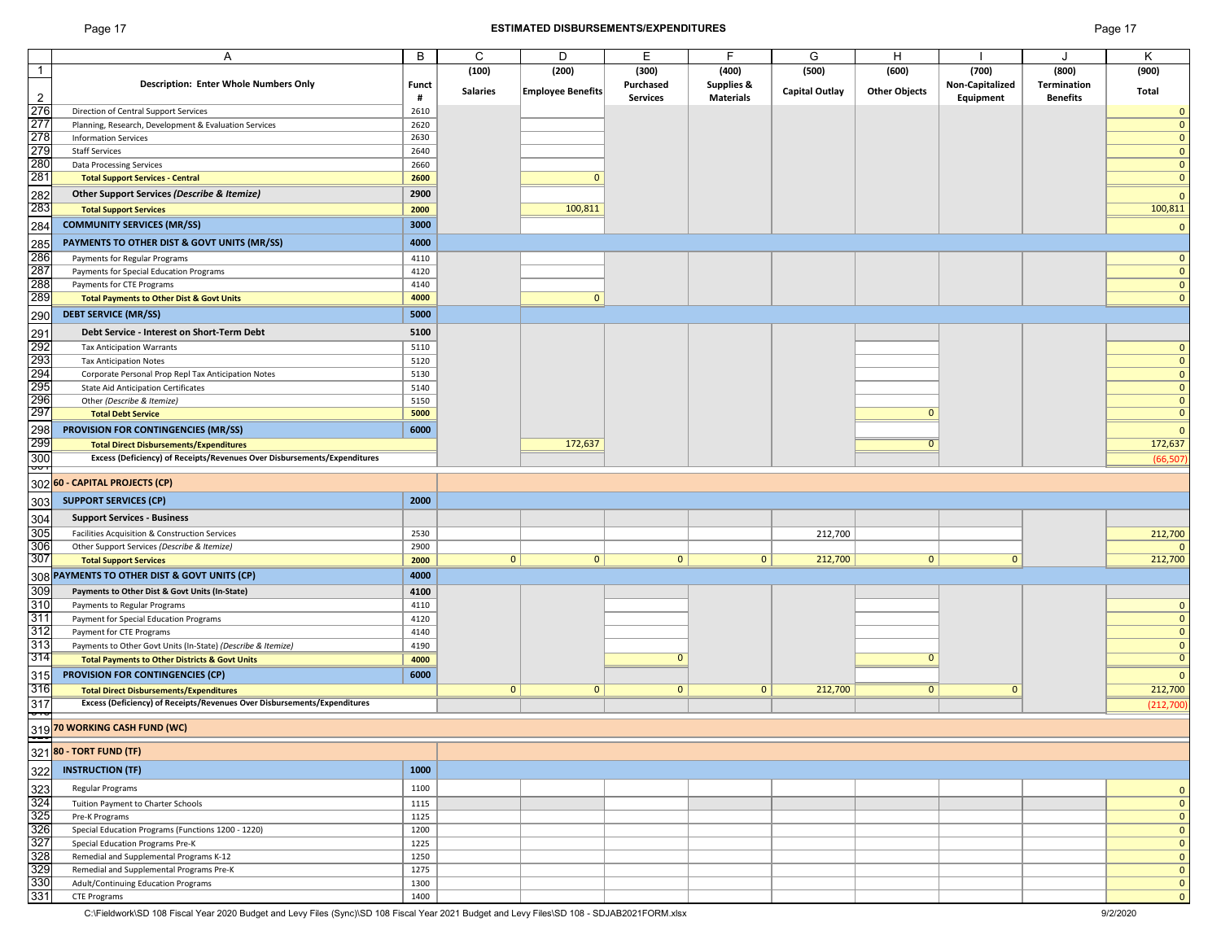# ESTIMATED DISBURSEMENTS/EXPENDITURES

| | A | B | C | D | E | F | G | H | I | J | K |
|---|---|---|---|---|---|---|---|---|---|---|---|
| 1 | | | (100) | (200) | (300) | (400) | (500) | (600) | (700) | (800) | (900) |
| 2 | **Description: Enter Whole Numbers Only** | **Funct #** | **Salaries** | **Employee Benefits** | **Purchased Services** | **Supplies & Materials** | **Capital Outlay** | **Other Objects** | **Non-Capitalized Equipment** | **Termination Benefits** | **Total** |
| 276 | Direction of Central Support Services | 2610 | | | | | | | | | 0 |
| 277 | Planning, Research, Development & Evaluation Services | 2620 | | | | | | | | | 0 |
| 278 | Information Services | 2630 | | | | | | | | | 0 |
| 279 | Staff Services | 2640 | | | | | | | | | 0 |
| 280 | Data Processing Services | 2660 | | | | | | | | | 0 |
| 281 | **Total Support Services - Central** | **2600** | | 0 | | | | | | | 0 |
| 282 | **Other Support Services *(Describe & Itemize)*** | **2900** | | | | | | | | | 0 |
| 283 | **Total Support Services** | **2000** | | 100,811 | | | | | | | 100,811 |
| 284 | **COMMUNITY SERVICES (MR/SS)** | **3000** | | | | | | | | | 0 |
| 285 | **PAYMENTS TO OTHER DIST & GOVT UNITS (MR/SS)** | **4000** | | | | | | | | | |
| 286 | Payments for Regular Programs | 4110 | | | | | | | | | 0 |
| 287 | Payments for Special Education Programs | 4120 | | | | | | | | | 0 |
| 288 | Payments for CTE Programs | 4140 | | | | | | | | | 0 |
| 289 | **Total Payments to Other Dist & Govt Units** | **4000** | | 0 | | | | | | | 0 |
| 290 | **DEBT SERVICE (MR/SS)** | **5000** | | | | | | | | | |
| 291 | **Debt Service - Interest on Short-Term Debt** | **5100** | | | | | | | | | |
| 292 | Tax Anticipation Warrants | 5110 | | | | | | | | | 0 |
| 293 | Tax Anticipation Notes | 5120 | | | | | | | | | 0 |
| 294 | Corporate Personal Prop Repl Tax Anticipation Notes | 5130 | | | | | | | | | 0 |
| 295 | State Aid Anticipation Certificates | 5140 | | | | | | | | | 0 |
| 296 | Other *(Describe & Itemize)* | 5150 | | | | | | | | | 0 |
| 297 | **Total Debt Service** | **5000** | | | | | | 0 | | | 0 |
| 298 | **PROVISION FOR CONTINGENCIES (MR/SS)** | **6000** | | | | | | | | | 0 |
| 299 | **Total Direct Disbursements/Expenditures** | | | 172,637 | | | | 0 | | | 172,637 |
| 300 | **Excess (Deficiency) of Receipts/Revenues Over Disbursements/Expenditures** | | | | | | | | | | (66,507) |
| 302 | **60 - CAPITAL PROJECTS (CP)** | | | | | | | | | | |
| 303 | **SUPPORT SERVICES (CP)** | **2000** | | | | | | | | | |
| 304 | **Support Services - Business** | | | | | | | | | | |
| 305 | Facilities Acquisition & Construction Services | 2530 | | | | | 212,700 | | | | 212,700 |
| 306 | Other Support Services *(Describe & Itemize)* | 2900 | | | | | | | | | 0 |
| 307 | **Total Support Services** | **2000** | 0 | 0 | 0 | 0 | 212,700 | 0 | 0 | | 212,700 |
| 308 | **PAYMENTS TO OTHER DIST & GOVT UNITS (CP)** | **4000** | | | | | | | | | |
| 309 | **Payments to Other Dist & Govt Units (In-State)** | **4100** | | | | | | | | | |
| 310 | Payments to Regular Programs | 4110 | | | | | | | | | 0 |
| 311 | Payment for Special Education Programs | 4120 | | | | | | | | | 0 |
| 312 | Payment for CTE Programs | 4140 | | | | | | | | | 0 |
| 313 | Payments to Other Govt Units (In-State) *(Describe & Itemize)* | 4190 | | | | | | | | | 0 |
| 314 | **Total Payments to Other Districts & Govt Units** | **4000** | | | 0 | | | 0 | | | 0 |
| 315 | **PROVISION FOR CONTINGENCIES (CP)** | **6000** | | | | | | | | | 0 |
| 316 | **Total Direct Disbursements/Expenditures** | | 0 | 0 | 0 | 0 | 212,700 | 0 | 0 | | 212,700 |
| 317 | **Excess (Deficiency) of Receipts/Revenues Over Disbursements/Expenditures** | | | | | | | | | | (212,700) |
| 319 | **70 WORKING CASH FUND (WC)** | | | | | | | | | | |
| 321 | **80 - TORT FUND (TF)** | | | | | | | | | | |
| 322 | **INSTRUCTION (TF)** | **1000** | | | | | | | | | |
| 323 | Regular Programs | 1100 | | | | | | | | | 0 |
| 324 | Tuition Payment to Charter Schools | 1115 | | | | | | | | | 0 |
| 325 | Pre-K Programs | 1125 | | | | | | | | | 0 |
| 326 | Special Education Programs (Functions 1200 - 1220) | 1200 | | | | | | | | | 0 |
| 327 | Special Education Programs Pre-K | 1225 | | | | | | | | | 0 |
| 328 | Remedial and Supplemental Programs K-12 | 1250 | | | | | | | | | 0 |
| 329 | Remedial and Supplemental Programs Pre-K | 1275 | | | | | | | | | 0 |
| 330 | Adult/Continuing Education Programs | 1300 | | | | | | | | | 0 |
| 331 | CTE Programs | 1400 | | | | | | | | | 0 |

C:\Fieldwork\SD 108 Fiscal Year 2020 Budget and Levy Files (Sync)\SD 108 Fiscal Year 2021 Budget and Levy Files\SD 108 - SDJAB2021FORM.xlsx 9/2/2020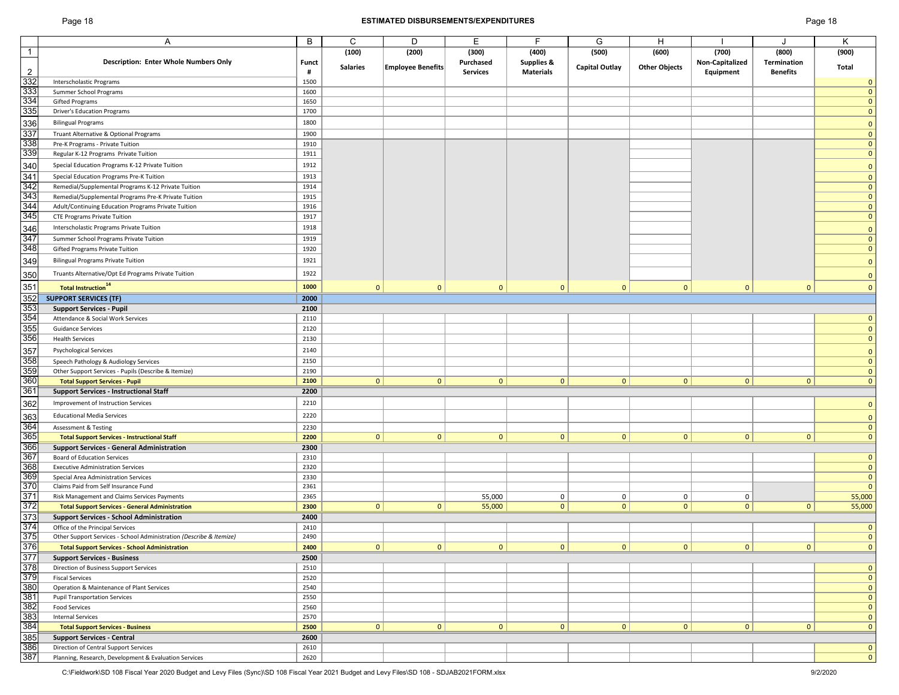## ESTIMATED DISBURSEMENTS/EXPENDITURES

| | A | B | C | D | E | F | G | H | I | J | K |
|---|---|---|---|---|---|---|---|---|---|---|---|
| 1 | Description: Enter Whole Numbers Only | Funct # | (100) Salaries | (200) Employee Benefits | (300) Purchased Services | (400) Supplies & Materials | (500) Capital Outlay | (600) Other Objects | (700) Non-Capitalized Equipment | (800) Termination Benefits | (900) Total |
| 332 | Interscholastic Programs | 1500 | | | | | | | | | 0 |
| 333 | Summer School Programs | 1600 | | | | | | | | | 0 |
| 334 | Gifted Programs | 1650 | | | | | | | | | 0 |
| 335 | Driver's Education Programs | 1700 | | | | | | | | | 0 |
| 336 | Bilingual Programs | 1800 | | | | | | | | | 0 |
| 337 | Truant Alternative & Optional Programs | 1900 | | | | | | | | | 0 |
| 338 | Pre-K Programs - Private Tuition | 1910 | | | | | | | | | 0 |
| 339 | Regular K-12 Programs Private Tuition | 1911 | | | | | | | | | 0 |
| 340 | Special Education Programs K-12 Private Tuition | 1912 | | | | | | | | | 0 |
| 341 | Special Education Programs Pre-K Tuition | 1913 | | | | | | | | | 0 |
| 342 | Remedial/Supplemental Programs K-12 Private Tuition | 1914 | | | | | | | | | 0 |
| 343 | Remedial/Supplemental Programs Pre-K Private Tuition | 1915 | | | | | | | | | 0 |
| 344 | Adult/Continuing Education Programs Private Tuition | 1916 | | | | | | | | | 0 |
| 345 | CTE Programs Private Tuition | 1917 | | | | | | | | | 0 |
| 346 | Interscholastic Programs Private Tuition | 1918 | | | | | | | | | 0 |
| 347 | Summer School Programs Private Tuition | 1919 | | | | | | | | | 0 |
| 348 | Gifted Programs Private Tuition | 1920 | | | | | | | | | 0 |
| 349 | Bilingual Programs Private Tuition | 1921 | | | | | | | | | 0 |
| 350 | Truants Alternative/Opt Ed Programs Private Tuition | 1922 | | | | | | | | | 0 |
| 351 | **Total Instruction[14]** | 1000 | 0 | 0 | 0 | 0 | 0 | 0 | 0 | 0 | 0 |
| 352 | **SUPPORT SERVICES (TF)** | 2000 | | | | | | | | | |
| 353 | **Support Services - Pupil** | 2100 | | | | | | | | | |
| 354 | Attendance & Social Work Services | 2110 | | | | | | | | | 0 |
| 355 | Guidance Services | 2120 | | | | | | | | | 0 |
| 356 | Health Services | 2130 | | | | | | | | | 0 |
| 357 | Psychological Services | 2140 | | | | | | | | | 0 |
| 358 | Speech Pathology & Audiology Services | 2150 | | | | | | | | | 0 |
| 359 | Other Support Services - Pupils (Describe & Itemize) | 2190 | | | | | | | | | 0 |
| 360 | **Total Support Services - Pupil** | 2100 | 0 | 0 | 0 | 0 | 0 | 0 | 0 | 0 | 0 |
| 361 | **Support Services - Instructional Staff** | 2200 | | | | | | | | | |
| 362 | Improvement of Instruction Services | 2210 | | | | | | | | | 0 |
| 363 | Educational Media Services | 2220 | | | | | | | | | 0 |
| 364 | Assessment & Testing | 2230 | | | | | | | | | 0 |
| 365 | **Total Support Services - Instructional Staff** | 2200 | 0 | 0 | 0 | 0 | 0 | 0 | 0 | 0 | 0 |
| 366 | **Support Services - General Administration** | 2300 | | | | | | | | | |
| 367 | Board of Education Services | 2310 | | | | | | | | | 0 |
| 368 | Executive Administration Services | 2320 | | | | | | | | | 0 |
| 369 | Special Area Administration Services | 2330 | | | | | | | | | 0 |
| 370 | Claims Paid from Self Insurance Fund | 2361 | | | | | | | | | 0 |
| 371 | Risk Management and Claims Services Payments | 2365 | | | 55,000 | 0 | 0 | 0 | 0 | | 55,000 |
| 372 | **Total Support Services - General Administration** | 2300 | 0 | 0 | 55,000 | 0 | 0 | 0 | 0 | 0 | 55,000 |
| 373 | **Support Services - School Administration** | 2400 | | | | | | | | | |
| 374 | Office of the Principal Services | 2410 | | | | | | | | | 0 |
| 375 | Other Support Services - School Administration *(Describe & Itemize)* | 2490 | | | | | | | | | 0 |
| 376 | **Total Support Services - School Administration** | 2400 | 0 | 0 | 0 | 0 | 0 | 0 | 0 | 0 | 0 |
| 377 | **Support Services - Business** | 2500 | | | | | | | | | |
| 378 | Direction of Business Support Services | 2510 | | | | | | | | | 0 |
| 379 | Fiscal Services | 2520 | | | | | | | | | 0 |
| 380 | Operation & Maintenance of Plant Services | 2540 | | | | | | | | | 0 |
| 381 | Pupil Transportation Services | 2550 | | | | | | | | | 0 |
| 382 | Food Services | 2560 | | | | | | | | | 0 |
| 383 | Internal Services | 2570 | | | | | | | | | 0 |
| 384 | **Total Support Services - Business** | 2500 | 0 | 0 | 0 | 0 | 0 | 0 | 0 | 0 | 0 |
| 385 | **Support Services - Central** | 2600 | | | | | | | | | |
| 386 | Direction of Central Support Services | 2610 | | | | | | | | | 0 |
| 387 | Planning, Research, Development & Evaluation Services | 2620 | | | | | | | | | 0 |

C:\Fieldwork\SD 108 Fiscal Year 2020 Budget and Levy Files (Sync)\SD 108 Fiscal Year 2021 Budget and Levy Files\SD 108 - SDJAB2021FORM.xlsx 9/2/2020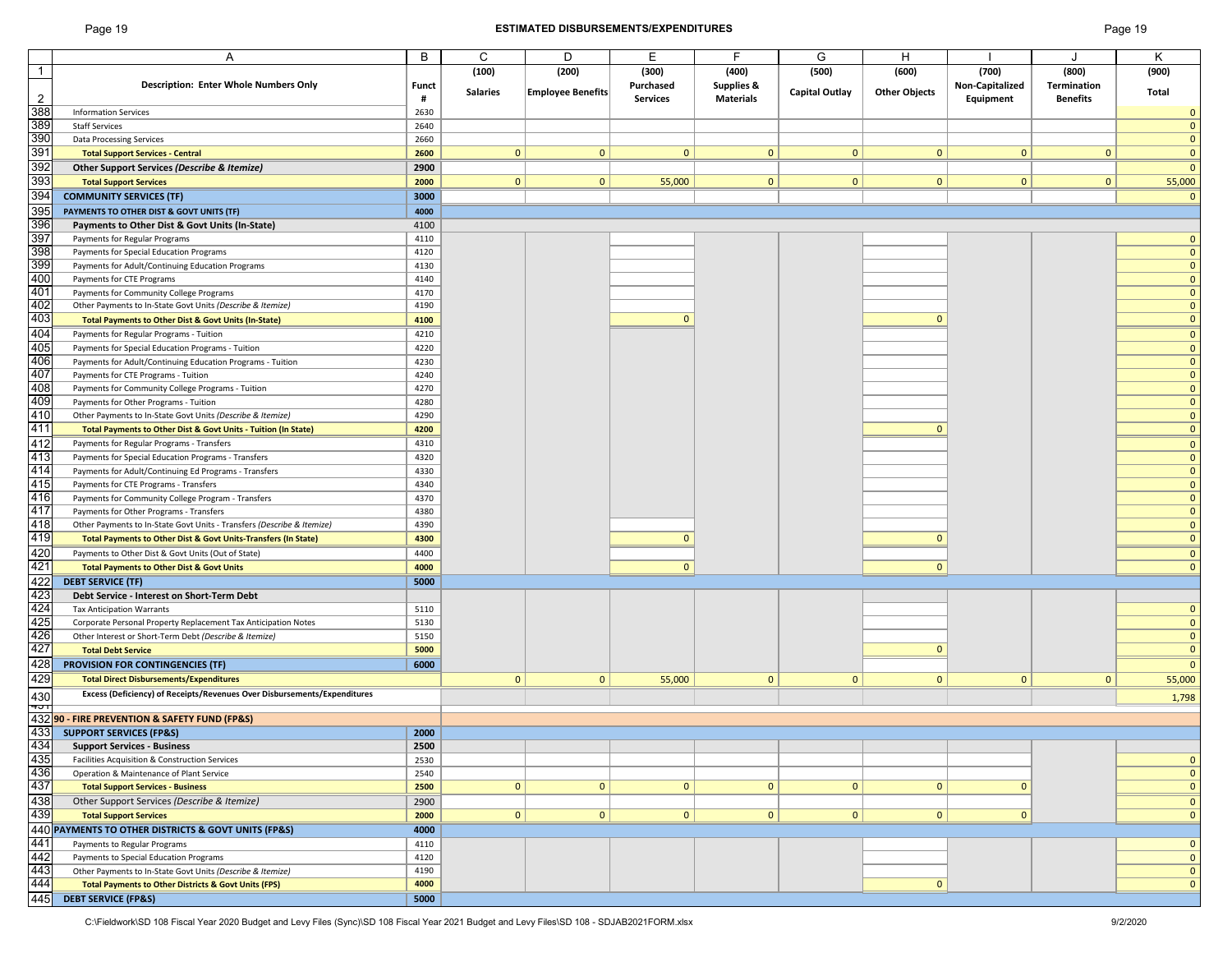# ESTIMATED DISBURSEMENTS/EXPENDITURES

| | A | B | C | D | E | F | G | H | I | J | K |
|---|---|---|---|---|---|---|---|---|---|---|---|
| 1 | | | (100) | (200) | (300) | (400) | (500) | (600) | (700) | (800) | (900) |
| 2 | **Description: Enter Whole Numbers Only** | **Funct #** | **Salaries** | **Employee Benefits** | **Purchased Services** | **Supplies & Materials** | **Capital Outlay** | **Other Objects** | **Non-Capitalized Equipment** | **Termination Benefits** | **Total** |
| 388 | Information Services | 2630 | | | | | | | | | 0 |
| 389 | Staff Services | 2640 | | | | | | | | | 0 |
| 390 | Data Processing Services | 2660 | | | | | | | | | 0 |
| 391 | **Total Support Services - Central** | **2600** | 0 | 0 | 0 | 0 | 0 | 0 | 0 | 0 | 0 |
| 392 | **Other Support Services *(Describe & Itemize)*** | **2900** | | | | | | | | | 0 |
| 393 | **Total Support Services** | **2000** | 0 | 0 | 55,000 | 0 | 0 | 0 | 0 | 0 | 55,000 |
| 394 | **COMMUNITY SERVICES (TF)** | **3000** | | | | | | | | | 0 |
| 395 | **PAYMENTS TO OTHER DIST & GOVT UNITS (TF)** | **4000** | | | | | | | | | |
| 396 | **Payments to Other Dist & Govt Units (In-State)** | 4100 | | | | | | | | | |
| 397 | Payments for Regular Programs | 4110 | | | | | | | | | 0 |
| 398 | Payments for Special Education Programs | 4120 | | | | | | | | | 0 |
| 399 | Payments for Adult/Continuing Education Programs | 4130 | | | | | | | | | 0 |
| 400 | Payments for CTE Programs | 4140 | | | | | | | | | 0 |
| 401 | Payments for Community College Programs | 4170 | | | | | | | | | 0 |
| 402 | Other Payments to In-State Govt Units *(Describe & Itemize)* | 4190 | | | | | | | | | 0 |
| 403 | **Total Payments to Other Dist & Govt Units (In-State)** | **4100** | | | 0 | | | 0 | | | 0 |
| 404 | Payments for Regular Programs - Tuition | 4210 | | | | | | | | | 0 |
| 405 | Payments for Special Education Programs - Tuition | 4220 | | | | | | | | | 0 |
| 406 | Payments for Adult/Continuing Education Programs - Tuition | 4230 | | | | | | | | | 0 |
| 407 | Payments for CTE Programs - Tuition | 4240 | | | | | | | | | 0 |
| 408 | Payments for Community College Programs - Tuition | 4270 | | | | | | | | | 0 |
| 409 | Payments for Other Programs - Tuition | 4280 | | | | | | | | | 0 |
| 410 | Other Payments to In-State Govt Units *(Describe & Itemize)* | 4290 | | | | | | | | | 0 |
| 411 | **Total Payments to Other Dist & Govt Units - Tuition (In State)** | **4200** | | | | | | 0 | | | 0 |
| 412 | Payments for Regular Programs - Transfers | 4310 | | | | | | | | | 0 |
| 413 | Payments for Special Education Programs - Transfers | 4320 | | | | | | | | | 0 |
| 414 | Payments for Adult/Continuing Ed Programs - Transfers | 4330 | | | | | | | | | 0 |
| 415 | Payments for CTE Programs - Transfers | 4340 | | | | | | | | | 0 |
| 416 | Payments for Community College Program - Transfers | 4370 | | | | | | | | | 0 |
| 417 | Payments for Other Programs - Transfers | 4380 | | | | | | | | | 0 |
| 418 | Other Payments to In-State Govt Units - Transfers *(Describe & Itemize)* | 4390 | | | | | | | | | 0 |
| 419 | **Total Payments to Other Dist & Govt Units-Transfers (In State)** | **4300** | | | 0 | | | 0 | | | 0 |
| 420 | Payments to Other Dist & Govt Units (Out of State) | 4400 | | | | | | | | | 0 |
| 421 | **Total Payments to Other Dist & Govt Units** | **4000** | | | 0 | | | 0 | | | 0 |
| 422 | **DEBT SERVICE (TF)** | **5000** | | | | | | | | | |
| 423 | **Debt Service - Interest on Short-Term Debt** | | | | | | | | | | |
| 424 | Tax Anticipation Warrants | 5110 | | | | | | | | | 0 |
| 425 | Corporate Personal Property Replacement Tax Anticipation Notes | 5130 | | | | | | | | | 0 |
| 426 | Other Interest or Short-Term Debt *(Describe & Itemize)* | 5150 | | | | | | | | | 0 |
| 427 | **Total Debt Service** | **5000** | | | | | | 0 | | | 0 |
| 428 | **PROVISION FOR CONTINGENCIES (TF)** | **6000** | | | | | | | | | 0 |
| 429 | **Total Direct Disbursements/Expenditures** | | 0 | 0 | 55,000 | 0 | 0 | 0 | 0 | 0 | 55,000 |
| 430 | **Excess (Deficiency) of Receipts/Revenues Over Disbursements/Expenditures** | | | | | | | | | | 1,798 |
| 432 | **90 - FIRE PREVENTION & SAFETY FUND (FP&S)** | | | | | | | | | | |
| 433 | **SUPPORT SERVICES (FP&S)** | **2000** | | | | | | | | | |
| 434 | **Support Services - Business** | **2500** | | | | | | | | | |
| 435 | Facilities Acquisition & Construction Services | 2530 | | | | | | | | | 0 |
| 436 | Operation & Maintenance of Plant Service | 2540 | | | | | | | | | 0 |
| 437 | **Total Support Services - Business** | **2500** | 0 | 0 | 0 | 0 | 0 | 0 | 0 | | 0 |
| 438 | Other Support Services *(Describe & Itemize)* | 2900 | | | | | | | | | 0 |
| 439 | **Total Support Services** | **2000** | 0 | 0 | 0 | 0 | 0 | 0 | 0 | | 0 |
| 440 | **PAYMENTS TO OTHER DISTRICTS & GOVT UNITS (FP&S)** | **4000** | | | | | | | | | |
| 441 | Payments to Regular Programs | 4110 | | | | | | | | | 0 |
| 442 | Payments to Special Education Programs | 4120 | | | | | | | | | 0 |
| 443 | Other Payments to In-State Govt Units *(Describe & Itemize)* | 4190 | | | | | | | | | 0 |
| 444 | **Total Payments to Other Districts & Govt Units (FPS)** | **4000** | | | | | | 0 | | | 0 |
| 445 | **DEBT SERVICE (FP&S)** | **5000** | | | | | | | | | |

C:\Fieldwork\SD 108 Fiscal Year 2020 Budget and Levy Files (Sync)\SD 108 Fiscal Year 2021 Budget and Levy Files\SD 108 - SDJAB2021FORM.xlsx 9/2/2020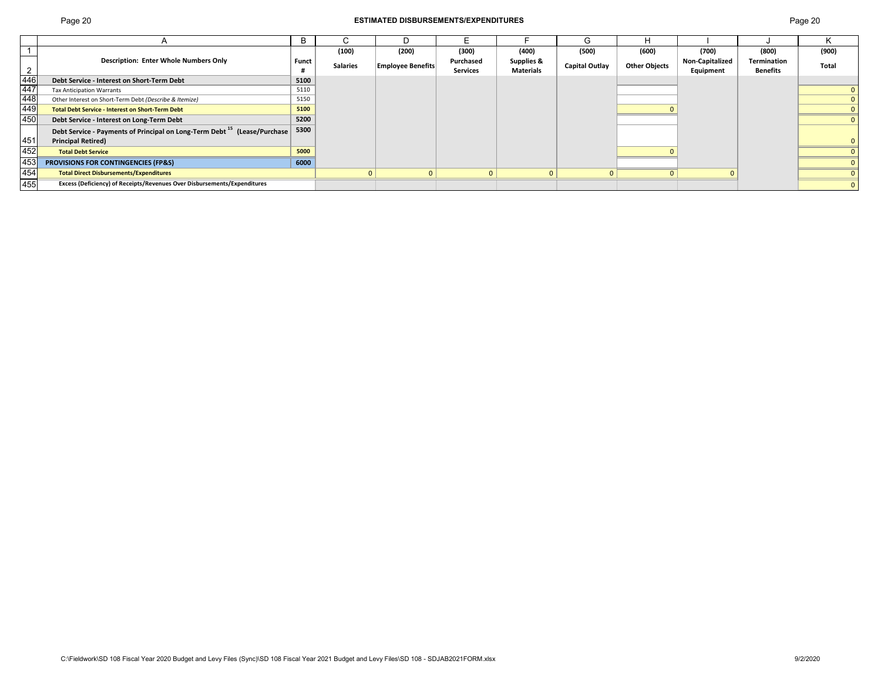# ESTIMATED DISBURSEMENTS/EXPENDITURES

| | A | B | C | D | E | F | G | H | I | J | K |
|---|---|---|---|---|---|---|---|---|---|---|---|
| 1 | | | (100) | (200) | (300) | (400) | (500) | (600) | (700) | (800) | (900) |
| 2 | **Description: Enter Whole Numbers Only** | **Funct #** | **Salaries** | **Employee Benefits** | **Purchased Services** | **Supplies & Materials** | **Capital Outlay** | **Other Objects** | **Non-Capitalized Equipment** | **Termination Benefits** | **Total** |
| 446 | **Debt Service - Interest on Short-Term Debt** | **5100** | | | | | | | | | |
| 447 | Tax Anticipation Warrants | 5110 | | | | | | | | | 0 |
| 448 | Other Interest on Short-Term Debt *(Describe & Itemize)* | 5150 | | | | | | | | | 0 |
| 449 | **Total Debt Service - Interest on Short-Term Debt** | **5100** | | | | | | 0 | | | 0 |
| 450 | **Debt Service - Interest on Long-Term Debt** | **5200** | | | | | | | | | 0 |
| 451 | **Debt Service - Payments of Principal on Long-Term Debt [15] (Lease/Purchase Principal Retired)** | **5300** | | | | | | | | | 0 |
| 452 | **Total Debt Service** | **5000** | | | | | | 0 | | | 0 |
| 453 | **PROVISIONS FOR CONTINGENCIES (FP&S)** | **6000** | | | | | | | | | 0 |
| 454 | **Total Direct Disbursements/Expenditures** | | 0 | 0 | 0 | 0 | 0 | 0 | 0 | | 0 |
| 455 | **Excess (Deficiency) of Receipts/Revenues Over Disbursements/Expenditures** | | | | | | | | | | 0 |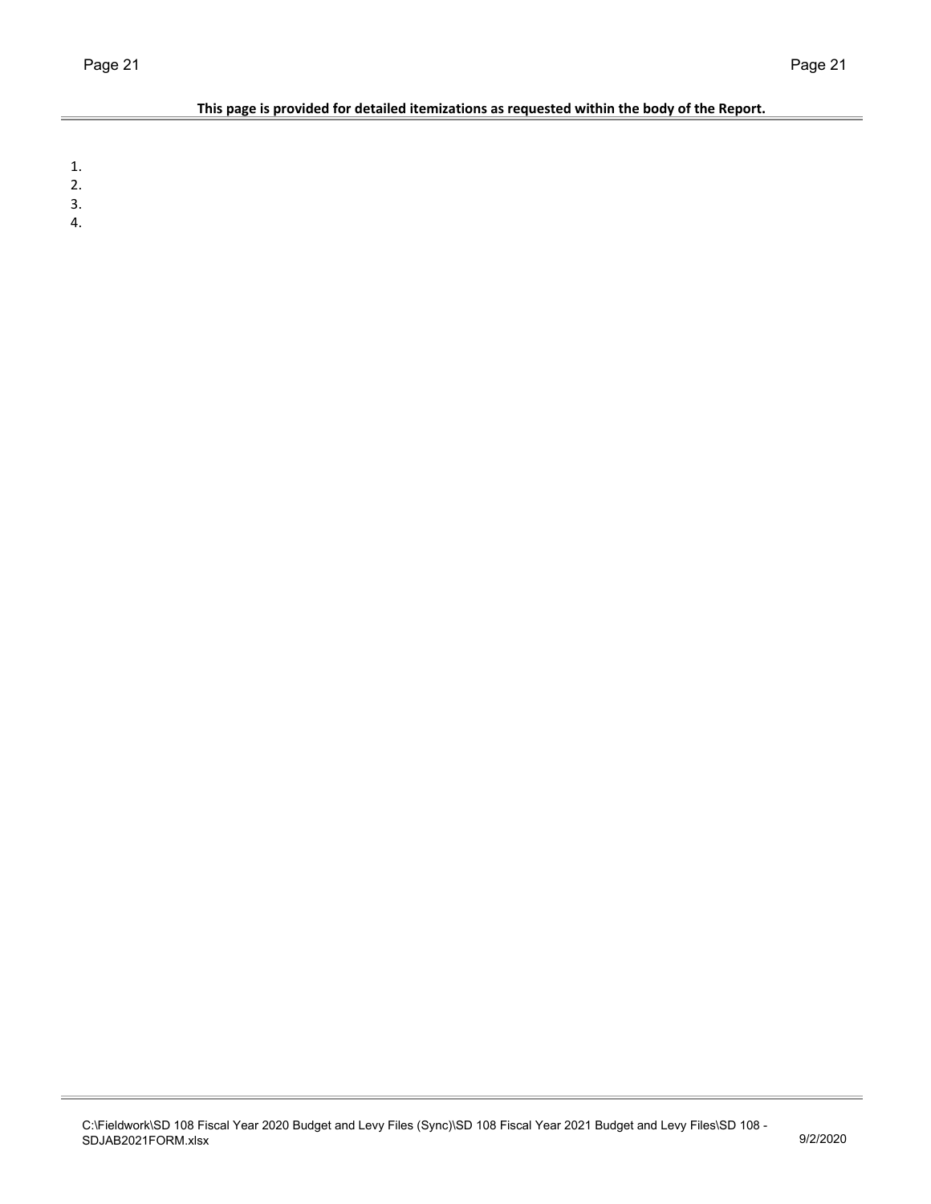**This page is provided for detailed itemizations as requested within the body of the Report.**

1.
2.
3.
4.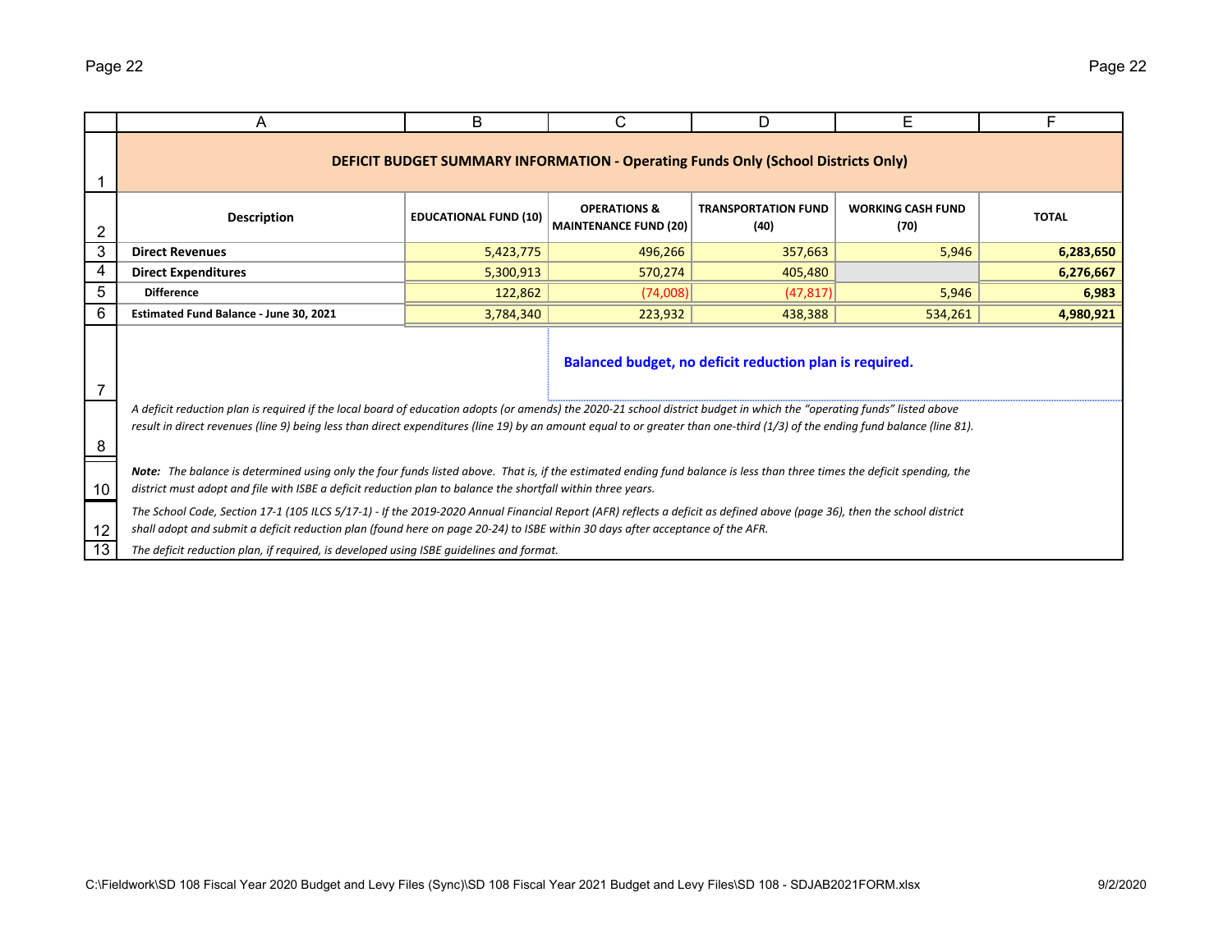## DEFICIT BUDGET SUMMARY INFORMATION - Operating Funds Only (School Districts Only)

| Description | EDUCATIONAL FUND (10) | OPERATIONS & MAINTENANCE FUND (20) | TRANSPORTATION FUND (40) | WORKING CASH FUND (70) | TOTAL |
|---|---|---|---|---|---|
| **Direct Revenues** | 5,423,775 | 496,266 | 357,663 | 5,946 | **6,283,650** |
| **Direct Expenditures** | 5,300,913 | 570,274 | 405,480 | | **6,276,667** |
| **Difference** | 122,862 | (74,008) | (47,817) | 5,946 | **6,983** |
| **Estimated Fund Balance - June 30, 2021** | 3,784,340 | 223,932 | 438,388 | 534,261 | **4,980,921** |

**Balanced budget, no deficit reduction plan is required.**

*A deficit reduction plan is required if the local board of education adopts (or amends) the 2020-21 school district budget in which the "operating funds" listed above result in direct revenues (line 9) being less than direct expenditures (line 19) by an amount equal to or greater than one-third (1/3) of the ending fund balance (line 81).*

***Note:*** *The balance is determined using only the four funds listed above. That is, if the estimated ending fund balance is less than three times the deficit spending, the district must adopt and file with ISBE a deficit reduction plan to balance the shortfall within three years.*

*The School Code, Section 17-1 (105 ILCS 5/17-1) - If the 2019-2020 Annual Financial Report (AFR) reflects a deficit as defined above (page 36), then the school district shall adopt and submit a deficit reduction plan (found here on page 20-24) to ISBE within 30 days after acceptance of the AFR.*

*The deficit reduction plan, if required, is developed using ISBE guidelines and format.*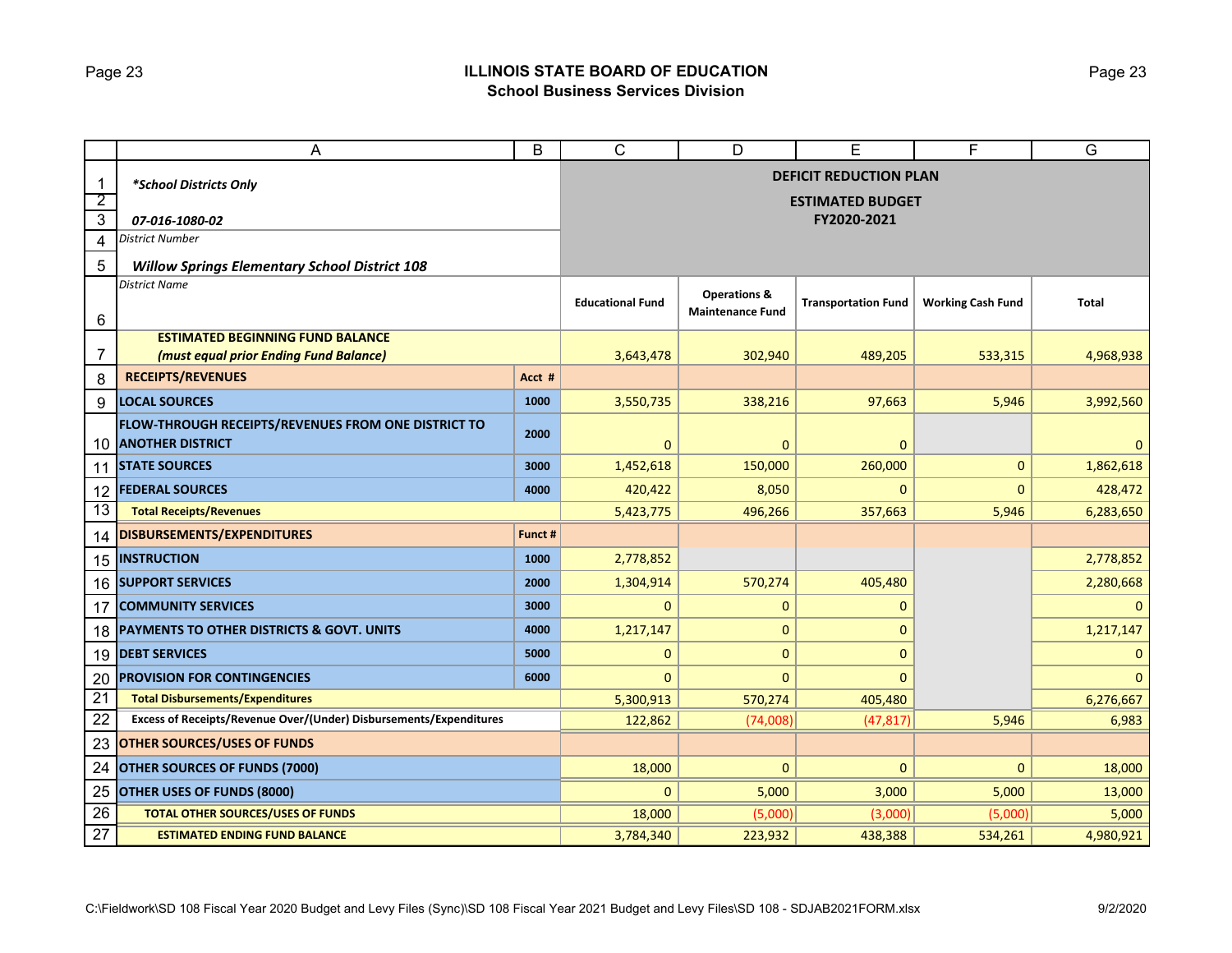## ILLINOIS STATE BOARD OF EDUCATION
### School Business Services Division

| | A | B | C | D | E | F | G |
|---|---|---|---|---|---|---|---|
| 1 | *\*School Districts Only* | | **DEFICIT REDUCTION PLAN** | | | | |
| 2 | | | **ESTIMATED BUDGET** | | | | |
| 3 | *07-016-1080-02* | | **FY2020-2021** | | | | |
| 4 | *District Number* | | | | | | |
| 5 | *Willow Springs Elementary School District 108* | | | | | | |
| 6 | *District Name* | | **Educational Fund** | **Operations & Maintenance Fund** | **Transportation Fund** | **Working Cash Fund** | **Total** |
| 7 | **ESTIMATED BEGINNING FUND BALANCE** ***(must equal prior Ending Fund Balance)*** | | 3,643,478 | 302,940 | 489,205 | 533,315 | 4,968,938 |
| 8 | **RECEIPTS/REVENUES** | **Acct #** | | | | | |
| 9 | **LOCAL SOURCES** | **1000** | 3,550,735 | 338,216 | 97,663 | 5,946 | 3,992,560 |
| 10 | **FLOW-THROUGH RECEIPTS/REVENUES FROM ONE DISTRICT TO ANOTHER DISTRICT** | **2000** | 0 | 0 | 0 | | 0 |
| 11 | **STATE SOURCES** | **3000** | 1,452,618 | 150,000 | 260,000 | 0 | 1,862,618 |
| 12 | **FEDERAL SOURCES** | **4000** | 420,422 | 8,050 | 0 | 0 | 428,472 |
| 13 | **Total Receipts/Revenues** | | 5,423,775 | 496,266 | 357,663 | 5,946 | 6,283,650 |
| 14 | **DISBURSEMENTS/EXPENDITURES** | **Funct #** | | | | | |
| 15 | **INSTRUCTION** | **1000** | 2,778,852 | | | | 2,778,852 |
| 16 | **SUPPORT SERVICES** | **2000** | 1,304,914 | 570,274 | 405,480 | | 2,280,668 |
| 17 | **COMMUNITY SERVICES** | **3000** | 0 | 0 | 0 | | 0 |
| 18 | **PAYMENTS TO OTHER DISTRICTS & GOVT. UNITS** | **4000** | 1,217,147 | 0 | 0 | | 1,217,147 |
| 19 | **DEBT SERVICES** | **5000** | 0 | 0 | 0 | | 0 |
| 20 | **PROVISION FOR CONTINGENCIES** | **6000** | 0 | 0 | 0 | | 0 |
| 21 | **Total Disbursements/Expenditures** | | 5,300,913 | 570,274 | 405,480 | | 6,276,667 |
| 22 | **Excess of Receipts/Revenue Over/(Under) Disbursements/Expenditures** | | 122,862 | (74,008) | (47,817) | 5,946 | 6,983 |
| 23 | **OTHER SOURCES/USES OF FUNDS** | | | | | | |
| 24 | **OTHER SOURCES OF FUNDS (7000)** | | 18,000 | 0 | 0 | 0 | 18,000 |
| 25 | **OTHER USES OF FUNDS (8000)** | | 0 | 5,000 | 3,000 | 5,000 | 13,000 |
| 26 | **TOTAL OTHER SOURCES/USES OF FUNDS** | | 18,000 | (5,000) | (3,000) | (5,000) | 5,000 |
| 27 | **ESTIMATED ENDING FUND BALANCE** | | 3,784,340 | 223,932 | 438,388 | 534,261 | 4,980,921 |

C:\Fieldwork\SD 108 Fiscal Year 2020 Budget and Levy Files (Sync)\SD 108 Fiscal Year 2021 Budget and Levy Files\SD 108 - SDJAB2021FORM.xlsx 9/2/2020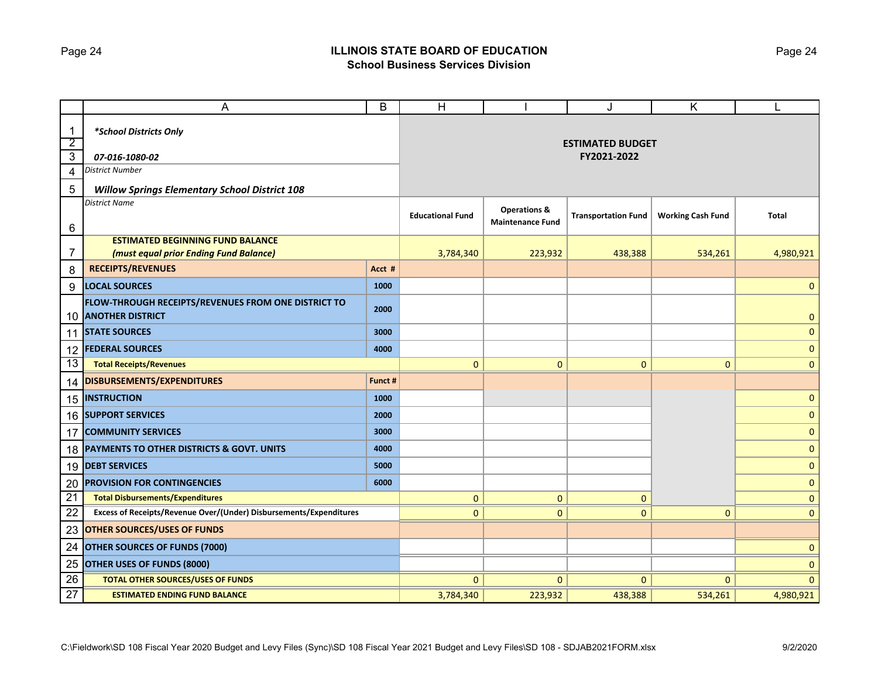## ILLINOIS STATE BOARD OF EDUCATION
### School Business Services Division

| | A | B | H | I | J | K | L |
|---|---|---|---|---|---|---|---|
| 1 | *\*School Districts Only* | | **ESTIMATED BUDGET FY2021-2022** | | | | |
| 2 | | | | | | | |
| 3 | ***07-016-1080-02*** | | | | | | |
| 4 | *District Number* | | | | | | |
| 5 | ***Willow Springs Elementary School District 108*** | | | | | | |
| 6 | *District Name* | | **Educational Fund** | **Operations & Maintenance Fund** | **Transportation Fund** | **Working Cash Fund** | **Total** |
| 7 | **ESTIMATED BEGINNING FUND BALANCE** ***(must equal prior Ending Fund Balance)*** | | 3,784,340 | 223,932 | 438,388 | 534,261 | 4,980,921 |
| 8 | **RECEIPTS/REVENUES** | **Acct #** | | | | | |
| 9 | **LOCAL SOURCES** | **1000** | | | | | 0 |
| 10 | **FLOW-THROUGH RECEIPTS/REVENUES FROM ONE DISTRICT TO ANOTHER DISTRICT** | **2000** | | | | | 0 |
| 11 | **STATE SOURCES** | **3000** | | | | | 0 |
| 12 | **FEDERAL SOURCES** | **4000** | | | | | 0 |
| 13 | **Total Receipts/Revenues** | | 0 | 0 | 0 | 0 | 0 |
| 14 | **DISBURSEMENTS/EXPENDITURES** | **Funct #** | | | | | |
| 15 | **INSTRUCTION** | **1000** | | | | | 0 |
| 16 | **SUPPORT SERVICES** | **2000** | | | | | 0 |
| 17 | **COMMUNITY SERVICES** | **3000** | | | | | 0 |
| 18 | **PAYMENTS TO OTHER DISTRICTS & GOVT. UNITS** | **4000** | | | | | 0 |
| 19 | **DEBT SERVICES** | **5000** | | | | | 0 |
| 20 | **PROVISION FOR CONTINGENCIES** | **6000** | | | | | 0 |
| 21 | **Total Disbursements/Expenditures** | | 0 | 0 | 0 | | 0 |
| 22 | **Excess of Receipts/Revenue Over/(Under) Disbursements/Expenditures** | | 0 | 0 | 0 | 0 | 0 |
| 23 | **OTHER SOURCES/USES OF FUNDS** | | | | | | |
| 24 | **OTHER SOURCES OF FUNDS (7000)** | | | | | | 0 |
| 25 | **OTHER USES OF FUNDS (8000)** | | | | | | 0 |
| 26 | **TOTAL OTHER SOURCES/USES OF FUNDS** | | 0 | 0 | 0 | 0 | 0 |
| 27 | **ESTIMATED ENDING FUND BALANCE** | | 3,784,340 | 223,932 | 438,388 | 534,261 | 4,980,921 |

C:\Fieldwork\SD 108 Fiscal Year 2020 Budget and Levy Files (Sync)\SD 108 Fiscal Year 2021 Budget and Levy Files\SD 108 - SDJAB2021FORM.xlsx 9/2/2020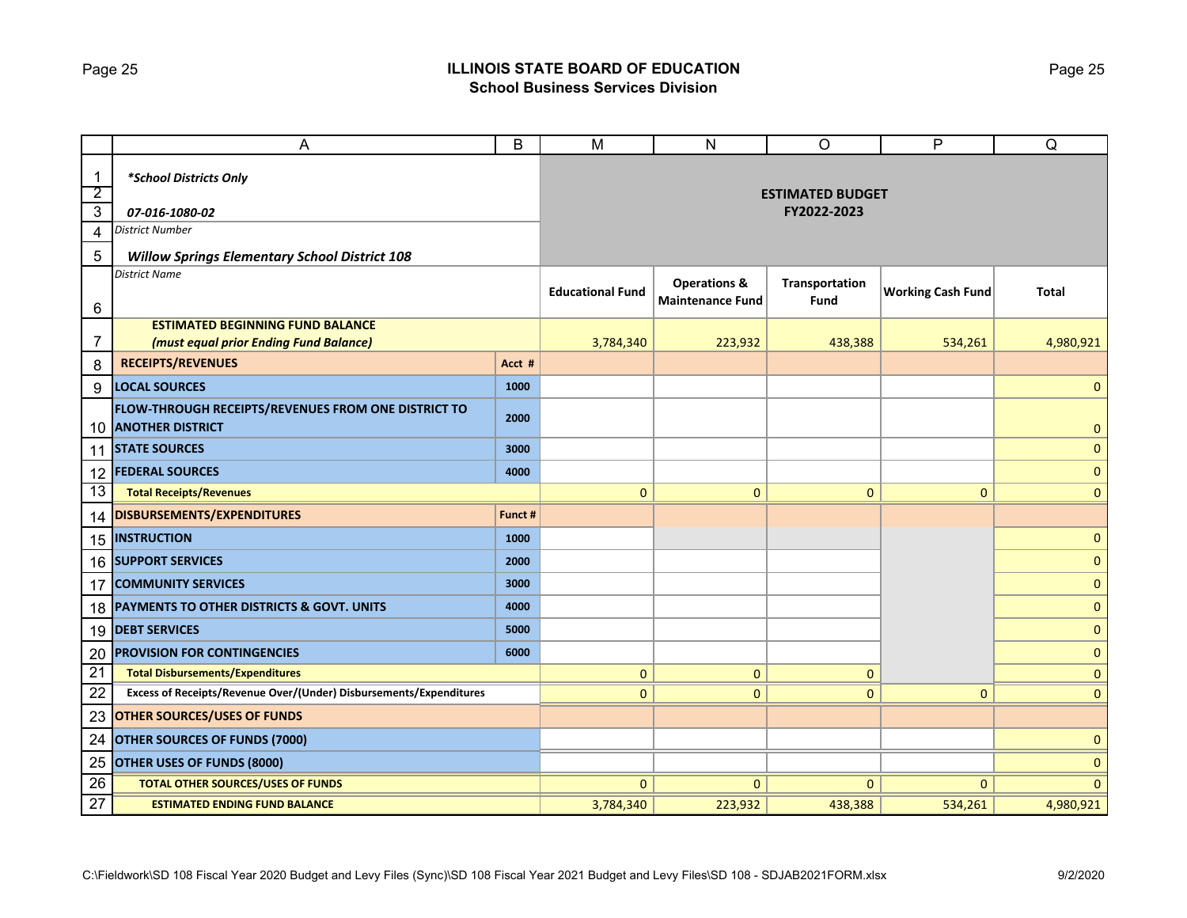## ILLINOIS STATE BOARD OF EDUCATION
### School Business Services Division

| | A | B | M | N | O | P | Q |
|---|---|---|---|---|---|---|---|
| 1 | *School Districts Only* | | ESTIMATED BUDGET FY2022-2023 | | | | |
| 2 | | | | | | | |
| 3 | *07-016-1080-02* | | | | | | |
| 4 | District Number | | | | | | |
| 5 | *Willow Springs Elementary School District 108* | | | | | | |
| 6 | District Name | | Educational Fund | Operations & Maintenance Fund | Transportation Fund | Working Cash Fund | Total |
| 7 | ESTIMATED BEGINNING FUND BALANCE *(must equal prior Ending Fund Balance)* | | 3,784,340 | 223,932 | 438,388 | 534,261 | 4,980,921 |
| 8 | RECEIPTS/REVENUES | Acct # | | | | | |
| 9 | LOCAL SOURCES | 1000 | | | | | 0 |
| 10 | FLOW-THROUGH RECEIPTS/REVENUES FROM ONE DISTRICT TO ANOTHER DISTRICT | 2000 | | | | | 0 |
| 11 | STATE SOURCES | 3000 | | | | | 0 |
| 12 | FEDERAL SOURCES | 4000 | | | | | 0 |
| 13 | Total Receipts/Revenues | | 0 | 0 | 0 | 0 | 0 |
| 14 | DISBURSEMENTS/EXPENDITURES | Funct # | | | | | |
| 15 | INSTRUCTION | 1000 | | | | | 0 |
| 16 | SUPPORT SERVICES | 2000 | | | | | 0 |
| 17 | COMMUNITY SERVICES | 3000 | | | | | 0 |
| 18 | PAYMENTS TO OTHER DISTRICTS & GOVT. UNITS | 4000 | | | | | 0 |
| 19 | DEBT SERVICES | 5000 | | | | | 0 |
| 20 | PROVISION FOR CONTINGENCIES | 6000 | | | | | 0 |
| 21 | Total Disbursements/Expenditures | | 0 | 0 | 0 | | 0 |
| 22 | Excess of Receipts/Revenue Over/(Under) Disbursements/Expenditures | | 0 | 0 | 0 | 0 | 0 |
| 23 | OTHER SOURCES/USES OF FUNDS | | | | | | |
| 24 | OTHER SOURCES OF FUNDS (7000) | | | | | | 0 |
| 25 | OTHER USES OF FUNDS (8000) | | | | | | 0 |
| 26 | TOTAL OTHER SOURCES/USES OF FUNDS | | 0 | 0 | 0 | 0 | 0 |
| 27 | ESTIMATED ENDING FUND BALANCE | | 3,784,340 | 223,932 | 438,388 | 534,261 | 4,980,921 |

C:\Fieldwork\SD 108 Fiscal Year 2020 Budget and Levy Files (Sync)\SD 108 Fiscal Year 2021 Budget and Levy Files\SD 108 - SDJAB2021FORM.xlsx 9/2/2020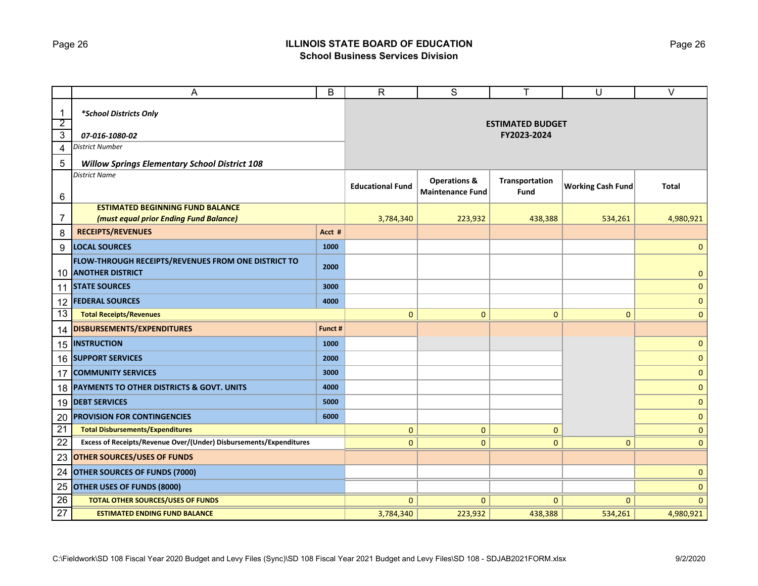# ILLINOIS STATE BOARD OF EDUCATION
## School Business Services Division

| | A | B | R | S | T | U | V |
|---|---|---|---|---|---|---|---|
| 1 | *\*School Districts Only* | | **ESTIMATED BUDGET FY2023-2024** | | | | |
| 2 | | | | | | | |
| 3 | *07-016-1080-02* | | | | | | |
| 4 | *District Number* | | | | | | |
| 5 | ***Willow Springs Elementary School District 108*** | | | | | | |
| 6 | *District Name* | | **Educational Fund** | **Operations & Maintenance Fund** | **Transportation Fund** | **Working Cash Fund** | **Total** |
| 7 | **ESTIMATED BEGINNING FUND BALANCE** ***(must equal prior Ending Fund Balance)*** | | 3,784,340 | 223,932 | 438,388 | 534,261 | 4,980,921 |
| 8 | **RECEIPTS/REVENUES** | **Acct #** | | | | | |
| 9 | **LOCAL SOURCES** | **1000** | | | | | 0 |
| 10 | **FLOW-THROUGH RECEIPTS/REVENUES FROM ONE DISTRICT TO ANOTHER DISTRICT** | **2000** | | | | | 0 |
| 11 | **STATE SOURCES** | **3000** | | | | | 0 |
| 12 | **FEDERAL SOURCES** | **4000** | | | | | 0 |
| 13 | **Total Receipts/Revenues** | | 0 | 0 | 0 | 0 | 0 |
| 14 | **DISBURSEMENTS/EXPENDITURES** | **Funct #** | | | | | |
| 15 | **INSTRUCTION** | **1000** | | | | | 0 |
| 16 | **SUPPORT SERVICES** | **2000** | | | | | 0 |
| 17 | **COMMUNITY SERVICES** | **3000** | | | | | 0 |
| 18 | **PAYMENTS TO OTHER DISTRICTS & GOVT. UNITS** | **4000** | | | | | 0 |
| 19 | **DEBT SERVICES** | **5000** | | | | | 0 |
| 20 | **PROVISION FOR CONTINGENCIES** | **6000** | | | | | 0 |
| 21 | **Total Disbursements/Expenditures** | | 0 | 0 | 0 | | 0 |
| 22 | **Excess of Receipts/Revenue Over/(Under) Disbursements/Expenditures** | | 0 | 0 | 0 | 0 | 0 |
| 23 | **OTHER SOURCES/USES OF FUNDS** | | | | | | |
| 24 | **OTHER SOURCES OF FUNDS (7000)** | | | | | | 0 |
| 25 | **OTHER USES OF FUNDS (8000)** | | | | | | 0 |
| 26 | **TOTAL OTHER SOURCES/USES OF FUNDS** | | 0 | 0 | 0 | 0 | 0 |
| 27 | **ESTIMATED ENDING FUND BALANCE** | | 3,784,340 | 223,932 | 438,388 | 534,261 | 4,980,921 |

C:\Fieldwork\SD 108 Fiscal Year 2020 Budget and Levy Files (Sync)\SD 108 Fiscal Year 2021 Budget and Levy Files\SD 108 - SDJAB2021FORM.xlsx 9/2/2020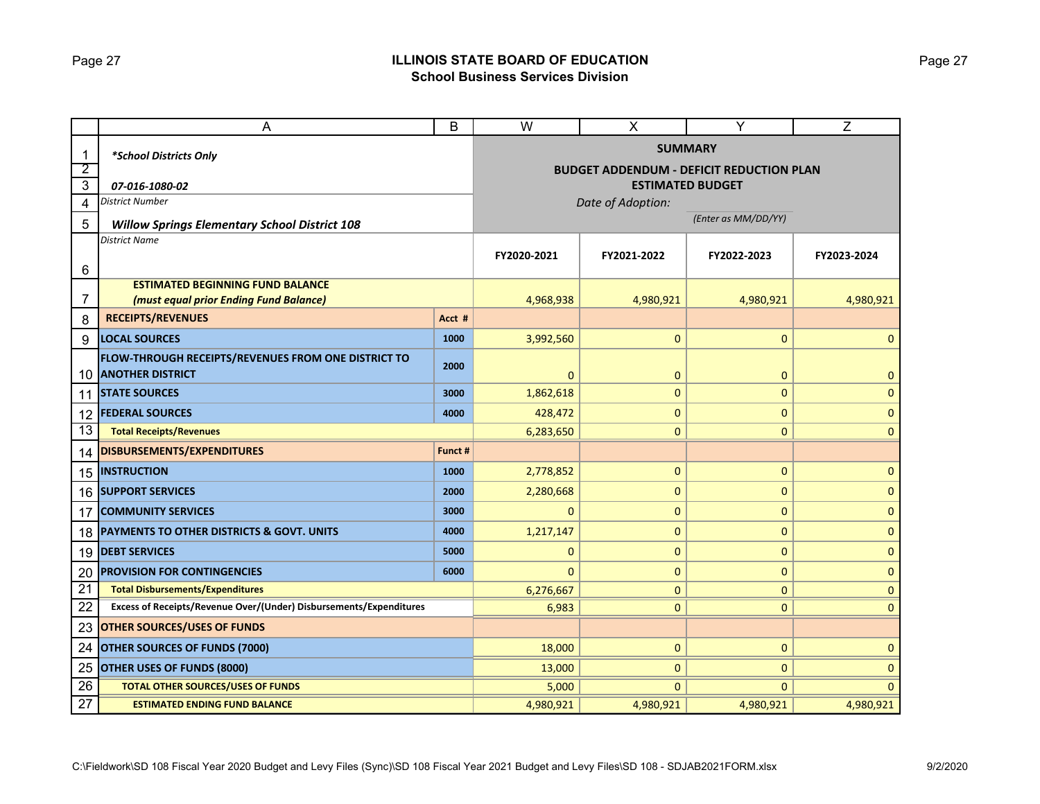# ILLINOIS STATE BOARD OF EDUCATION
## School Business Services Division

*School Districts Only*

**07-016-1080-02**
*District Number*

**Willow Springs Elementary School District 108**
*District Name*

**SUMMARY**

**BUDGET ADDENDUM - DEFICIT REDUCTION PLAN**
**ESTIMATED BUDGET**

*Date of Adoption:* ________ *(Enter as MM/DD/YY)*

| | Acct # / Funct # | FY2020-2021 | FY2021-2022 | FY2022-2023 | FY2023-2024 |
|---|---|---|---|---|---|
| **ESTIMATED BEGINNING FUND BALANCE** ***(must equal prior Ending Fund Balance)*** | | 4,968,938 | 4,980,921 | 4,980,921 | 4,980,921 |
| **RECEIPTS/REVENUES** | **Acct #** | | | | |
| **LOCAL SOURCES** | 1000 | 3,992,560 | 0 | 0 | 0 |
| **FLOW-THROUGH RECEIPTS/REVENUES FROM ONE DISTRICT TO ANOTHER DISTRICT** | 2000 | 0 | 0 | 0 | 0 |
| **STATE SOURCES** | 3000 | 1,862,618 | 0 | 0 | 0 |
| **FEDERAL SOURCES** | 4000 | 428,472 | 0 | 0 | 0 |
| **Total Receipts/Revenues** | | 6,283,650 | 0 | 0 | 0 |
| **DISBURSEMENTS/EXPENDITURES** | **Funct #** | | | | |
| **INSTRUCTION** | 1000 | 2,778,852 | 0 | 0 | 0 |
| **SUPPORT SERVICES** | 2000 | 2,280,668 | 0 | 0 | 0 |
| **COMMUNITY SERVICES** | 3000 | 0 | 0 | 0 | 0 |
| **PAYMENTS TO OTHER DISTRICTS & GOVT. UNITS** | 4000 | 1,217,147 | 0 | 0 | 0 |
| **DEBT SERVICES** | 5000 | 0 | 0 | 0 | 0 |
| **PROVISION FOR CONTINGENCIES** | 6000 | 0 | 0 | 0 | 0 |
| **Total Disbursements/Expenditures** | | 6,276,667 | 0 | 0 | 0 |
| **Excess of Receipts/Revenue Over/(Under) Disbursements/Expenditures** | | 6,983 | 0 | 0 | 0 |
| **OTHER SOURCES/USES OF FUNDS** | | | | | |
| **OTHER SOURCES OF FUNDS (7000)** | | 18,000 | 0 | 0 | 0 |
| **OTHER USES OF FUNDS (8000)** | | 13,000 | 0 | 0 | 0 |
| **TOTAL OTHER SOURCES/USES OF FUNDS** | | 5,000 | 0 | 0 | 0 |
| **ESTIMATED ENDING FUND BALANCE** | | 4,980,921 | 4,980,921 | 4,980,921 | 4,980,921 |

C:\Fieldwork\SD 108 Fiscal Year 2020 Budget and Levy Files (Sync)\SD 108 Fiscal Year 2021 Budget and Levy Files\SD 108 - SDJAB2021FORM.xlsx 9/2/2020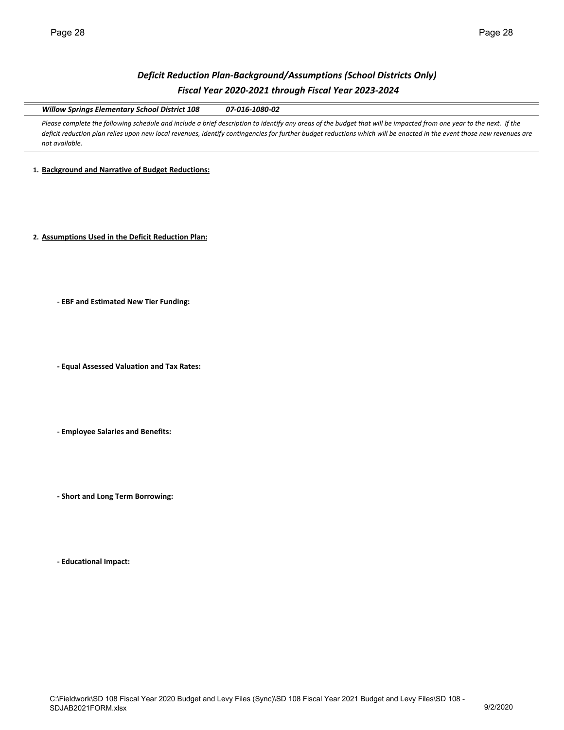## *Deficit Reduction Plan-Background/Assumptions (School Districts Only)*
## *Fiscal Year 2020-2021 through Fiscal Year 2023-2024*

***Willow Springs Elementary School District 108*** ***07-016-1080-02***

*Please complete the following schedule and include a brief description to identify any areas of the budget that will be impacted from one year to the next. If the deficit reduction plan relies upon new local revenues, identify contingencies for further budget reductions which will be enacted in the event those new revenues are not available.*

1. **Background and Narrative of Budget Reductions:**

2. **Assumptions Used in the Deficit Reduction Plan:**

   **- EBF and Estimated New Tier Funding:**

   **- Equal Assessed Valuation and Tax Rates:**

   **- Employee Salaries and Benefits:**

   **- Short and Long Term Borrowing:**

   **- Educational Impact:**

C:\Fieldwork\SD 108 Fiscal Year 2020 Budget and Levy Files (Sync)\SD 108 Fiscal Year 2021 Budget and Levy Files\SD 108 - SDJAB2021FORM.xlsx 9/2/2020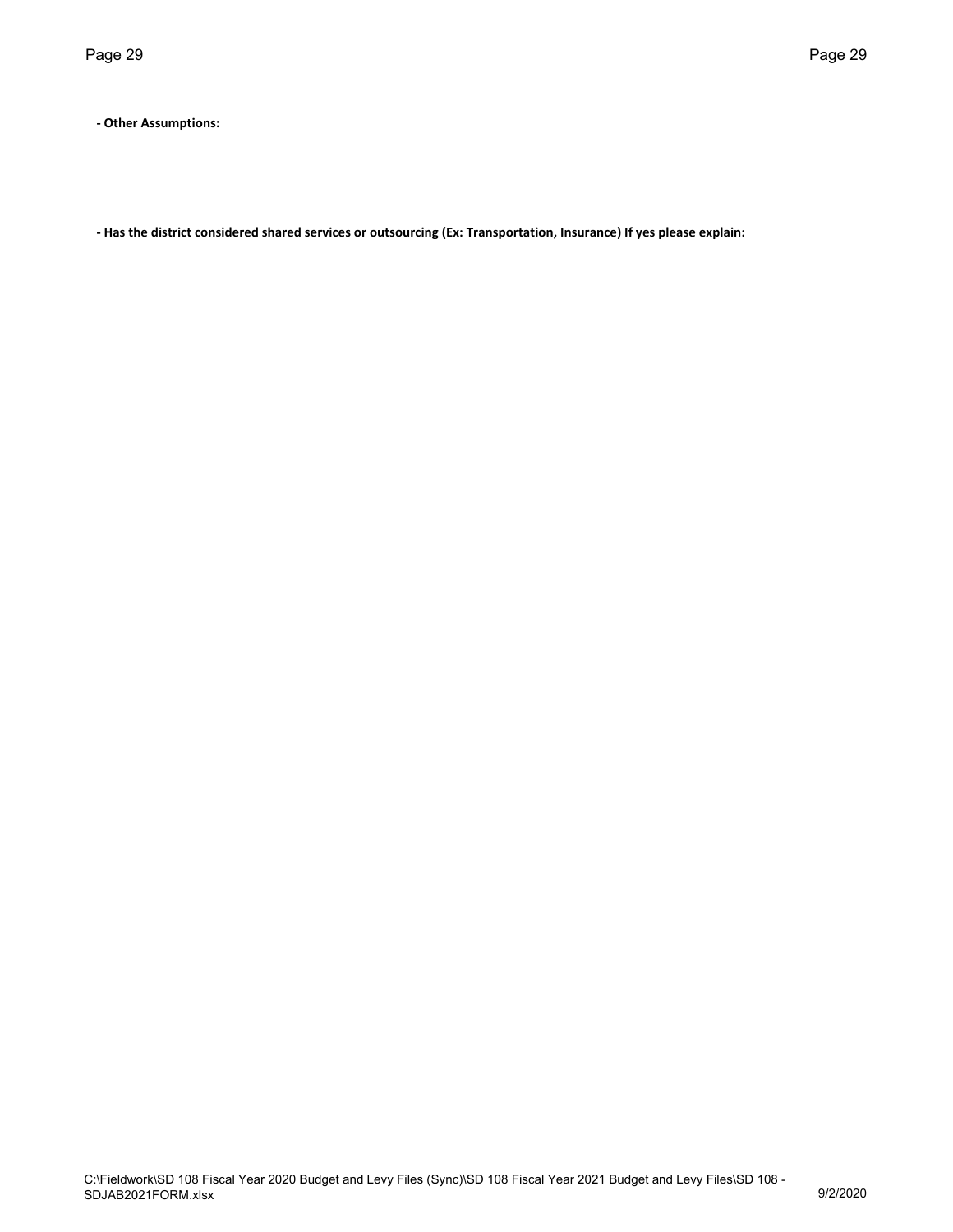**- Other Assumptions:**

**- Has the district considered shared services or outsourcing (Ex: Transportation, Insurance) If yes please explain:**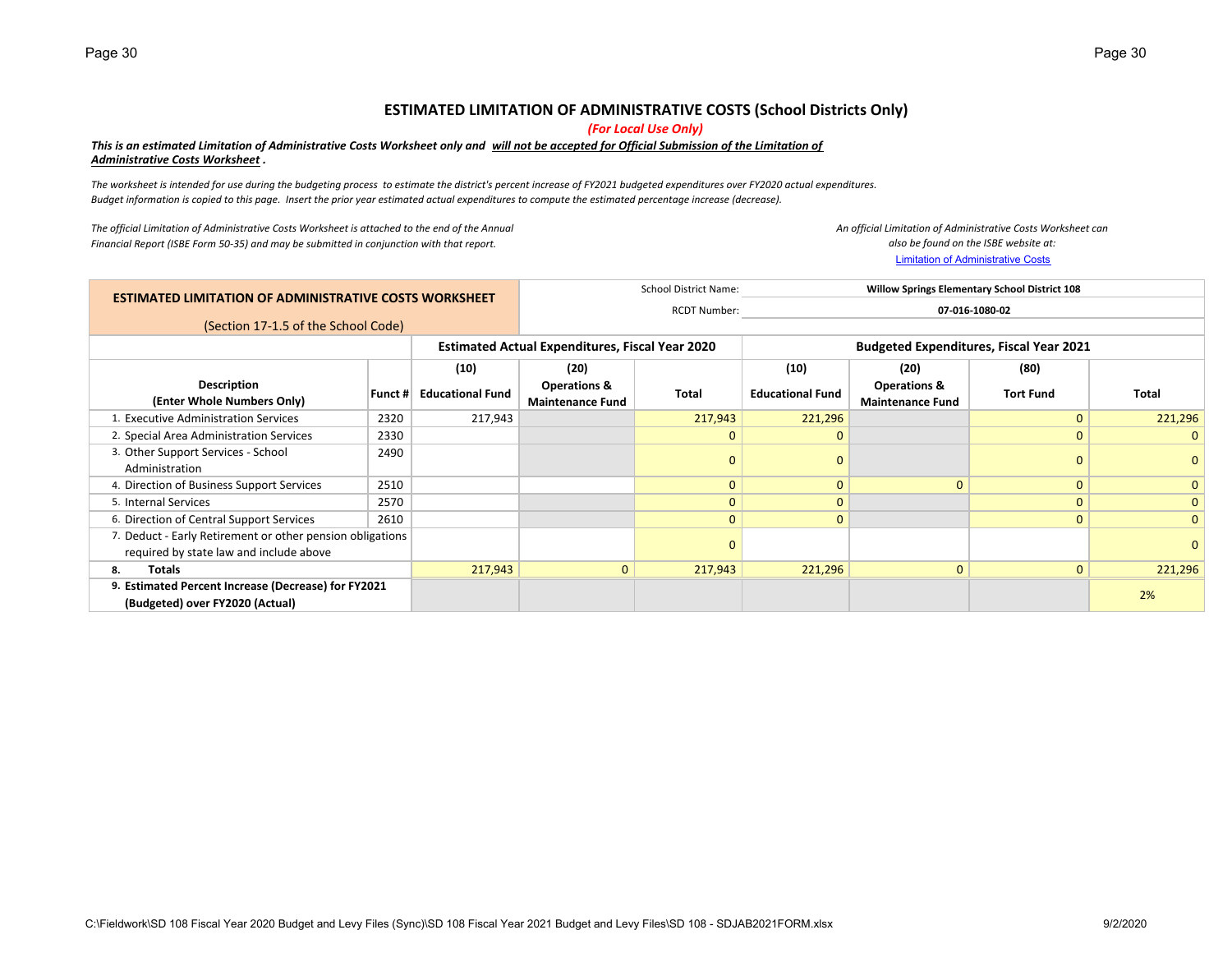## ESTIMATED LIMITATION OF ADMINISTRATIVE COSTS (School Districts Only)

***(For Local Use Only)***

***This is an estimated Limitation of Administrative Costs Worksheet only and <u>will not be accepted for Official Submission of the Limitation of Administrative Costs Worksheet</u>.***

*The worksheet is intended for use during the budgeting process to estimate the district's percent increase of FY2021 budgeted expenditures over FY2020 actual expenditures. Budget information is copied to this page. Insert the prior year estimated actual expenditures to compute the estimated percentage increase (decrease).*

*The official Limitation of Administrative Costs Worksheet is attached to the end of the Annual Financial Report (ISBE Form 50-35) and may be submitted in conjunction with that report.*

*An official Limitation of Administrative Costs Worksheet can also be found on the ISBE website at:*
[Limitation of Administrative Costs]

**ESTIMATED LIMITATION OF ADMINISTRATIVE COSTS WORKSHEET**
(Section 17-1.5 of the School Code)

School District Name: **Willow Springs Elementary School District 108**
RCDT Number: **07-016-1080-02**

| | | Estimated Actual Expenditures, Fiscal Year 2020 | | | Budgeted Expenditures, Fiscal Year 2021 | | | |
|---|---|---|---|---|---|---|---|---|
| **Description (Enter Whole Numbers Only)** | **Funct #** | **(10) Educational Fund** | **(20) Operations & Maintenance Fund** | **Total** | **(10) Educational Fund** | **(20) Operations & Maintenance Fund** | **(80) Tort Fund** | **Total** |
| 1. Executive Administration Services | 2320 | 217,943 | | 217,943 | 221,296 | | 0 | 221,296 |
| 2. Special Area Administration Services | 2330 | | | 0 | 0 | | 0 | 0 |
| 3. Other Support Services - School Administration | 2490 | | | 0 | 0 | | 0 | 0 |
| 4. Direction of Business Support Services | 2510 | | | 0 | 0 | 0 | 0 | 0 |
| 5. Internal Services | 2570 | | | 0 | 0 | | 0 | 0 |
| 6. Direction of Central Support Services | 2610 | | | 0 | 0 | | 0 | 0 |
| 7. Deduct - Early Retirement or other pension obligations required by state law and include above | | | | 0 | | | | 0 |
| **8. Totals** | | 217,943 | 0 | 217,943 | 221,296 | 0 | 0 | 221,296 |
| **9. Estimated Percent Increase (Decrease) for FY2021 (Budgeted) over FY2020 (Actual)** | | | | | | | | 2% |

C:\Fieldwork\SD 108 Fiscal Year 2020 Budget and Levy Files (Sync)\SD 108 Fiscal Year 2021 Budget and Levy Files\SD 108 - SDJAB2021FORM.xlsx 9/2/2020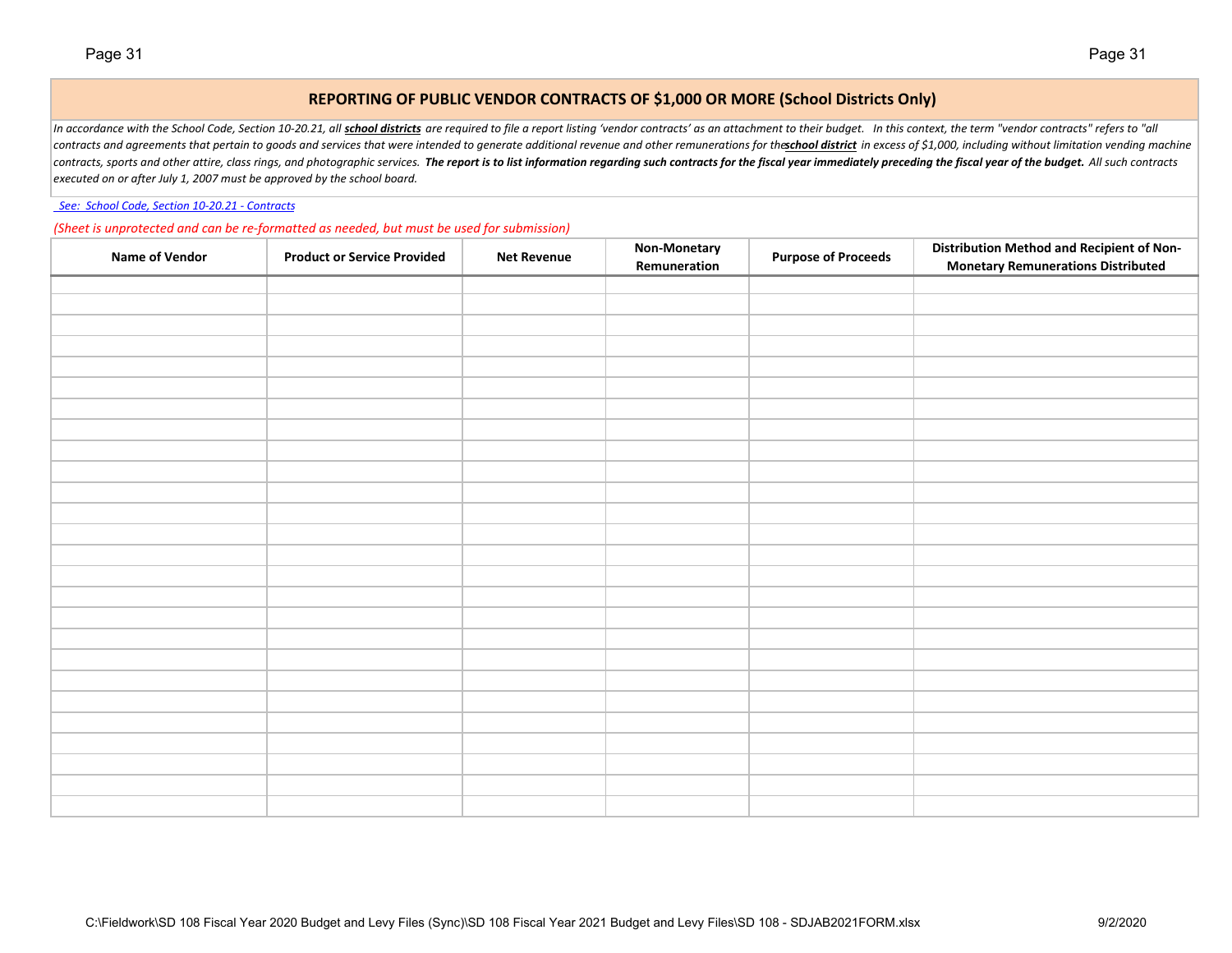## REPORTING OF PUBLIC VENDOR CONTRACTS OF $1,000 OR MORE (School Districts Only)

*In accordance with the School Code, Section 10-20.21, all **school districts** are required to file a report listing 'vendor contracts' as an attachment to their budget. In this context, the term "vendor contracts" refers to "all contracts and agreements that pertain to goods and services that were intended to generate additional revenue and other remunerations for the **school district** in excess of $1,000, including without limitation vending machine contracts, sports and other attire, class rings, and photographic services. **The report is to list information regarding such contracts for the fiscal year immediately preceding the fiscal year of the budget.** All such contracts executed on or after July 1, 2007 must be approved by the school board.*

*See: School Code, Section 10-20.21 - Contracts*

*(Sheet is unprotected and can be re-formatted as needed, but must be used for submission)*

| Name of Vendor | Product or Service Provided | Net Revenue | Non-Monetary Remuneration | Purpose of Proceeds | Distribution Method and Recipient of Non-Monetary Remunerations Distributed |
|---|---|---|---|---|---|
| | | | | | |
| | | | | | |
| | | | | | |
| | | | | | |
| | | | | | |
| | | | | | |
| | | | | | |
| | | | | | |
| | | | | | |
| | | | | | |
| | | | | | |
| | | | | | |
| | | | | | |
| | | | | | |
| | | | | | |
| | | | | | |
| | | | | | |
| | | | | | |
| | | | | | |
| | | | | | |
| | | | | | |
| | | | | | |
| | | | | | |
| | | | | | |
| | | | | | |
| | | | | | |

C:\Fieldwork\SD 108 Fiscal Year 2020 Budget and Levy Files (Sync)\SD 108 Fiscal Year 2021 Budget and Levy Files\SD 108 - SDJAB2021FORM.xlsx 9/2/2020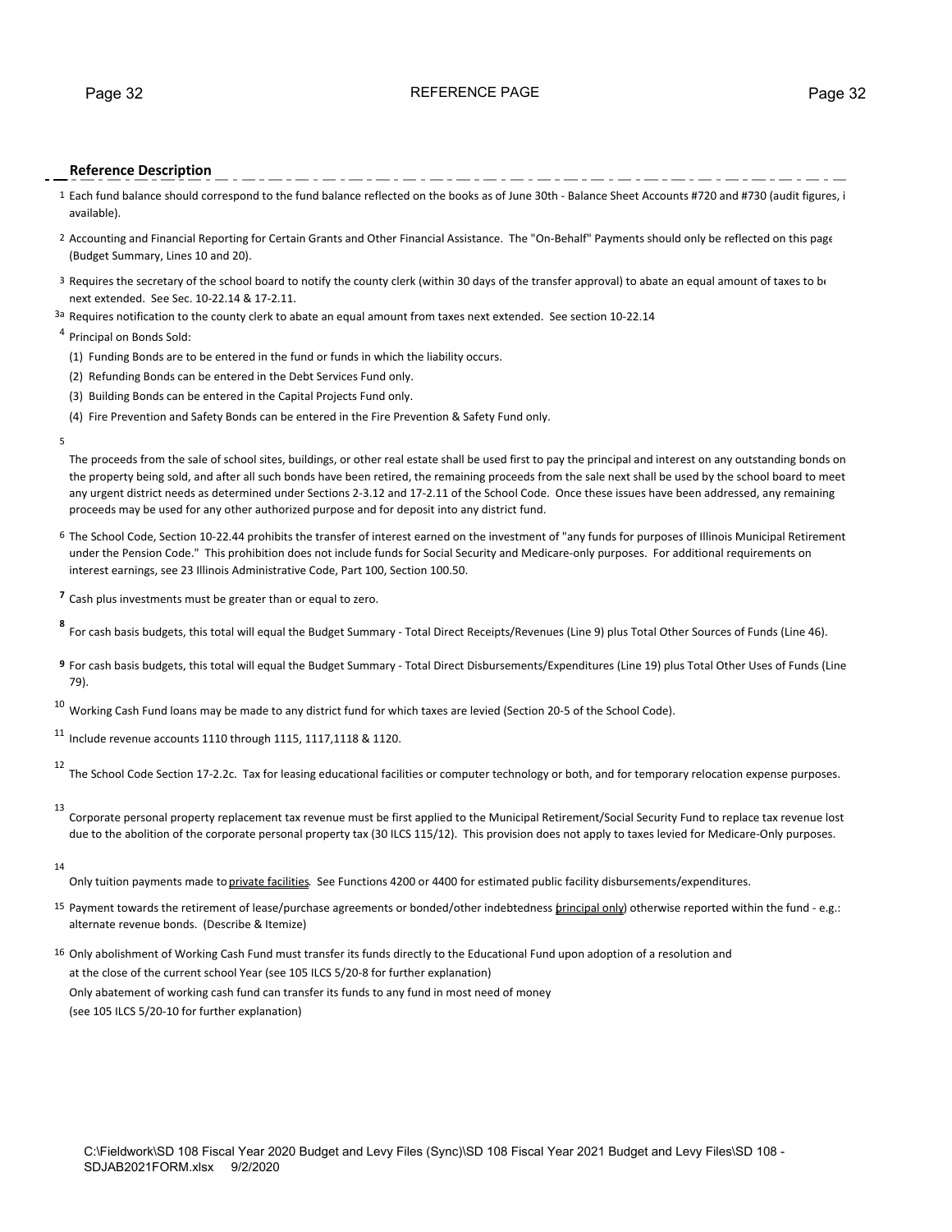# REFERENCE PAGE

**Reference Description**

1 Each fund balance should correspond to the fund balance reflected on the books as of June 30th - Balance Sheet Accounts #720 and #730 (audit figures, i available).

2 Accounting and Financial Reporting for Certain Grants and Other Financial Assistance. The "On-Behalf" Payments should only be reflected on this page (Budget Summary, Lines 10 and 20).

3 Requires the secretary of the school board to notify the county clerk (within 30 days of the transfer approval) to abate an equal amount of taxes to be next extended. See Sec. 10-22.14 & 17-2.11.

3a Requires notification to the county clerk to abate an equal amount from taxes next extended. See section 10-22.14

4 Principal on Bonds Sold:

(1) Funding Bonds are to be entered in the fund or funds in which the liability occurs.

(2) Refunding Bonds can be entered in the Debt Services Fund only.

(3) Building Bonds can be entered in the Capital Projects Fund only.

(4) Fire Prevention and Safety Bonds can be entered in the Fire Prevention & Safety Fund only.

5 The proceeds from the sale of school sites, buildings, or other real estate shall be used first to pay the principal and interest on any outstanding bonds on the property being sold, and after all such bonds have been retired, the remaining proceeds from the sale next shall be used by the school board to meet any urgent district needs as determined under Sections 2-3.12 and 17-2.11 of the School Code. Once these issues have been addressed, any remaining proceeds may be used for any other authorized purpose and for deposit into any district fund.

6 The School Code, Section 10-22.44 prohibits the transfer of interest earned on the investment of "any funds for purposes of Illinois Municipal Retirement under the Pension Code." This prohibition does not include funds for Social Security and Medicare-only purposes. For additional requirements on interest earnings, see 23 Illinois Administrative Code, Part 100, Section 100.50.

**7** Cash plus investments must be greater than or equal to zero.

**8** For cash basis budgets, this total will equal the Budget Summary - Total Direct Receipts/Revenues (Line 9) plus Total Other Sources of Funds (Line 46).

**9** For cash basis budgets, this total will equal the Budget Summary - Total Direct Disbursements/Expenditures (Line 19) plus Total Other Uses of Funds (Line 79).

10 Working Cash Fund loans may be made to any district fund for which taxes are levied (Section 20-5 of the School Code).

11 Include revenue accounts 1110 through 1115, 1117,1118 & 1120.

12 The School Code Section 17-2.2c. Tax for leasing educational facilities or computer technology or both, and for temporary relocation expense purposes.

13 Corporate personal property replacement tax revenue must be first applied to the Municipal Retirement/Social Security Fund to replace tax revenue lost due to the abolition of the corporate personal property tax (30 ILCS 115/12). This provision does not apply to taxes levied for Medicare-Only purposes.

14 Only tuition payments made to private facilities. See Functions 4200 or 4400 for estimated public facility disbursements/expenditures.

15 Payment towards the retirement of lease/purchase agreements or bonded/other indebtedness (principal only) otherwise reported within the fund - e.g.: alternate revenue bonds. (Describe & Itemize)

16 Only abolishment of Working Cash Fund must transfer its funds directly to the Educational Fund upon adoption of a resolution and at the close of the current school Year (see 105 ILCS 5/20-8 for further explanation)
Only abatement of working cash fund can transfer its funds to any fund in most need of money
(see 105 ILCS 5/20-10 for further explanation)

C:\Fieldwork\SD 108 Fiscal Year 2020 Budget and Levy Files (Sync)\SD 108 Fiscal Year 2021 Budget and Levy Files\SD 108 - SDJAB2021FORM.xlsx 9/2/2020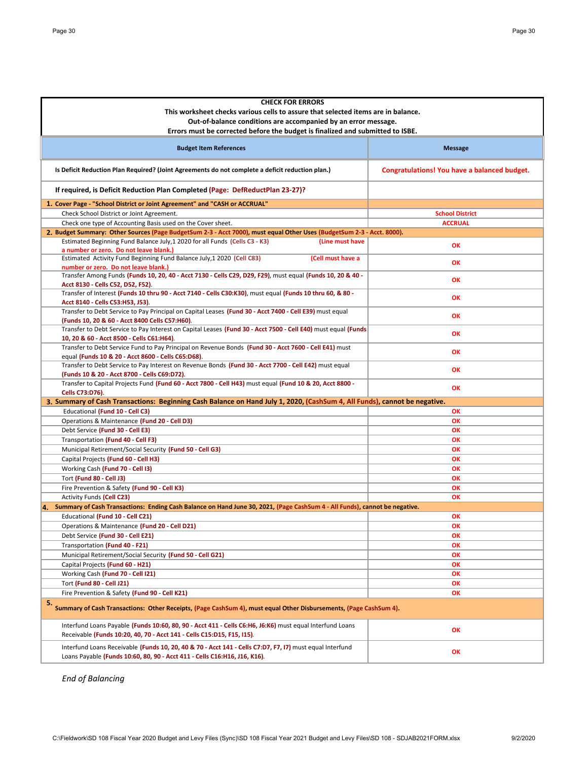**CHECK FOR ERRORS**

**This worksheet checks various cells to assure that selected items are in balance.**

**Out-of-balance conditions are accompanied by an error message.**

**Errors must be corrected before the budget is finalized and submitted to ISBE.**

| Budget Item References | Message |
|---|---|
| **Is Deficit Reduction Plan Required? (Joint Agreements do not complete a deficit reduction plan.)** | **Congratulations! You have a balanced budget.** |
| **If required, is Deficit Reduction Plan Completed (Page: DefReductPlan 23-27)?** | |
| **1. Cover Page - "School District or Joint Agreement" and "CASH or ACCRUAL"** | |
| Check School District or Joint Agreement. | **School District** |
| Check one type of Accounting Basis used on the Cover sheet. | **ACCRUAL** |
| **2. Budget Summary: Other Sources (Page BudgetSum 2-3 - Acct 7000), must equal Other Uses (BudgetSum 2-3 - Acct. 8000).** | |
| Estimated Beginning Fund Balance July,1 2020 for all Funds **(Cells C3 - K3)** **(Line must have a number or zero. Do not leave blank.)** | **OK** |
| Estimated Activity Fund Beginning Fund Balance July,1 2020 **(Cell C83)** **(Cell must have a number or zero. Do not leave blank.)** | **OK** |
| Transfer Among Funds **(Funds 10, 20, 40 - Acct 7130 - Cells C29, D29, F29)**, must equal **(Funds 10, 20 & 40 - Acct 8130 - Cells C52, D52, F52)**. | **OK** |
| Transfer of Interest **(Funds 10 thru 90 - Acct 7140 - Cells C30:K30)**, must equal **(Funds 10 thru 60, & 80 - Acct 8140 - Cells C53:H53, J53)**. | **OK** |
| Transfer to Debt Service to Pay Principal on Capital Leases **(Fund 30 - Acct 7400 - Cell E39)** must equal **(Funds 10, 20 & 60 - Acct 8400 Cells C57:H60)**. | **OK** |
| Transfer to Debt Service to Pay Interest on Capital Leases **(Fund 30 - Acct 7500 - Cell E40)** must equal **(Funds 10, 20 & 60 - Acct 8500 - Cells C61:H64)**. | **OK** |
| Transfer to Debt Service Fund to Pay Principal on Revenue Bonds **(Fund 30 - Acct 7600 - Cell E41)** must equal **(Funds 10 & 20 - Acct 8600 - Cells C65:D68)**. | **OK** |
| Transfer to Debt Service to Pay Interest on Revenue Bonds **(Fund 30 - Acct 7700 - Cell E42)** must equal **(Funds 10 & 20 - Acct 8700 - Cells C69:D72)**. | **OK** |
| Transfer to Capital Projects Fund **(Fund 60 - Acct 7800 - Cell H43)** must equal **(Fund 10 & 20, Acct 8800 - Cells C73:D76)**. | **OK** |
| **3. Summary of Cash Transactions: Beginning Cash Balance on Hand July 1, 2020, (CashSum 4, All Funds), cannot be negative.** | |
| Educational **(Fund 10 - Cell C3)** | **OK** |
| Operations & Maintenance **(Fund 20 - Cell D3)** | **OK** |
| Debt Service **(Fund 30 - Cell E3)** | **OK** |
| Transportation **(Fund 40 - Cell F3)** | **OK** |
| Municipal Retirement/Social Security **(Fund 50 - Cell G3)** | **OK** |
| Capital Projects **(Fund 60 - Cell H3)** | **OK** |
| Working Cash **(Fund 70 - Cell I3)** | **OK** |
| Tort **(Fund 80 - Cell J3)** | **OK** |
| Fire Prevention & Safety **(Fund 90 - Cell K3)** | **OK** |
| Activity Funds **(Cell C23)** | **OK** |
| **4. Summary of Cash Transactions: Ending Cash Balance on Hand June 30, 2021, (Page CashSum 4 - All Funds), cannot be negative.** | |
| Educational **(Fund 10 - Cell C21)** | **OK** |
| Operations & Maintenance **(Fund 20 - Cell D21)** | **OK** |
| Debt Service **(Fund 30 - Cell E21)** | **OK** |
| Transportation **(Fund 40 - F21)** | **OK** |
| Municipal Retirement/Social Security **(Fund 50 - Cell G21)** | **OK** |
| Capital Projects **(Fund 60 - H21)** | **OK** |
| Working Cash **(Fund 70 - Cell I21)** | **OK** |
| Tort **(Fund 80 - Cell J21)** | **OK** |
| Fire Prevention & Safety **(Fund 90 - Cell K21)** | **OK** |
| **5. Summary of Cash Transactions: Other Receipts, (Page CashSum 4), must equal Other Disbursements, (Page CashSum 4).** | |
| Interfund Loans Payable **(Funds 10:60, 80, 90 - Acct 411 - Cells C6:H6, J6:K6)** must equal Interfund Loans Receivable **(Funds 10:20, 40, 70 - Acct 141 - Cells C15:D15, F15, I15)**. | **OK** |
| Interfund Loans Receivable **(Funds 10, 20, 40 & 70 - Acct 141 - Cells C7:D7, F7, I7)** must equal Interfund Loans Payable **(Funds 10:60, 80, 90 - Acct 411 - Cells C16:H16, J16, K16)**. | **OK** |

*End of Balancing*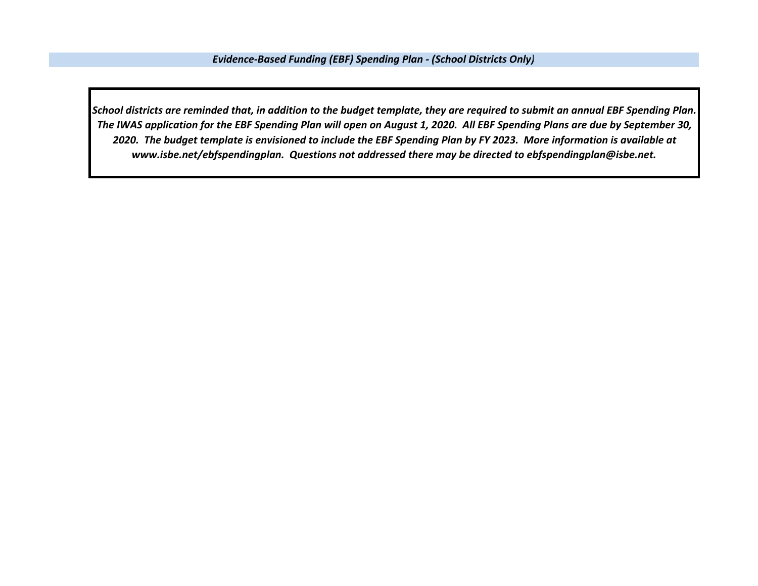## *Evidence-Based Funding (EBF) Spending Plan - (School Districts Only)*

***School districts are reminded that, in addition to the budget template, they are required to submit an annual EBF Spending Plan. The IWAS application for the EBF Spending Plan will open on August 1, 2020. All EBF Spending Plans are due by September 30, 2020. The budget template is envisioned to include the EBF Spending Plan by FY 2023. More information is available at www.isbe.net/ebfspendingplan. Questions not addressed there may be directed to ebfspendingplan@isbe.net.***